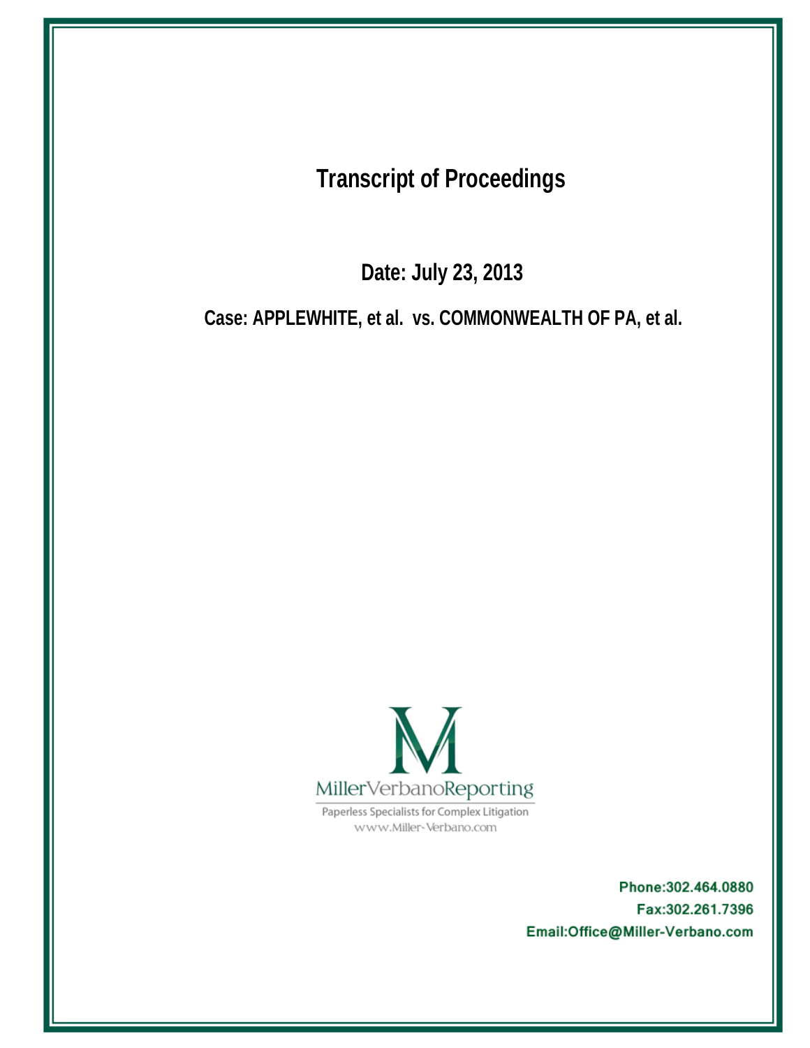# Transcript of Proceedings

**Date: July 23, 2013**

**Case: APPLEWHITE, et al. vs. COMMONWEALTH OF PA, et al.**

MillerVerbanoReporting

Paperless Specialists for Complex Litigation

www.Miller-Verbano.com

**Phone:302.464.0880**

**Fax:302.261.7396**

**Email:Office@Miller-Verbano.com**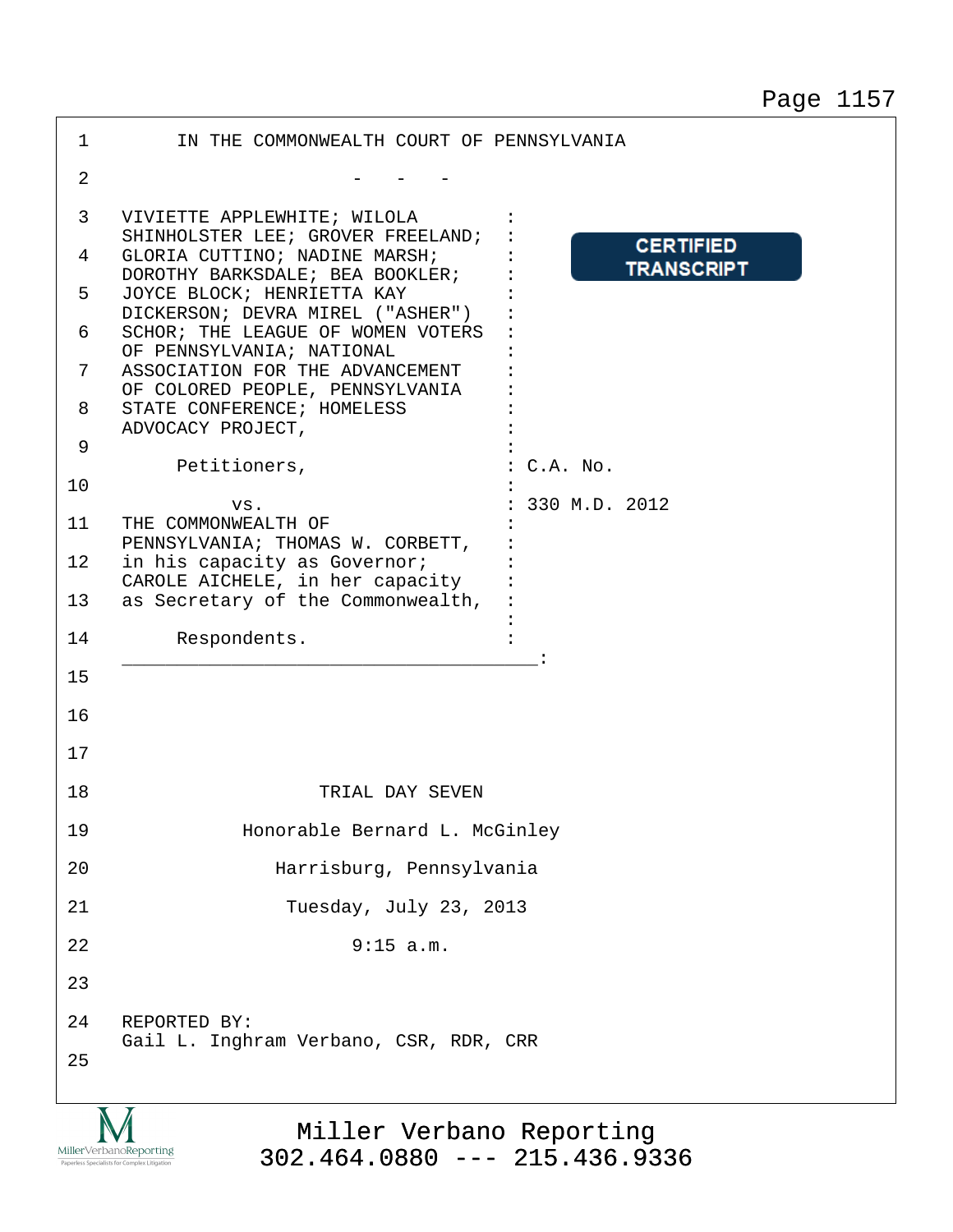IN THE COMMONWEALTH COURT OF PENNSYLVANIA

\- - -

VIVIETTE APPLEWHITE; WILOLA SHINHOLSTER LEE; GROVER FREELAND; GLORIA CUTTINO; NADINE MARSH; DOROTHY BARKSDALE; BEA BOOKLER; JOYCE BLOCK; HENRIETTA KAY DICKERSON; DEVRA MIREL ("ASHER") SCHOR; THE LEAGUE OF WOMEN VOTERS OF PENNSYLVANIA; NATIONAL ASSOCIATION FOR THE ADVANCEMENT OF COLORED PEOPLE, PENNSYLVANIA STATE CONFERENCE; HOMELESS ADVOCACY PROJECT,

Petitioners,

vs.

THE COMMONWEALTH OF PENNSYLVANIA; THOMAS W. CORBETT, in his capacity as Governor; CAROLE AICHELE, in her capacity as Secretary of the Commonwealth,

Respondents.

C.A. No. 330 M.D. 2012

CERTIFIED TRANSCRIPT

TRIAL DAY SEVEN

Honorable Bernard L. McGinley

Harrisburg, Pennsylvania

Tuesday, July 23, 2013

9:15 a.m.

REPORTED BY:
Gail L. Inghram Verbano, CSR, RDR, CRR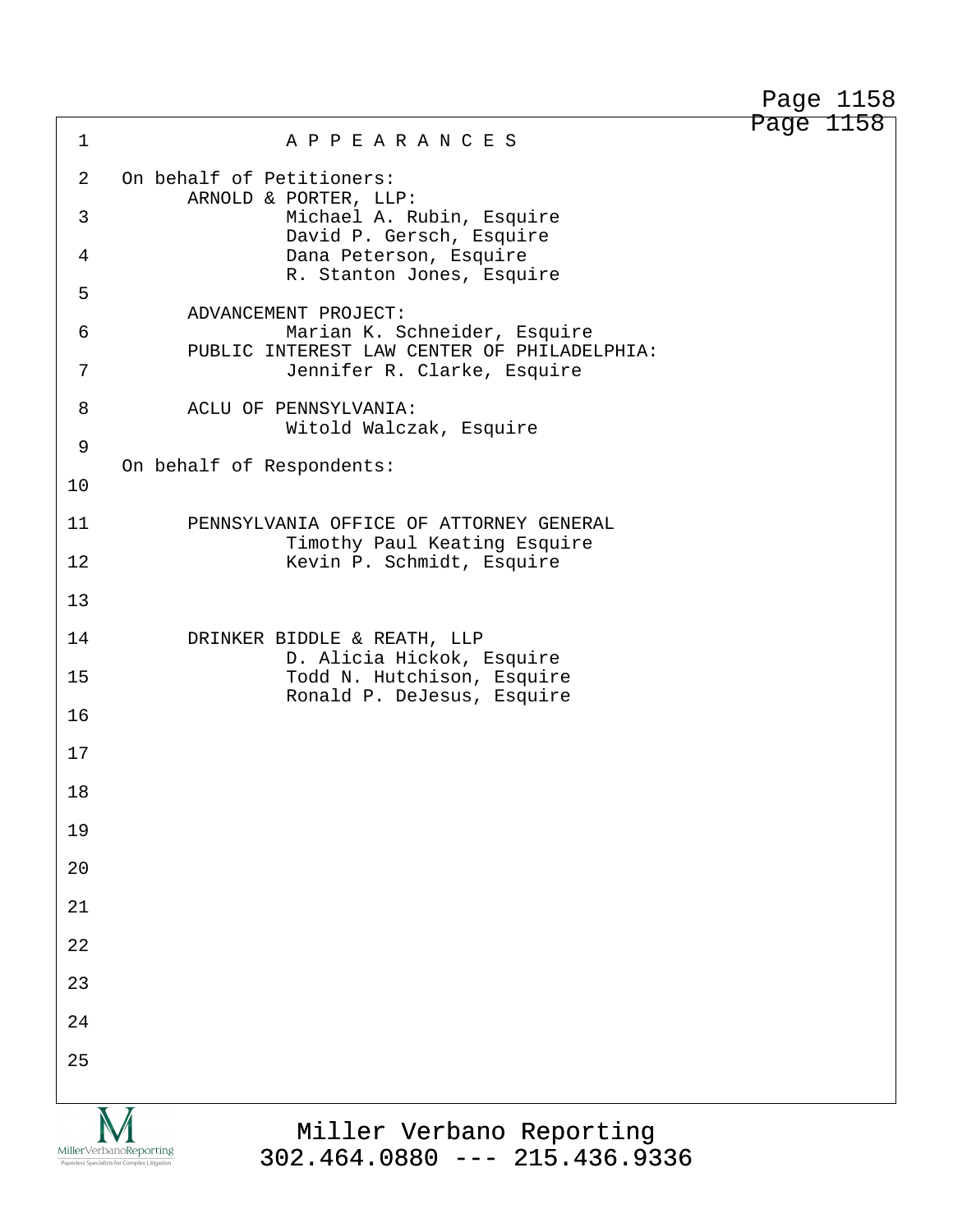# A P P E A R A N C E S

On behalf of Petitioners:

ARNOLD & PORTER, LLP:
Michael A. Rubin, Esquire
David P. Gersch, Esquire
Dana Peterson, Esquire
R. Stanton Jones, Esquire

ADVANCEMENT PROJECT:
Marian K. Schneider, Esquire

PUBLIC INTEREST LAW CENTER OF PHILADELPHIA:
Jennifer R. Clarke, Esquire

ACLU OF PENNSYLVANIA:
Witold Walczak, Esquire

On behalf of Respondents:

PENNSYLVANIA OFFICE OF ATTORNEY GENERAL
Timothy Paul Keating Esquire
Kevin P. Schmidt, Esquire

DRINKER BIDDLE & REATH, LLP
D. Alicia Hickok, Esquire
Todd N. Hutchison, Esquire
Ronald P. DeJesus, Esquire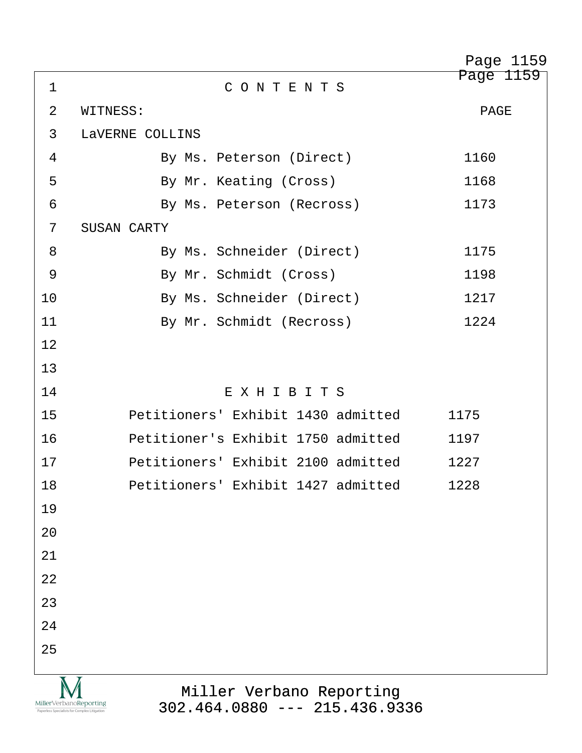# C O N T E N T S

| WITNESS: | PAGE |
|---|---|
| LaVERNE COLLINS | |
| By Ms. Peterson (Direct) | 1160 |
| By Mr. Keating (Cross) | 1168 |
| By Ms. Peterson (Recross) | 1173 |
| SUSAN CARTY | |
| By Ms. Schneider (Direct) | 1175 |
| By Mr. Schmidt (Cross) | 1198 |
| By Ms. Schneider (Direct) | 1217 |
| By Mr. Schmidt (Recross) | 1224 |

# E X H I B I T S

| Exhibit | Page |
|---|---|
| Petitioners' Exhibit 1430 admitted | 1175 |
| Petitioner's Exhibit 1750 admitted | 1197 |
| Petitioners' Exhibit 2100 admitted | 1227 |
| Petitioners' Exhibit 1427 admitted | 1228 |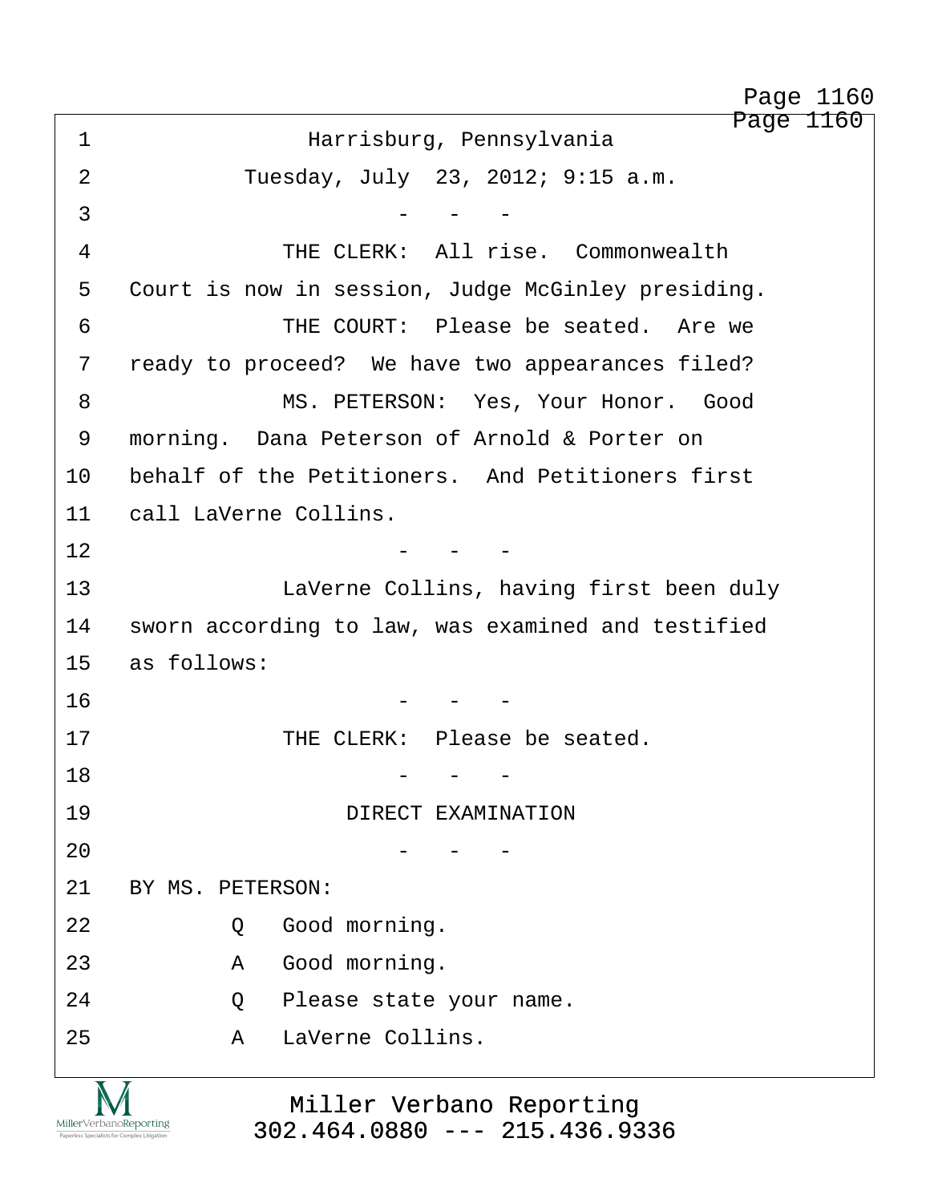1 Harrisburg, Pennsylvania

2 Tuesday, July 23, 2012; 9:15 a.m.

3 - - -

4 THE CLERK: All rise. Commonwealth

5 Court is now in session, Judge McGinley presiding.

6 THE COURT: Please be seated. Are we

7 ready to proceed? We have two appearances filed?

8 MS. PETERSON: Yes, Your Honor. Good

9 morning. Dana Peterson of Arnold & Porter on

10 behalf of the Petitioners. And Petitioners first

11 call LaVerne Collins.

12 - - -

13 LaVerne Collins, having first been duly

14 sworn according to law, was examined and testified

15 as follows:

16 - - -

17 THE CLERK: Please be seated.

18 - - -

19 DIRECT EXAMINATION

20 - - -

21 BY MS. PETERSON:

22 Q Good morning.

23 A Good morning.

24 Q Please state your name.

25 A LaVerne Collins.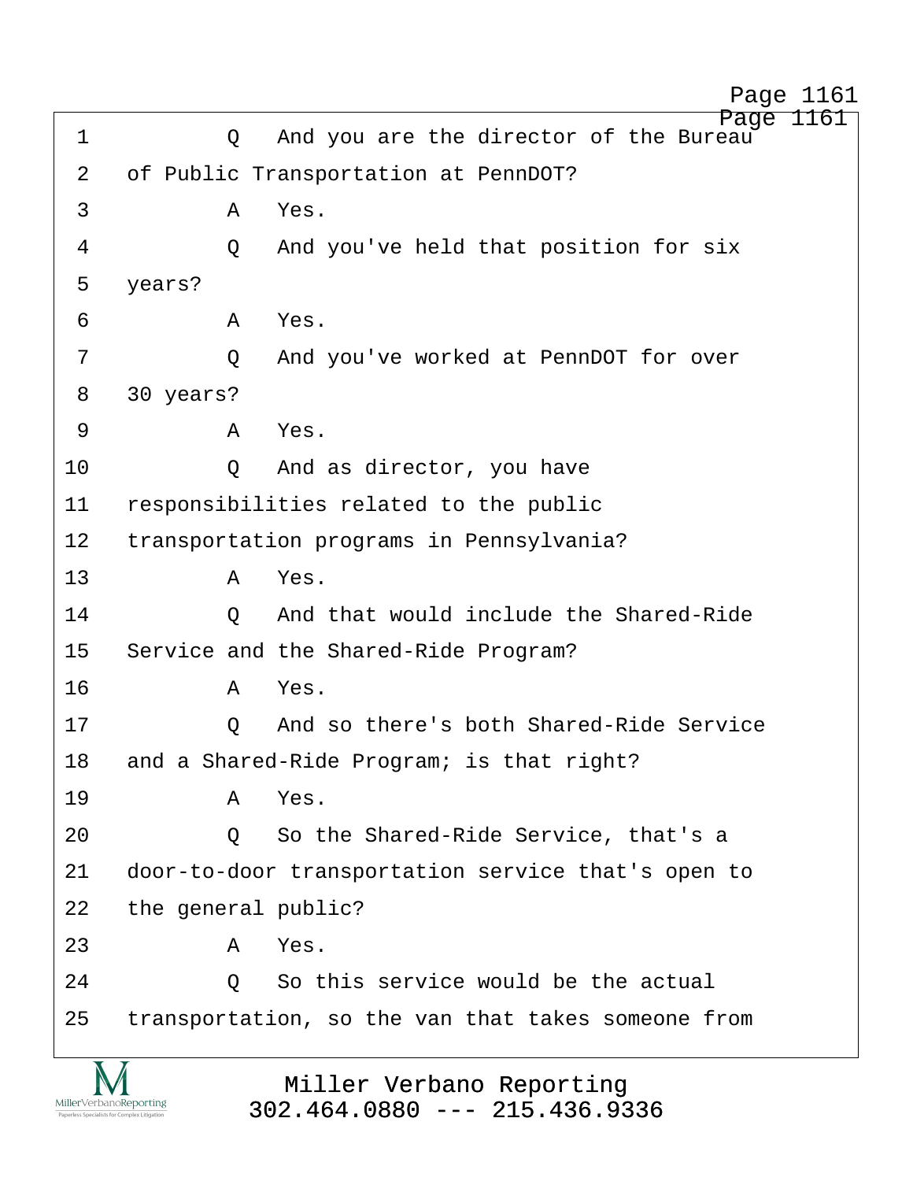1 Q And you are the director of the Bureau
2 of Public Transportation at PennDOT?
3 A Yes.
4 Q And you've held that position for six
5 years?
6 A Yes.
7 Q And you've worked at PennDOT for over
8 30 years?
9 A Yes.
10 Q And as director, you have
11 responsibilities related to the public
12 transportation programs in Pennsylvania?
13 A Yes.
14 Q And that would include the Shared-Ride
15 Service and the Shared-Ride Program?
16 A Yes.
17 Q And so there's both Shared-Ride Service
18 and a Shared-Ride Program; is that right?
19 A Yes.
20 Q So the Shared-Ride Service, that's a
21 door-to-door transportation service that's open to
22 the general public?
23 A Yes.
24 Q So this service would be the actual
25 transportation, so the van that takes someone from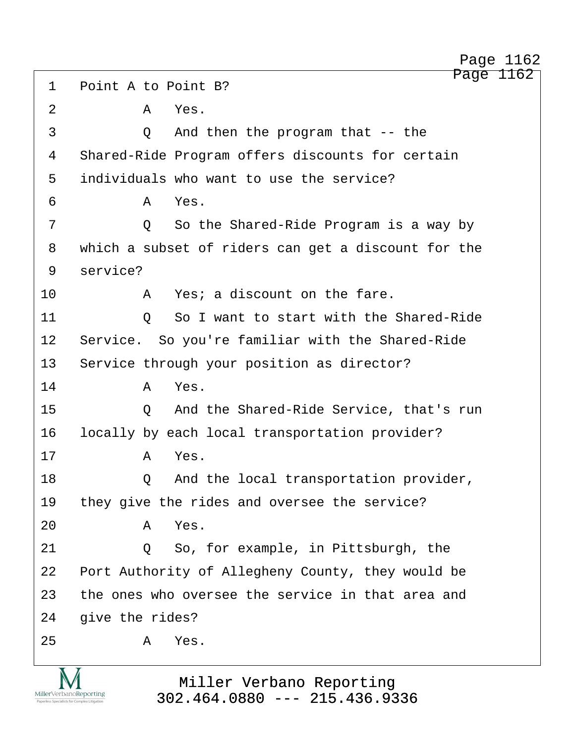1 Point A to Point B?

2 A Yes.

3 Q And then the program that -- the

4 Shared-Ride Program offers discounts for certain

5 individuals who want to use the service?

6 A Yes.

7 Q So the Shared-Ride Program is a way by

8 which a subset of riders can get a discount for the

9 service?

10 A Yes; a discount on the fare.

11 Q So I want to start with the Shared-Ride

12 Service. So you're familiar with the Shared-Ride

13 Service through your position as director?

14 A Yes.

15 Q And the Shared-Ride Service, that's run

16 locally by each local transportation provider?

17 A Yes.

18 Q And the local transportation provider,

19 they give the rides and oversee the service?

20 A Yes.

21 Q So, for example, in Pittsburgh, the

22 Port Authority of Allegheny County, they would be

23 the ones who oversee the service in that area and

24 give the rides?

25 A Yes.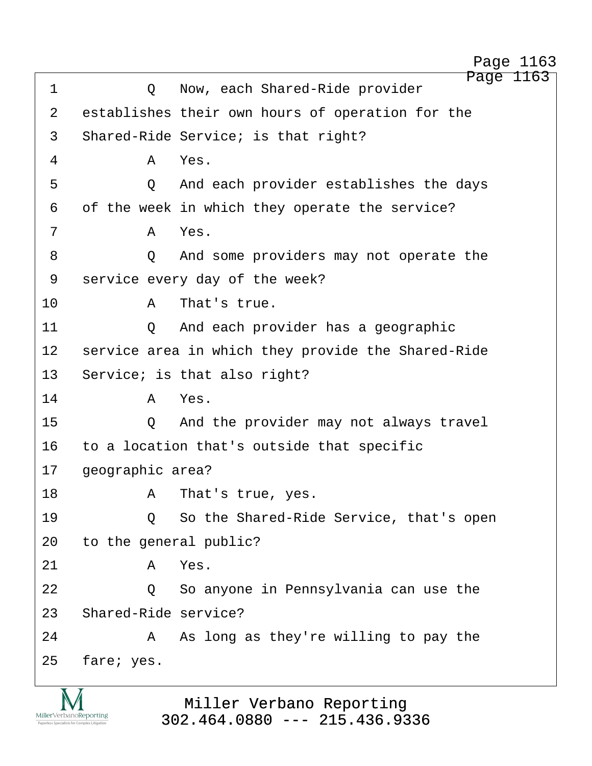1 Q Now, each Shared-Ride provider
2 establishes their own hours of operation for the
3 Shared-Ride Service; is that right?
4 A Yes.
5 Q And each provider establishes the days
6 of the week in which they operate the service?
7 A Yes.
8 Q And some providers may not operate the
9 service every day of the week?
10 A That's true.
11 Q And each provider has a geographic
12 service area in which they provide the Shared-Ride
13 Service; is that also right?
14 A Yes.
15 Q And the provider may not always travel
16 to a location that's outside that specific
17 geographic area?
18 A That's true, yes.
19 Q So the Shared-Ride Service, that's open
20 to the general public?
21 A Yes.
22 Q So anyone in Pennsylvania can use the
23 Shared-Ride service?
24 A As long as they're willing to pay the
25 fare; yes.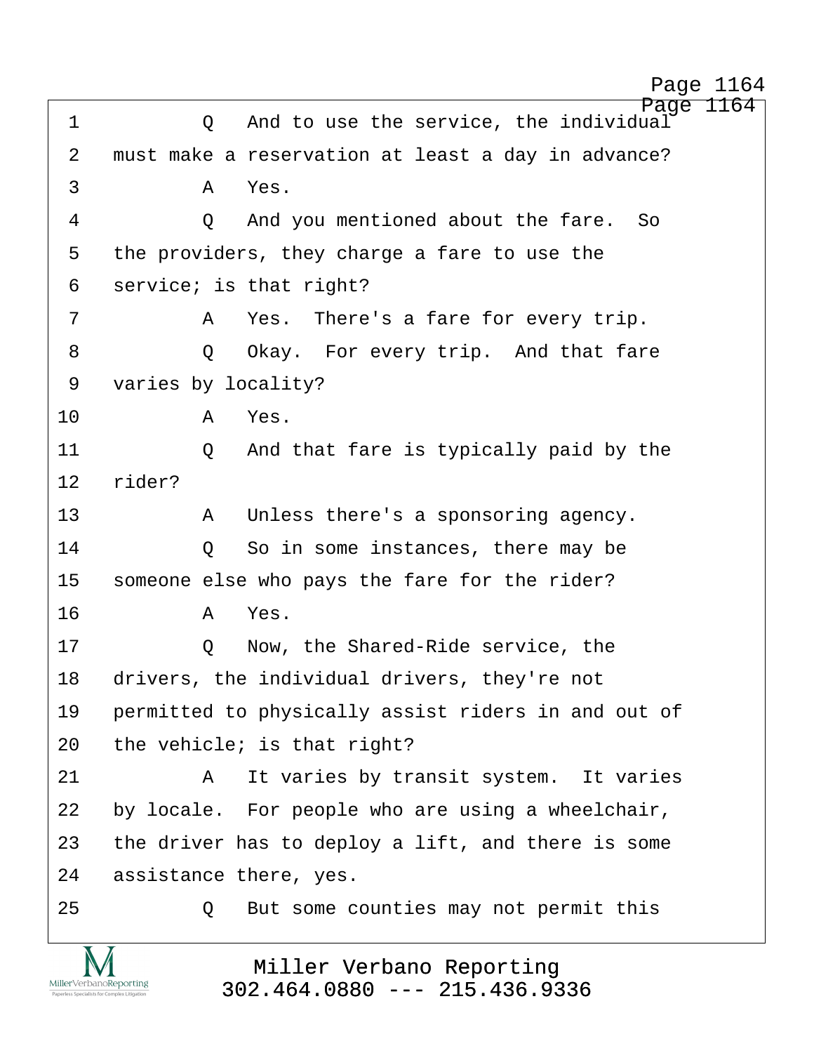1 Q And to use the service, the individual

2 must make a reservation at least a day in advance?

3 A Yes.

4 Q And you mentioned about the fare. So

5 the providers, they charge a fare to use the

6 service; is that right?

7 A Yes. There's a fare for every trip.

8 Q Okay. For every trip. And that fare

9 varies by locality?

10 A Yes.

11 Q And that fare is typically paid by the

12 rider?

13 A Unless there's a sponsoring agency.

14 Q So in some instances, there may be

15 someone else who pays the fare for the rider?

16 A Yes.

17 Q Now, the Shared-Ride service, the

18 drivers, the individual drivers, they're not

19 permitted to physically assist riders in and out of

20 the vehicle; is that right?

21 A It varies by transit system. It varies

22 by locale. For people who are using a wheelchair,

23 the driver has to deploy a lift, and there is some

24 assistance there, yes.

25 Q But some counties may not permit this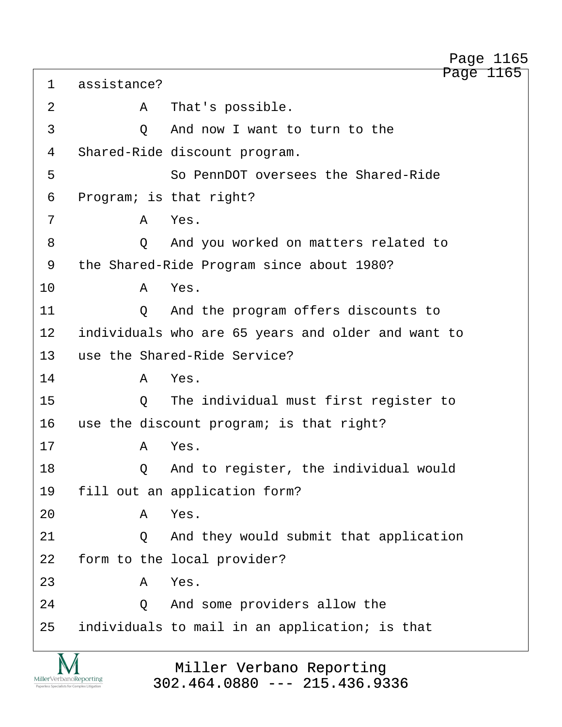1 assistance?

2 A That's possible.

3 Q And now I want to turn to the

4 Shared-Ride discount program.

5 So PennDOT oversees the Shared-Ride

6 Program; is that right?

7 A Yes.

8 Q And you worked on matters related to

9 the Shared-Ride Program since about 1980?

10 A Yes.

11 Q And the program offers discounts to

12 individuals who are 65 years and older and want to

13 use the Shared-Ride Service?

14 A Yes.

15 Q The individual must first register to

16 use the discount program; is that right?

17 A Yes.

18 Q And to register, the individual would

19 fill out an application form?

20 A Yes.

21 Q And they would submit that application

22 form to the local provider?

23 A Yes.

24 Q And some providers allow the

25 individuals to mail in an application; is that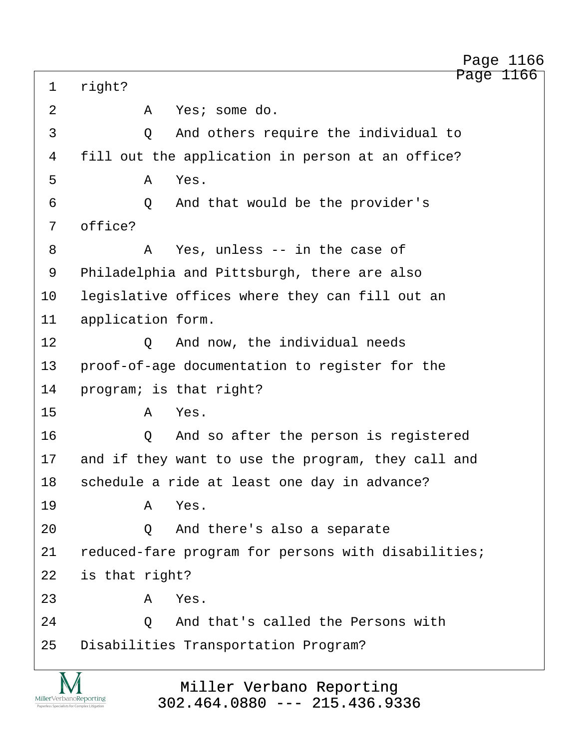1 right?

2 A Yes; some do.

3 Q And others require the individual to

4 fill out the application in person at an office?

5 A Yes.

6 Q And that would be the provider's

7 office?

8 A Yes, unless -- in the case of

9 Philadelphia and Pittsburgh, there are also

10 legislative offices where they can fill out an

11 application form.

12 Q And now, the individual needs

13 proof-of-age documentation to register for the

14 program; is that right?

15 A Yes.

16 Q And so after the person is registered

17 and if they want to use the program, they call and

18 schedule a ride at least one day in advance?

19 A Yes.

20 Q And there's also a separate

21 reduced-fare program for persons with disabilities;

22 is that right?

23 A Yes.

24 Q And that's called the Persons with

25 Disabilities Transportation Program?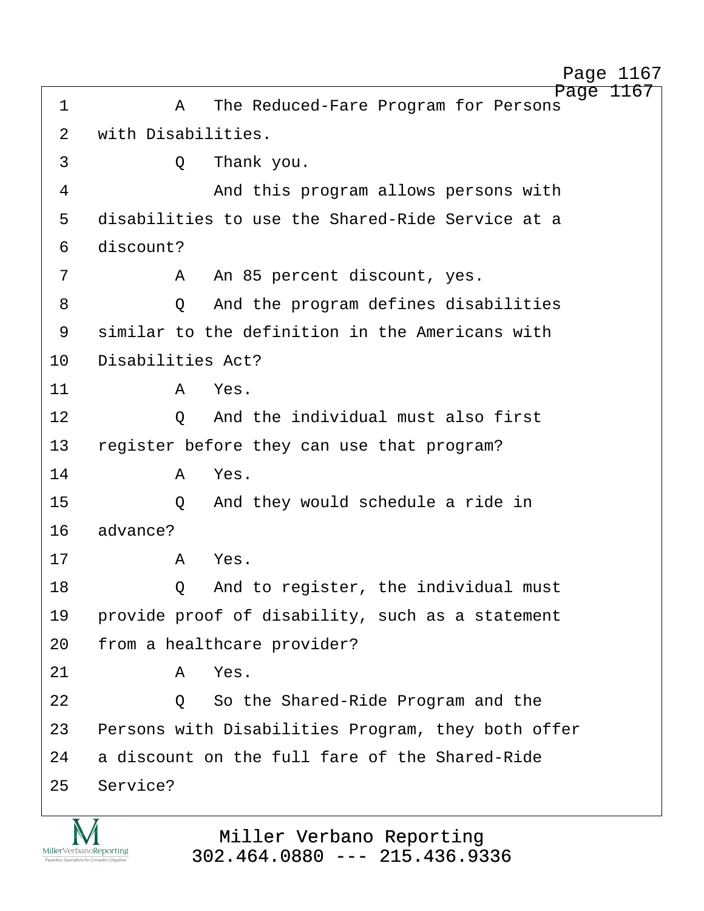1 A The Reduced-Fare Program for Persons
2 with Disabilities.
3 Q Thank you.
4 And this program allows persons with
5 disabilities to use the Shared-Ride Service at a
6 discount?
7 A An 85 percent discount, yes.
8 Q And the program defines disabilities
9 similar to the definition in the Americans with
10 Disabilities Act?
11 A Yes.
12 Q And the individual must also first
13 register before they can use that program?
14 A Yes.
15 Q And they would schedule a ride in
16 advance?
17 A Yes.
18 Q And to register, the individual must
19 provide proof of disability, such as a statement
20 from a healthcare provider?
21 A Yes.
22 Q So the Shared-Ride Program and the
23 Persons with Disabilities Program, they both offer
24 a discount on the full fare of the Shared-Ride
25 Service?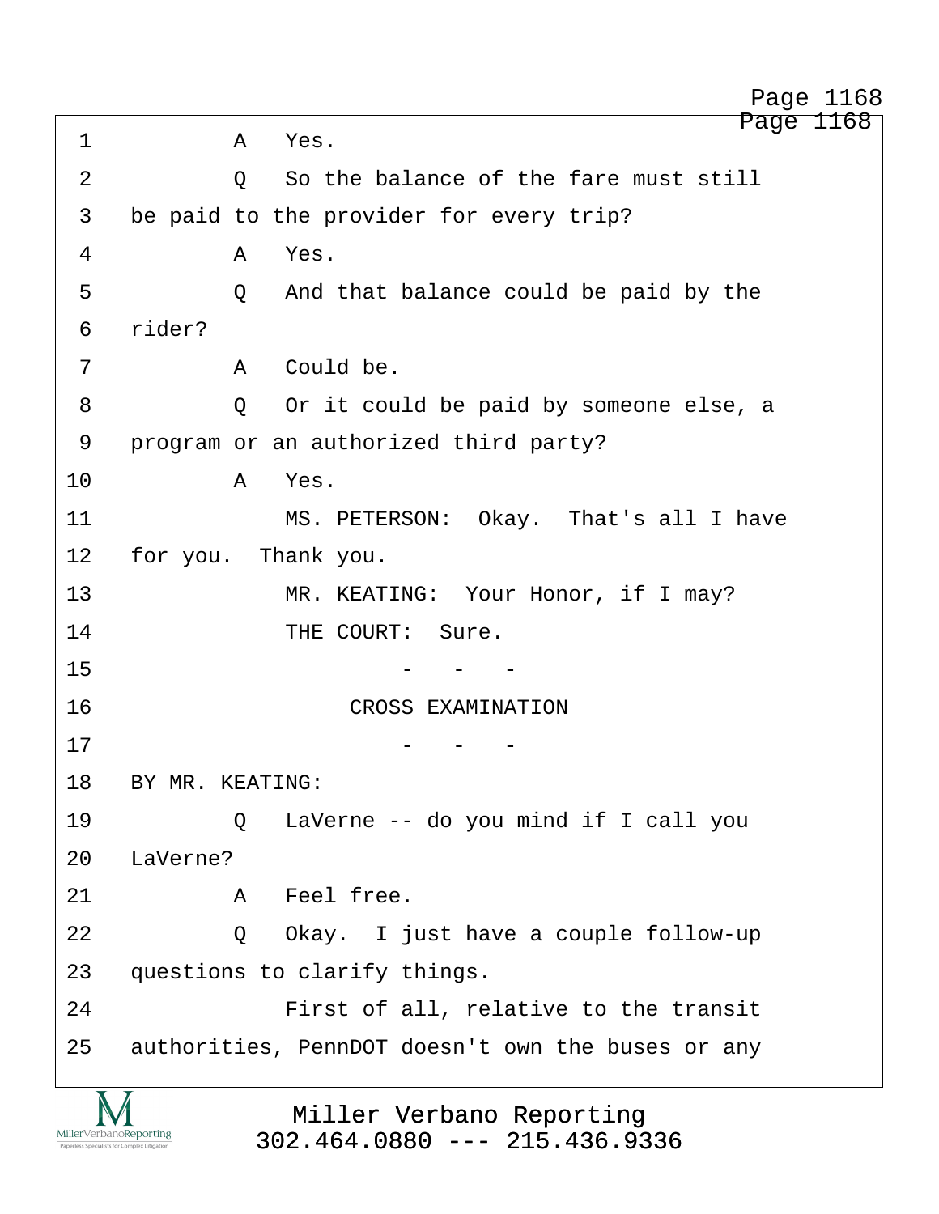1 A Yes.

2 Q So the balance of the fare must still

3 be paid to the provider for every trip?

4 A Yes.

5 Q And that balance could be paid by the

6 rider?

7 A Could be.

8 Q Or it could be paid by someone else, a

9 program or an authorized third party?

10 A Yes.

11 MS. PETERSON: Okay. That's all I have

12 for you. Thank you.

13 MR. KEATING: Your Honor, if I may?

14 THE COURT: Sure.

15 - - -

16 CROSS EXAMINATION

17 - - -

18 BY MR. KEATING:

19 Q LaVerne -- do you mind if I call you

20 LaVerne?

21 A Feel free.

22 Q Okay. I just have a couple follow-up

23 questions to clarify things.

24 First of all, relative to the transit

25 authorities, PennDOT doesn't own the buses or any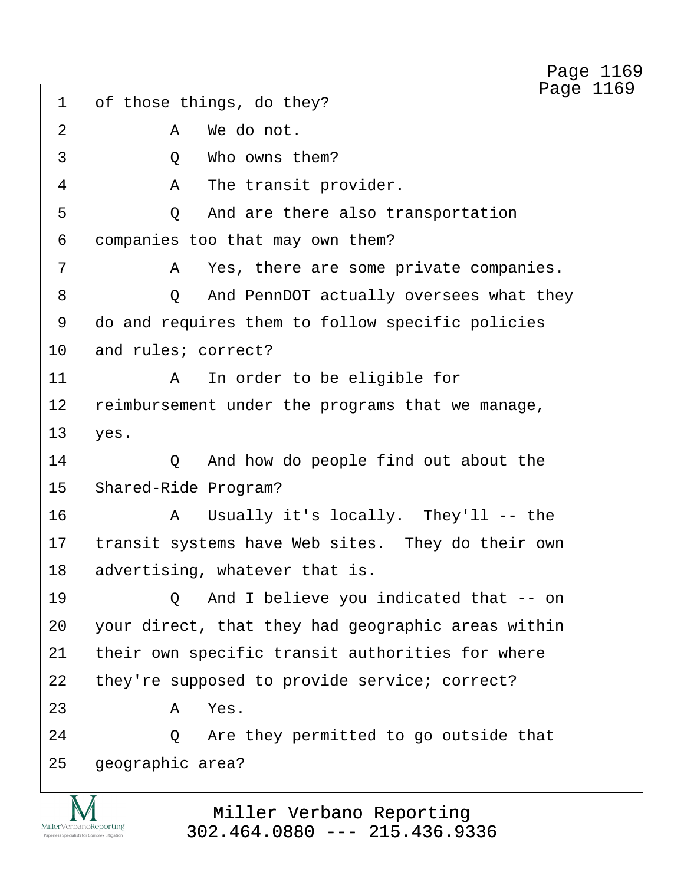1 of those things, do they?

2 A We do not.

3 Q Who owns them?

4 A The transit provider.

5 Q And are there also transportation

6 companies too that may own them?

7 A Yes, there are some private companies.

8 Q And PennDOT actually oversees what they

9 do and requires them to follow specific policies

10 and rules; correct?

11 A In order to be eligible for

12 reimbursement under the programs that we manage,

13 yes.

14 Q And how do people find out about the

15 Shared-Ride Program?

16 A Usually it's locally. They'll -- the

17 transit systems have Web sites. They do their own

18 advertising, whatever that is.

19 Q And I believe you indicated that -- on

20 your direct, that they had geographic areas within

21 their own specific transit authorities for where

22 they're supposed to provide service; correct?

23 A Yes.

24 Q Are they permitted to go outside that

25 geographic area?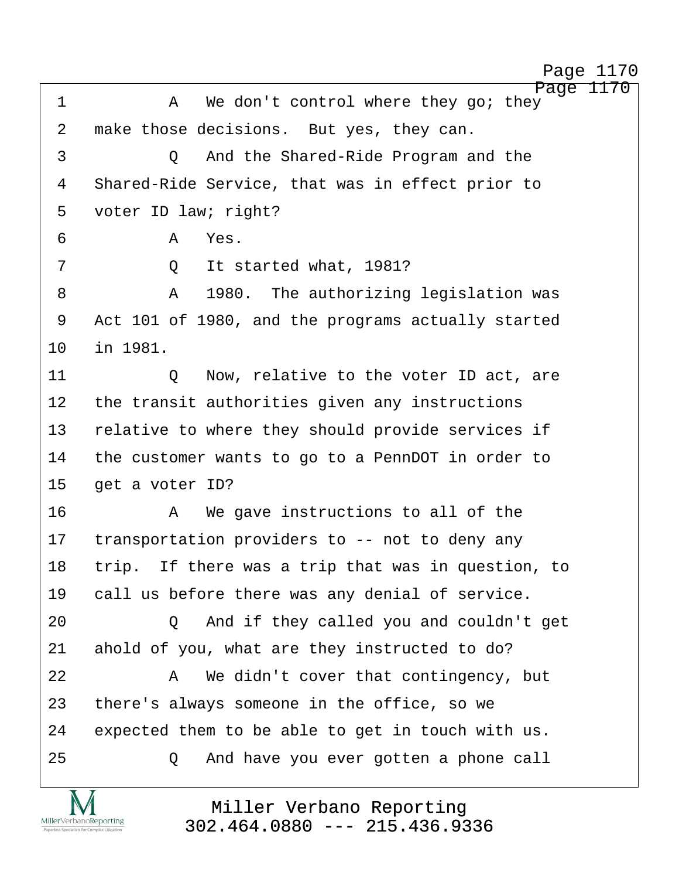1 A We don't control where they go; they
2 make those decisions. But yes, they can.
3 Q And the Shared-Ride Program and the
4 Shared-Ride Service, that was in effect prior to
5 voter ID law; right?
6 A Yes.
7 Q It started what, 1981?
8 A 1980. The authorizing legislation was
9 Act 101 of 1980, and the programs actually started
10 in 1981.
11 Q Now, relative to the voter ID act, are
12 the transit authorities given any instructions
13 relative to where they should provide services if
14 the customer wants to go to a PennDOT in order to
15 get a voter ID?
16 A We gave instructions to all of the
17 transportation providers to -- not to deny any
18 trip. If there was a trip that was in question, to
19 call us before there was any denial of service.
20 Q And if they called you and couldn't get
21 ahold of you, what are they instructed to do?
22 A We didn't cover that contingency, but
23 there's always someone in the office, so we
24 expected them to be able to get in touch with us.
25 Q And have you ever gotten a phone call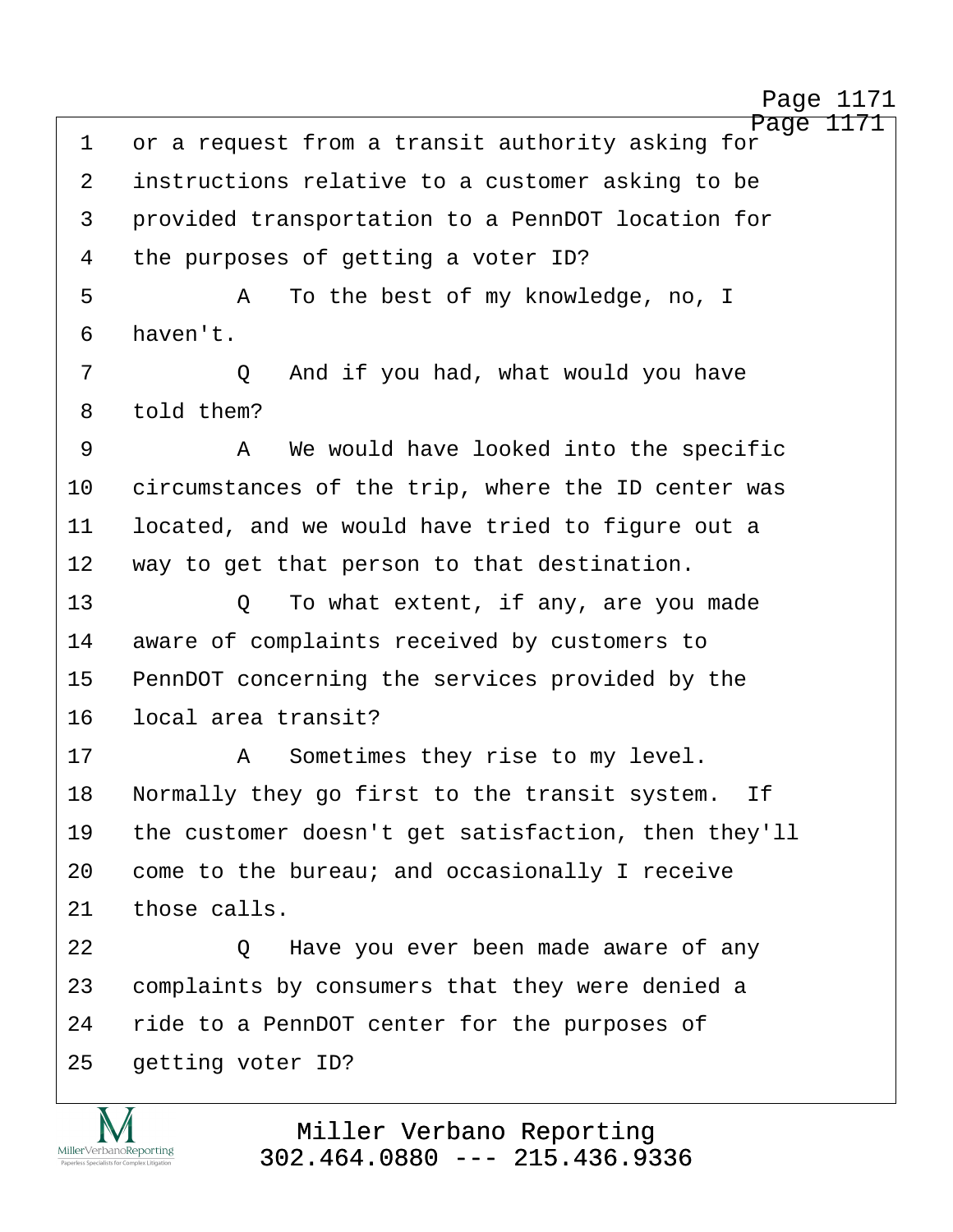or a request from a transit authority asking for instructions relative to a customer asking to be provided transportation to a PennDOT location for the purposes of getting a voter ID?

A To the best of my knowledge, no, I haven't.

Q And if you had, what would you have told them?

A We would have looked into the specific circumstances of the trip, where the ID center was located, and we would have tried to figure out a way to get that person to that destination.

Q To what extent, if any, are you made aware of complaints received by customers to PennDOT concerning the services provided by the local area transit?

A Sometimes they rise to my level. Normally they go first to the transit system. If the customer doesn't get satisfaction, then they'll come to the bureau; and occasionally I receive those calls.

Q Have you ever been made aware of any complaints by consumers that they were denied a ride to a PennDOT center for the purposes of getting voter ID?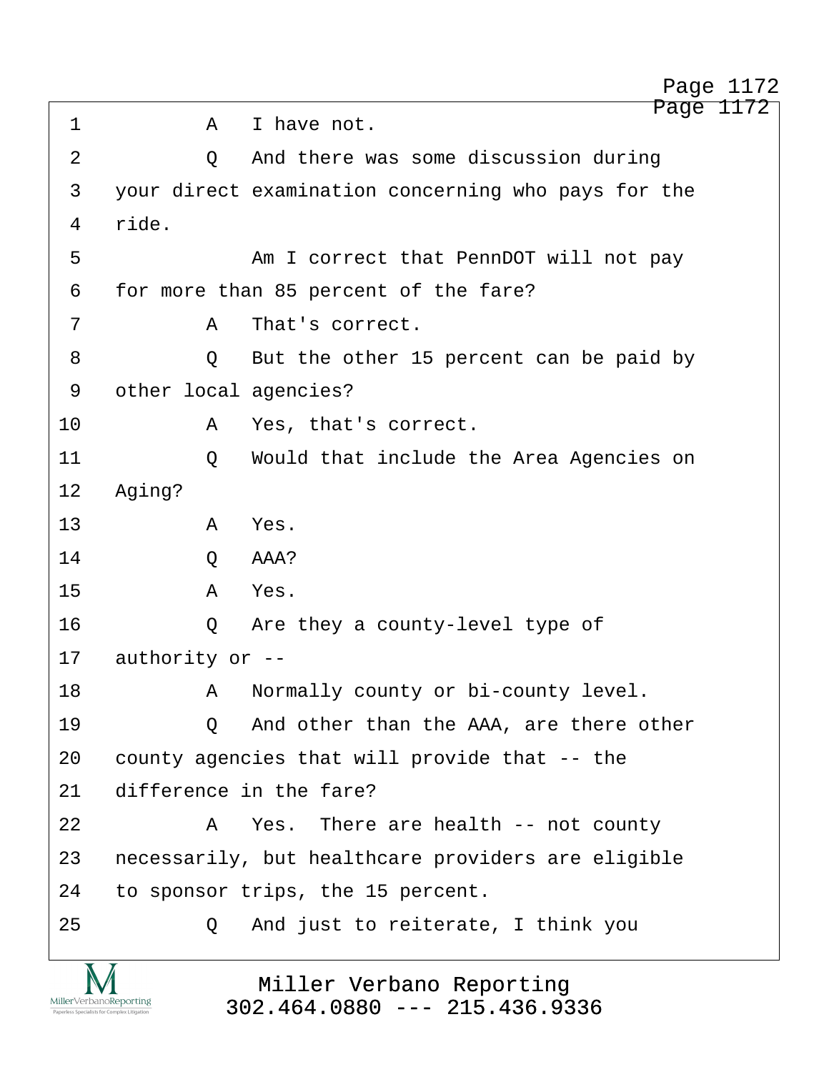A I have not.

Q And there was some discussion during your direct examination concerning who pays for the ride.

Am I correct that PennDOT will not pay for more than 85 percent of the fare?

A That's correct.

Q But the other 15 percent can be paid by other local agencies?

A Yes, that's correct.

Q Would that include the Area Agencies on Aging?

A Yes.

Q AAA?

A Yes.

Q Are they a county-level type of authority or --

A Normally county or bi-county level.

Q And other than the AAA, are there other county agencies that will provide that -- the difference in the fare?

A Yes. There are health -- not county necessarily, but healthcare providers are eligible to sponsor trips, the 15 percent.

Q And just to reiterate, I think you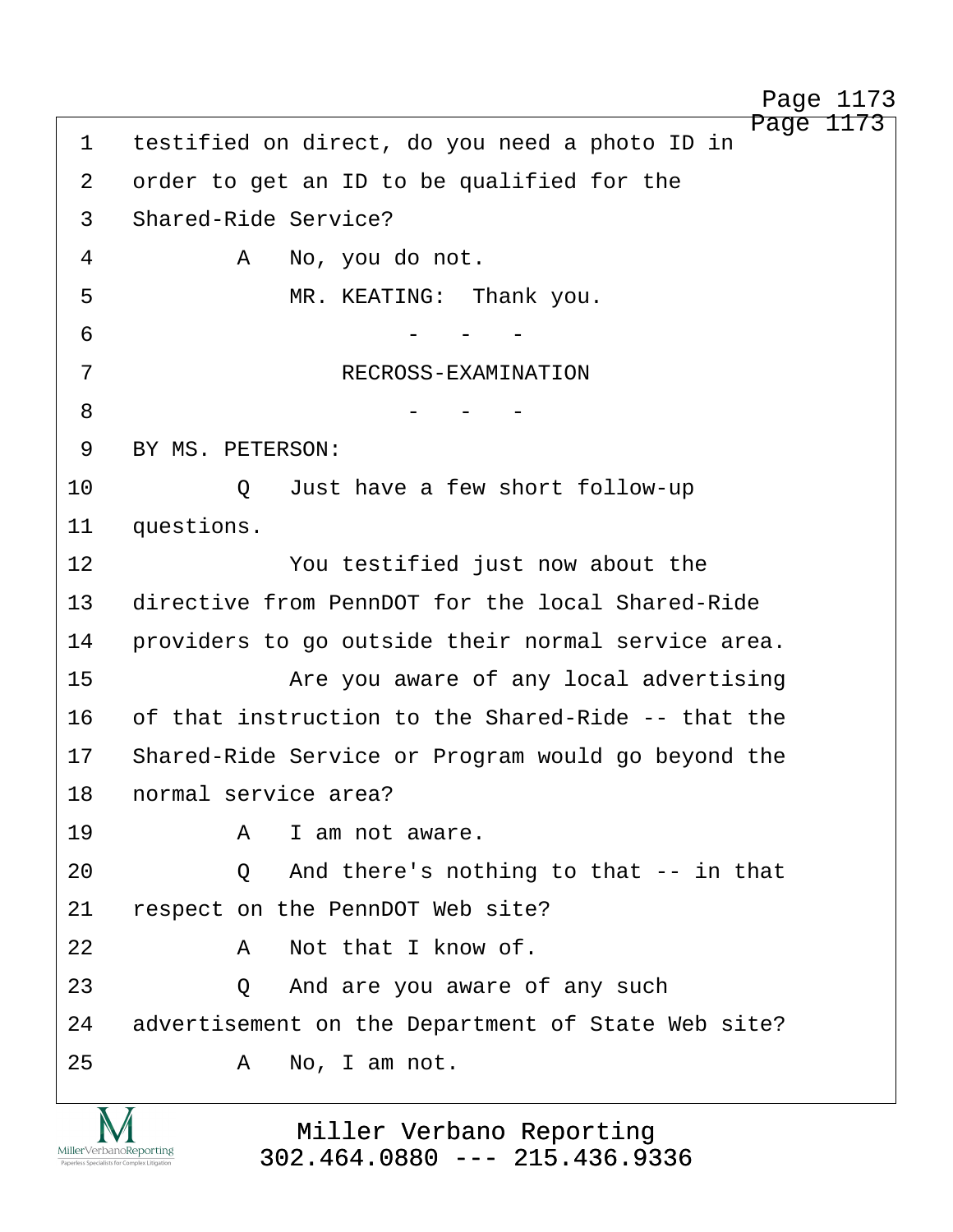1 testified on direct, do you need a photo ID in
2 order to get an ID to be qualified for the
3 Shared-Ride Service?
4 A No, you do not.
5 MR. KEATING: Thank you.
6 - - -
7 RECROSS-EXAMINATION
8 - - -
9 BY MS. PETERSON:
10 Q Just have a few short follow-up
11 questions.
12 You testified just now about the
13 directive from PennDOT for the local Shared-Ride
14 providers to go outside their normal service area.
15 Are you aware of any local advertising
16 of that instruction to the Shared-Ride -- that the
17 Shared-Ride Service or Program would go beyond the
18 normal service area?
19 A I am not aware.
20 Q And there's nothing to that -- in that
21 respect on the PennDOT Web site?
22 A Not that I know of.
23 Q And are you aware of any such
24 advertisement on the Department of State Web site?
25 A No, I am not.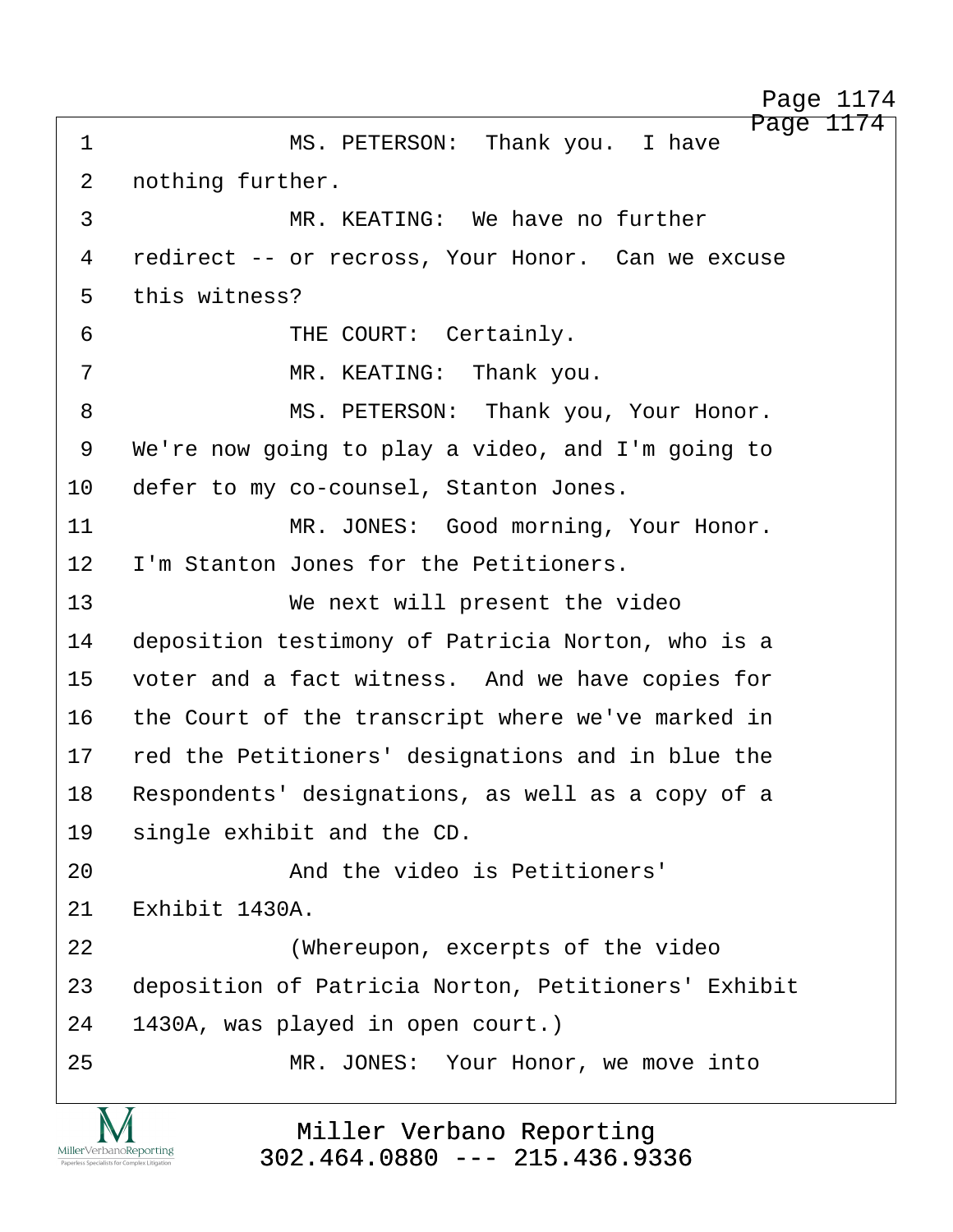1 MS. PETERSON: Thank you. I have
2 nothing further.
3 MR. KEATING: We have no further
4 redirect -- or recross, Your Honor. Can we excuse
5 this witness?
6 THE COURT: Certainly.
7 MR. KEATING: Thank you.
8 MS. PETERSON: Thank you, Your Honor.
9 We're now going to play a video, and I'm going to
10 defer to my co-counsel, Stanton Jones.
11 MR. JONES: Good morning, Your Honor.
12 I'm Stanton Jones for the Petitioners.
13 We next will present the video
14 deposition testimony of Patricia Norton, who is a
15 voter and a fact witness. And we have copies for
16 the Court of the transcript where we've marked in
17 red the Petitioners' designations and in blue the
18 Respondents' designations, as well as a copy of a
19 single exhibit and the CD.
20 And the video is Petitioners'
21 Exhibit 1430A.
22 (Whereupon, excerpts of the video
23 deposition of Patricia Norton, Petitioners' Exhibit
24 1430A, was played in open court.)
25 MR. JONES: Your Honor, we move into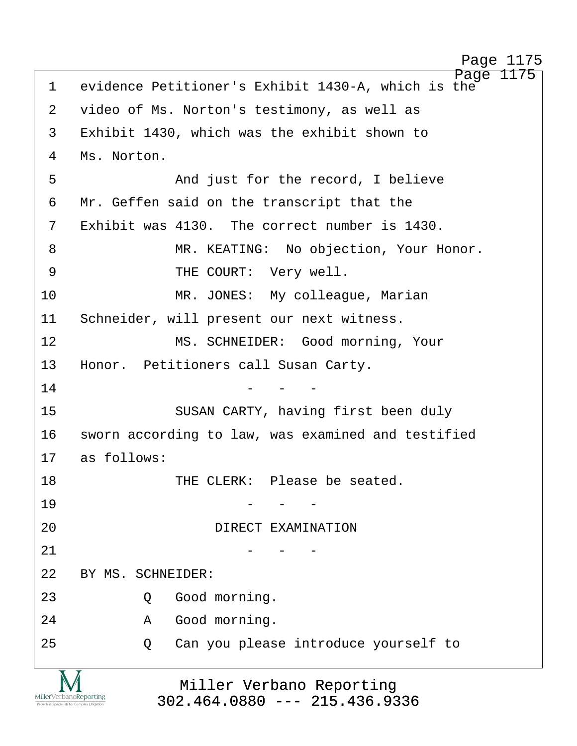1 evidence Petitioner's Exhibit 1430-A, which is the
2 video of Ms. Norton's testimony, as well as
3 Exhibit 1430, which was the exhibit shown to
4 Ms. Norton.
5 And just for the record, I believe
6 Mr. Geffen said on the transcript that the
7 Exhibit was 4130. The correct number is 1430.
8 MR. KEATING: No objection, Your Honor.
9 THE COURT: Very well.
10 MR. JONES: My colleague, Marian
11 Schneider, will present our next witness.
12 MS. SCHNEIDER: Good morning, Your
13 Honor. Petitioners call Susan Carty.
14 - - -
15 SUSAN CARTY, having first been duly
16 sworn according to law, was examined and testified
17 as follows:
18 THE CLERK: Please be seated.
19 - - -
20 DIRECT EXAMINATION
21 - - -
22 BY MS. SCHNEIDER:
23 Q Good morning.
24 A Good morning.
25 Q Can you please introduce yourself to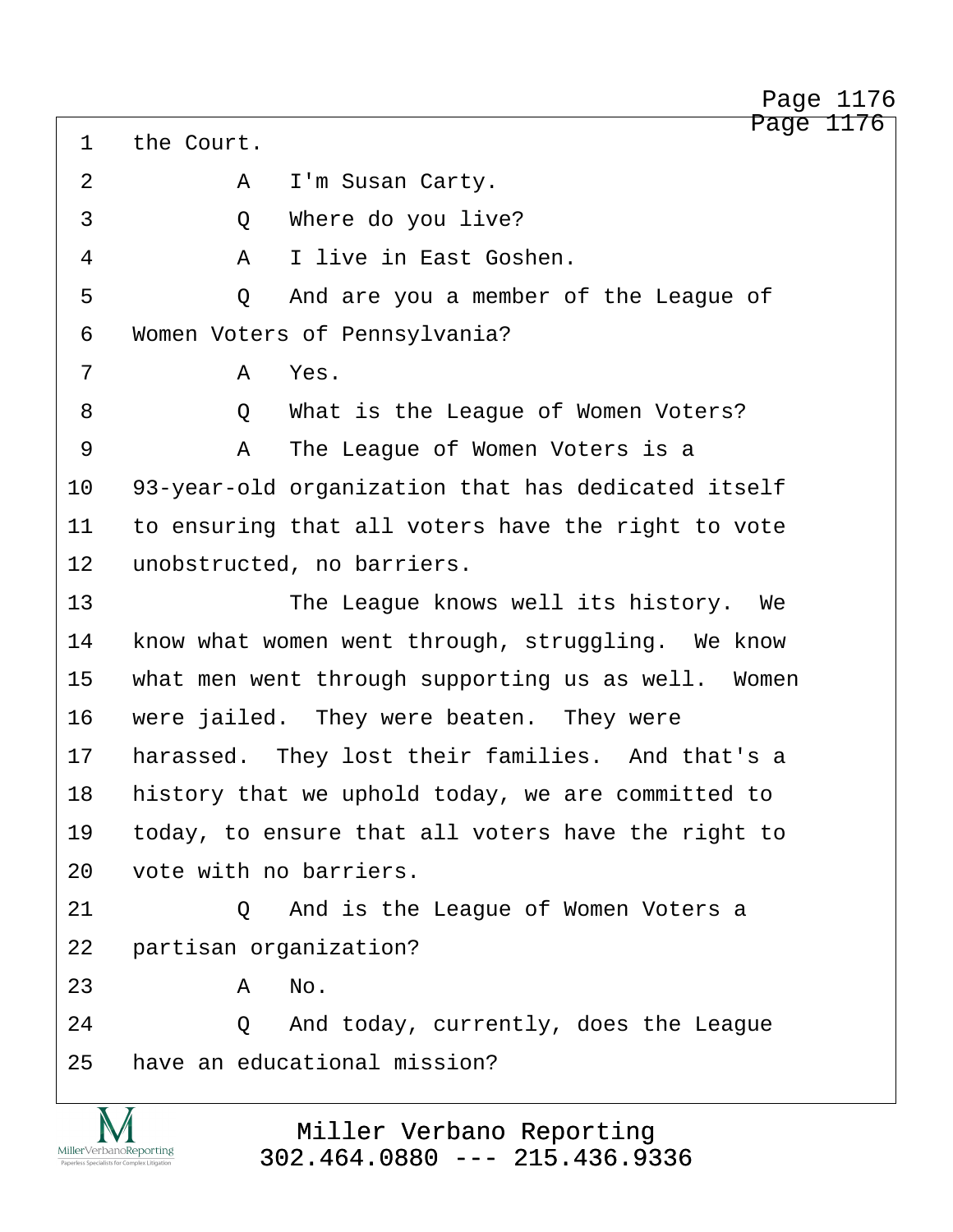1 the Court.

2 A I'm Susan Carty.

3 Q Where do you live?

4 A I live in East Goshen.

5 Q And are you a member of the League of

6 Women Voters of Pennsylvania?

7 A Yes.

8 Q What is the League of Women Voters?

9 A The League of Women Voters is a

10 93-year-old organization that has dedicated itself

11 to ensuring that all voters have the right to vote

12 unobstructed, no barriers.

13 The League knows well its history. We

14 know what women went through, struggling. We know

15 what men went through supporting us as well. Women

16 were jailed. They were beaten. They were

17 harassed. They lost their families. And that's a

18 history that we uphold today, we are committed to

19 today, to ensure that all voters have the right to

20 vote with no barriers.

21 Q And is the League of Women Voters a

22 partisan organization?

23 A No.

24 Q And today, currently, does the League

25 have an educational mission?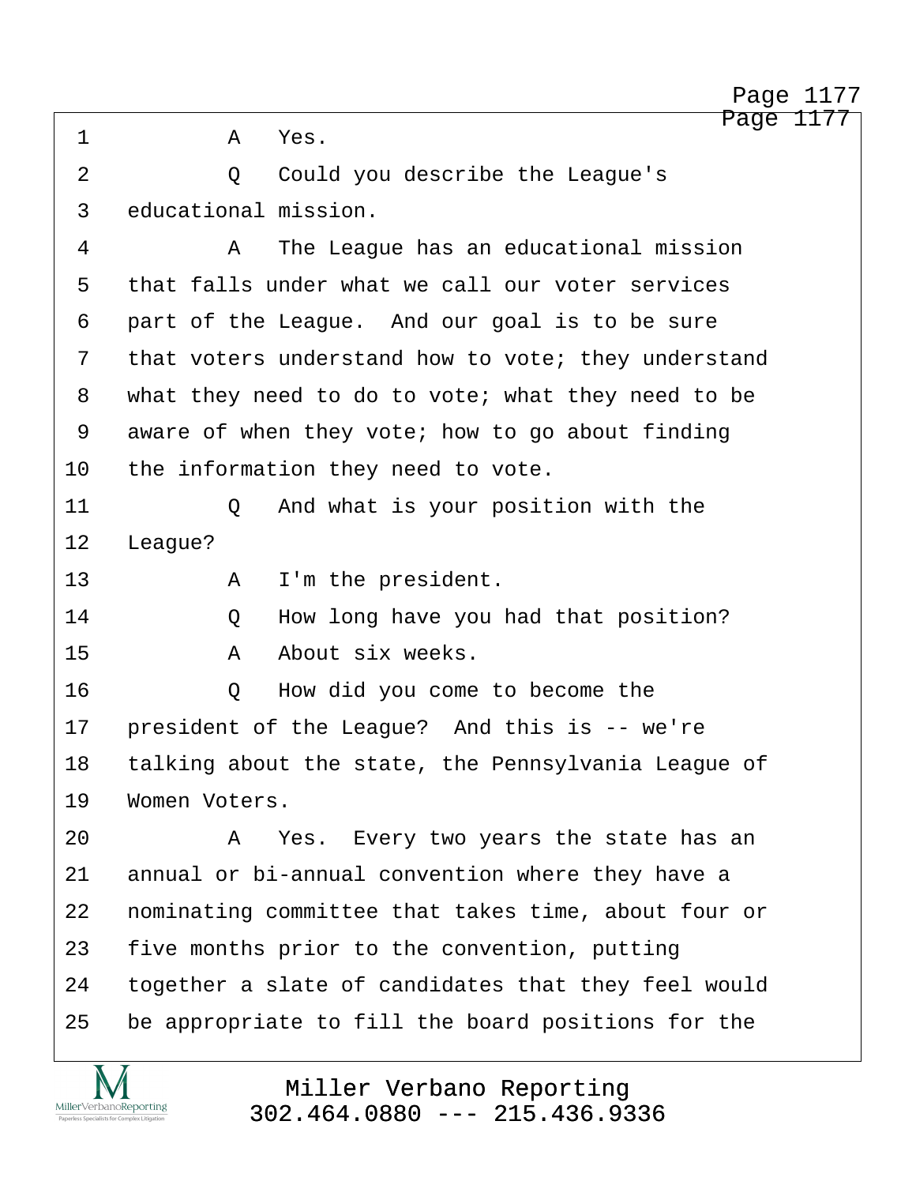1 A Yes.

2 Q Could you describe the League's

3 educational mission.

4 A The League has an educational mission

5 that falls under what we call our voter services

6 part of the League. And our goal is to be sure

7 that voters understand how to vote; they understand

8 what they need to do to vote; what they need to be

9 aware of when they vote; how to go about finding

10 the information they need to vote.

11 Q And what is your position with the

12 League?

13 A I'm the president.

14 Q How long have you had that position?

15 A About six weeks.

16 Q How did you come to become the

17 president of the League? And this is -- we're

18 talking about the state, the Pennsylvania League of

19 Women Voters.

20 A Yes. Every two years the state has an

21 annual or bi-annual convention where they have a

22 nominating committee that takes time, about four or

23 five months prior to the convention, putting

24 together a slate of candidates that they feel would

25 be appropriate to fill the board positions for the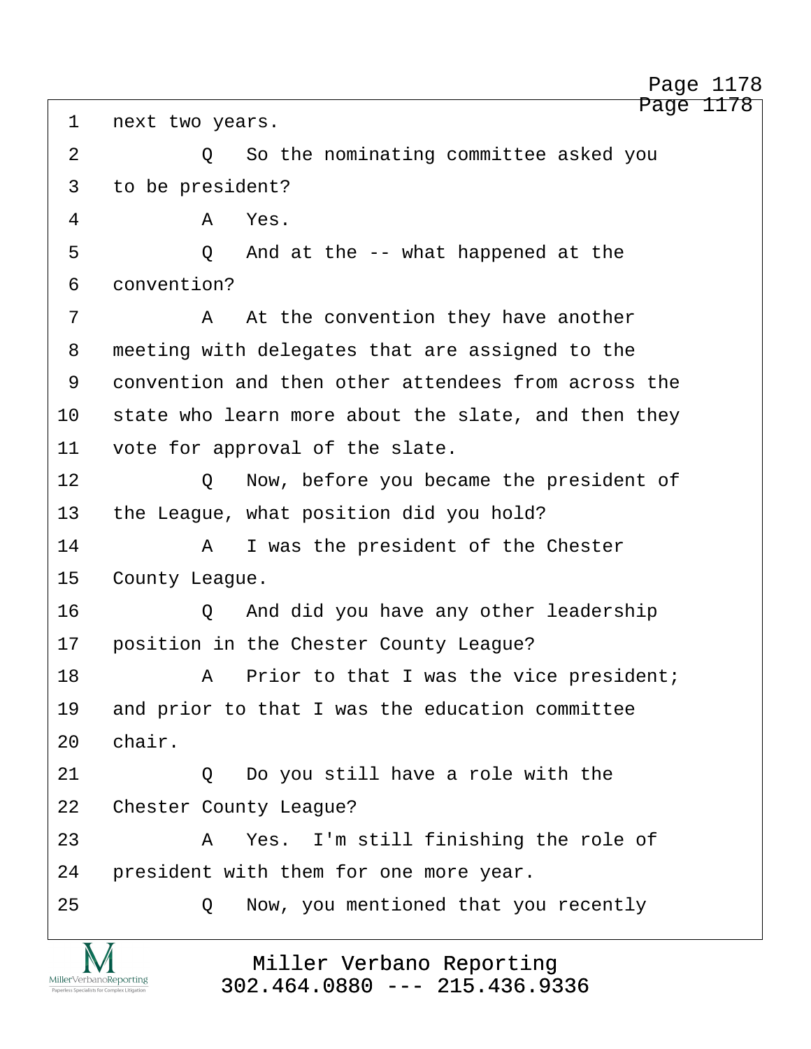1 next two years.

2 Q So the nominating committee asked you

3 to be president?

4 A Yes.

5 Q And at the -- what happened at the

6 convention?

7 A At the convention they have another

8 meeting with delegates that are assigned to the

9 convention and then other attendees from across the

10 state who learn more about the slate, and then they

11 vote for approval of the slate.

12 Q Now, before you became the president of

13 the League, what position did you hold?

14 A I was the president of the Chester

15 County League.

16 Q And did you have any other leadership

17 position in the Chester County League?

18 A Prior to that I was the vice president;

19 and prior to that I was the education committee

20 chair.

21 Q Do you still have a role with the

22 Chester County League?

23 A Yes. I'm still finishing the role of

24 president with them for one more year.

25 Q Now, you mentioned that you recently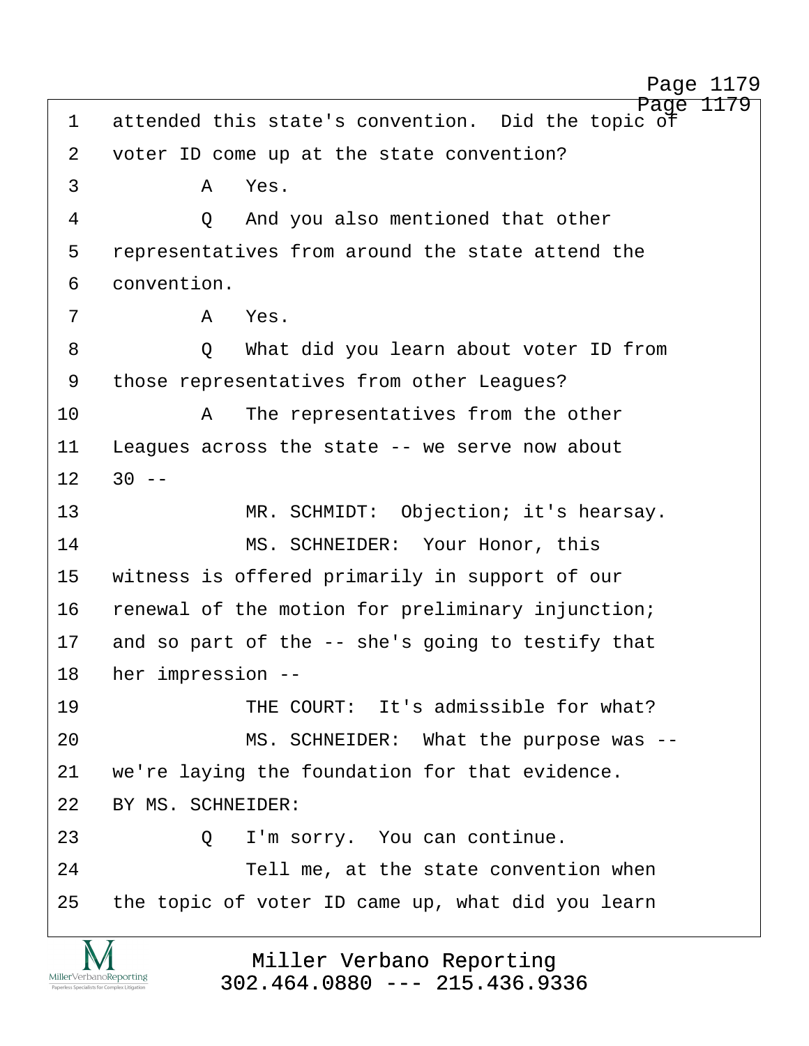1 attended this state's convention. Did the topic of
2 voter ID come up at the state convention?
3 A Yes.
4 Q And you also mentioned that other
5 representatives from around the state attend the
6 convention.
7 A Yes.
8 Q What did you learn about voter ID from
9 those representatives from other Leagues?
10 A The representatives from the other
11 Leagues across the state -- we serve now about
12 30 --
13 MR. SCHMIDT: Objection; it's hearsay.
14 MS. SCHNEIDER: Your Honor, this
15 witness is offered primarily in support of our
16 renewal of the motion for preliminary injunction;
17 and so part of the -- she's going to testify that
18 her impression --
19 THE COURT: It's admissible for what?
20 MS. SCHNEIDER: What the purpose was --
21 we're laying the foundation for that evidence.
22 BY MS. SCHNEIDER:
23 Q I'm sorry. You can continue.
24 Tell me, at the state convention when
25 the topic of voter ID came up, what did you learn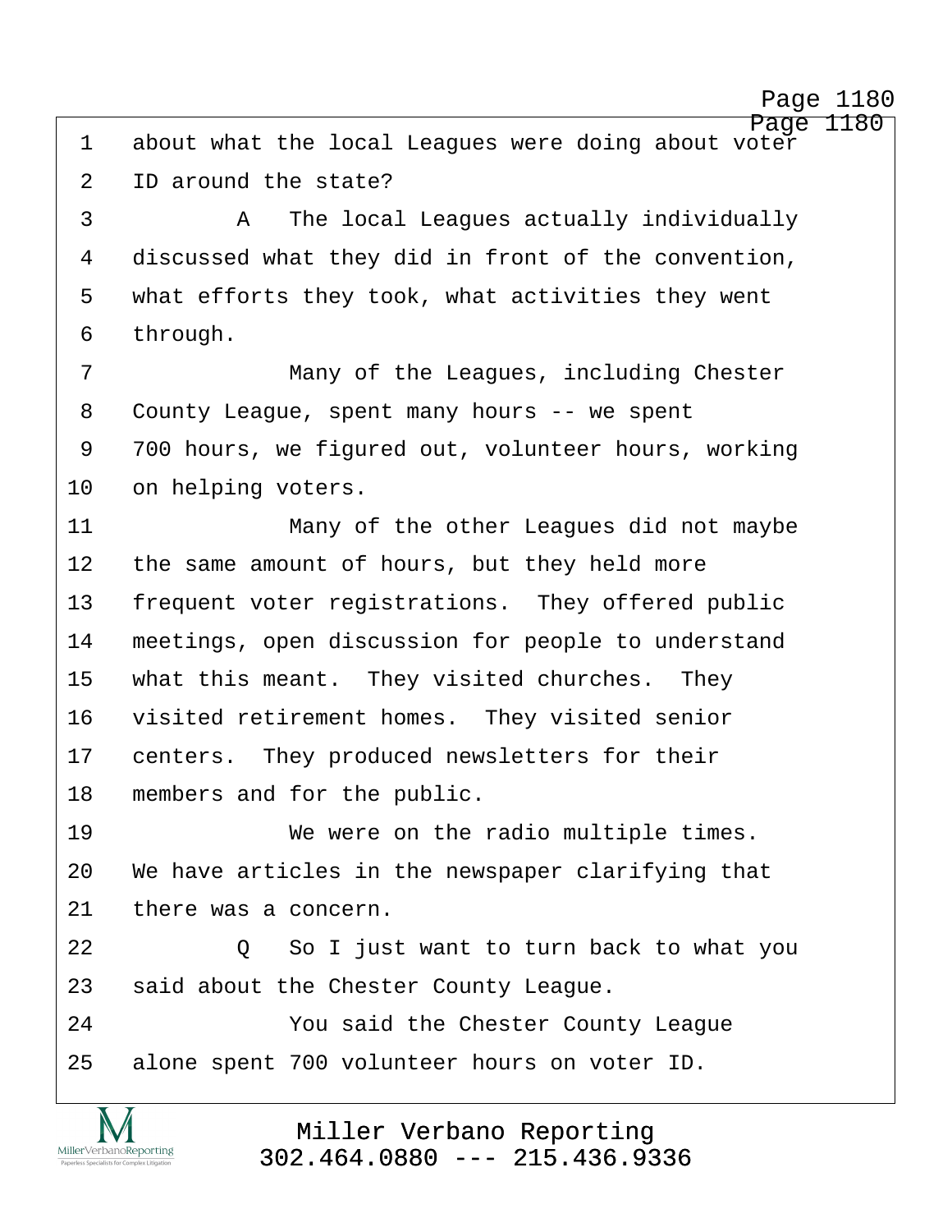1 about what the local Leagues were doing about voter
2 ID around the state?
3 A The local Leagues actually individually
4 discussed what they did in front of the convention,
5 what efforts they took, what activities they went
6 through.
7 Many of the Leagues, including Chester
8 County League, spent many hours -- we spent
9 700 hours, we figured out, volunteer hours, working
10 on helping voters.
11 Many of the other Leagues did not maybe
12 the same amount of hours, but they held more
13 frequent voter registrations. They offered public
14 meetings, open discussion for people to understand
15 what this meant. They visited churches. They
16 visited retirement homes. They visited senior
17 centers. They produced newsletters for their
18 members and for the public.
19 We were on the radio multiple times.
20 We have articles in the newspaper clarifying that
21 there was a concern.
22 Q So I just want to turn back to what you
23 said about the Chester County League.
24 You said the Chester County League
25 alone spent 700 volunteer hours on voter ID.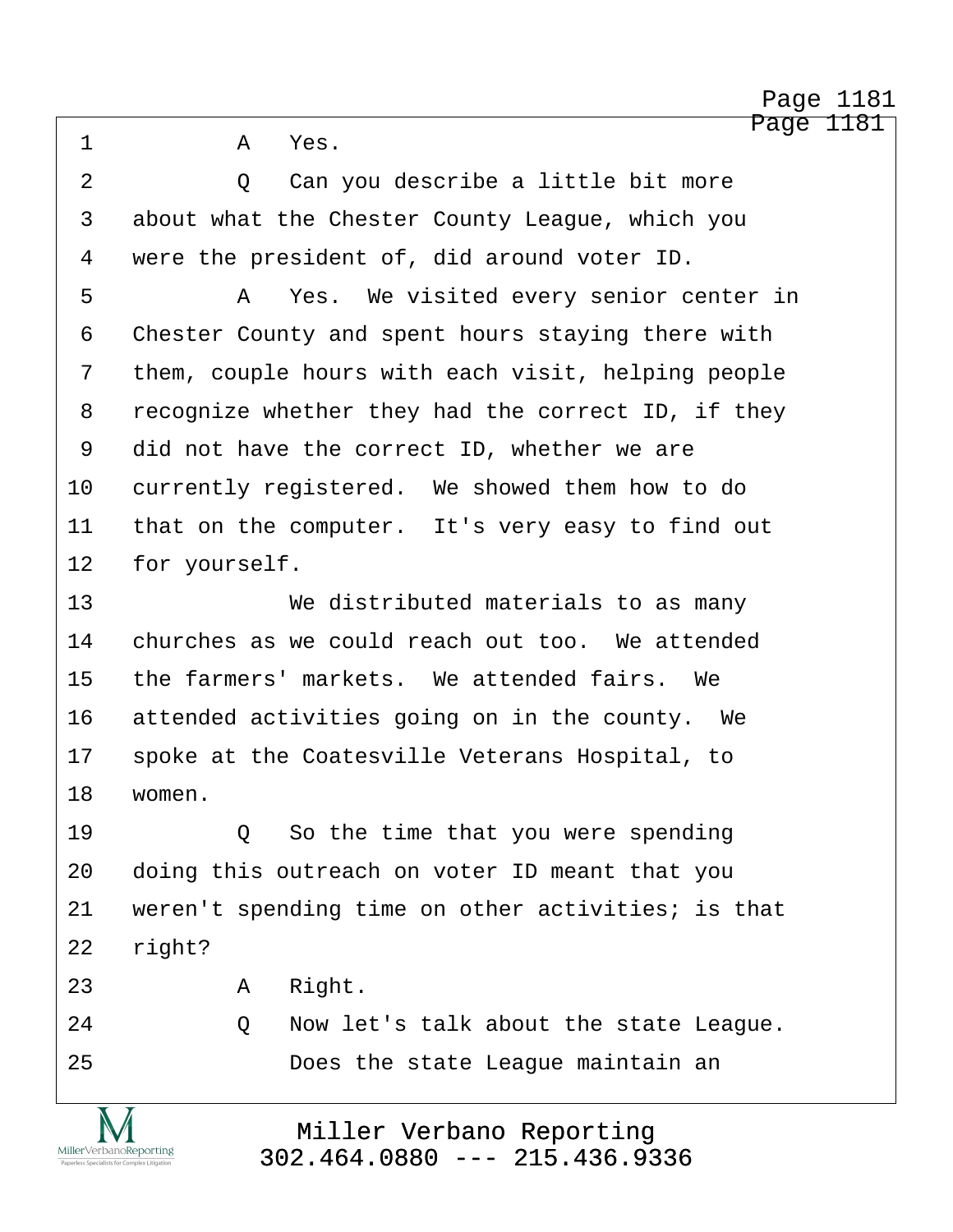1 A Yes.

2 Q Can you describe a little bit more

3 about what the Chester County League, which you

4 were the president of, did around voter ID.

5 A Yes. We visited every senior center in

6 Chester County and spent hours staying there with

7 them, couple hours with each visit, helping people

8 recognize whether they had the correct ID, if they

9 did not have the correct ID, whether we are

10 currently registered. We showed them how to do

11 that on the computer. It's very easy to find out

12 for yourself.

13 We distributed materials to as many

14 churches as we could reach out too. We attended

15 the farmers' markets. We attended fairs. We

16 attended activities going on in the county. We

17 spoke at the Coatesville Veterans Hospital, to

18 women.

19 Q So the time that you were spending

20 doing this outreach on voter ID meant that you

21 weren't spending time on other activities; is that

22 right?

23 A Right.

24 Q Now let's talk about the state League.

25 Does the state League maintain an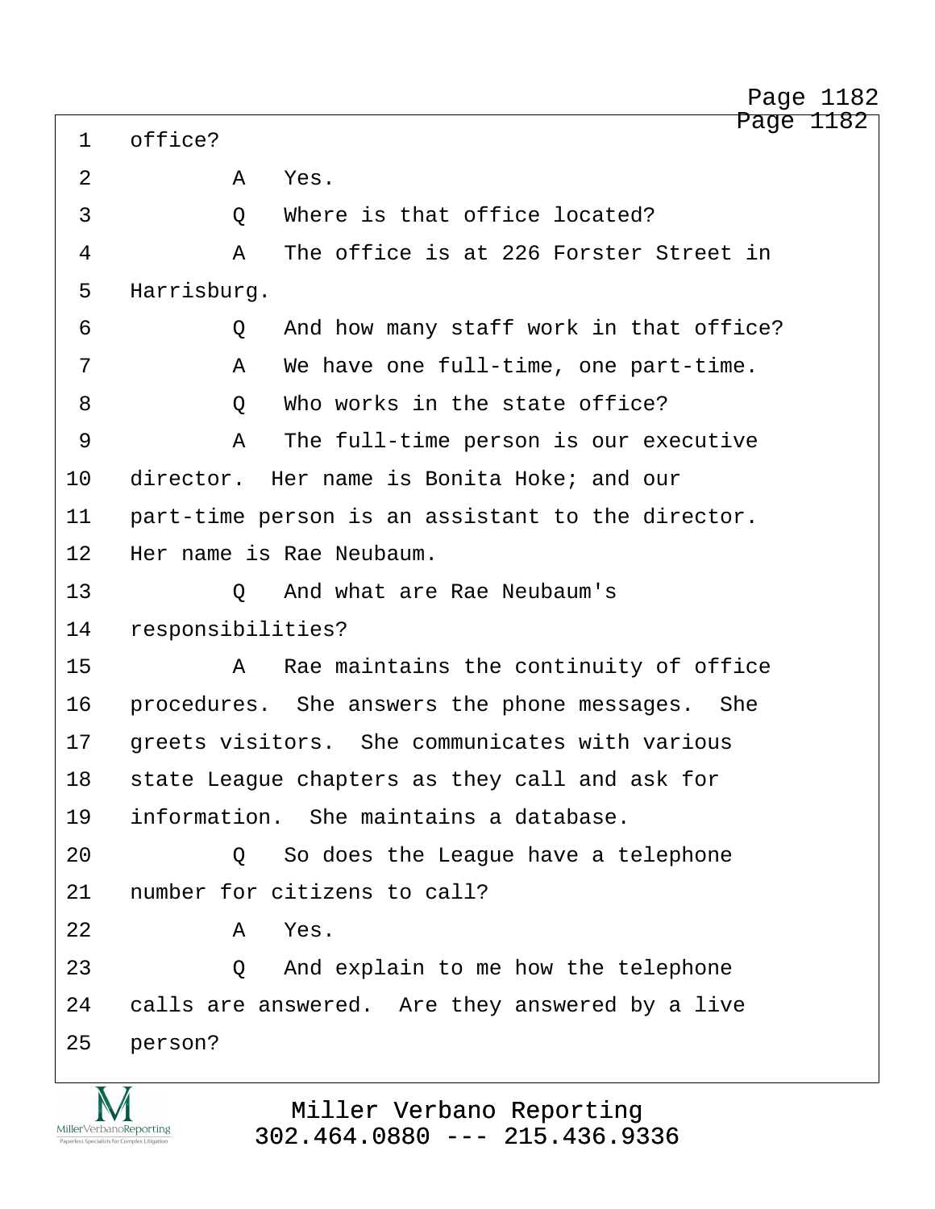1 office?

2 A Yes.

3 Q Where is that office located?

4 A The office is at 226 Forster Street in

5 Harrisburg.

6 Q And how many staff work in that office?

7 A We have one full-time, one part-time.

8 Q Who works in the state office?

9 A The full-time person is our executive

10 director. Her name is Bonita Hoke; and our

11 part-time person is an assistant to the director.

12 Her name is Rae Neubaum.

13 Q And what are Rae Neubaum's

14 responsibilities?

15 A Rae maintains the continuity of office

16 procedures. She answers the phone messages. She

17 greets visitors. She communicates with various

18 state League chapters as they call and ask for

19 information. She maintains a database.

20 Q So does the League have a telephone

21 number for citizens to call?

22 A Yes.

23 Q And explain to me how the telephone

24 calls are answered. Are they answered by a live

25 person?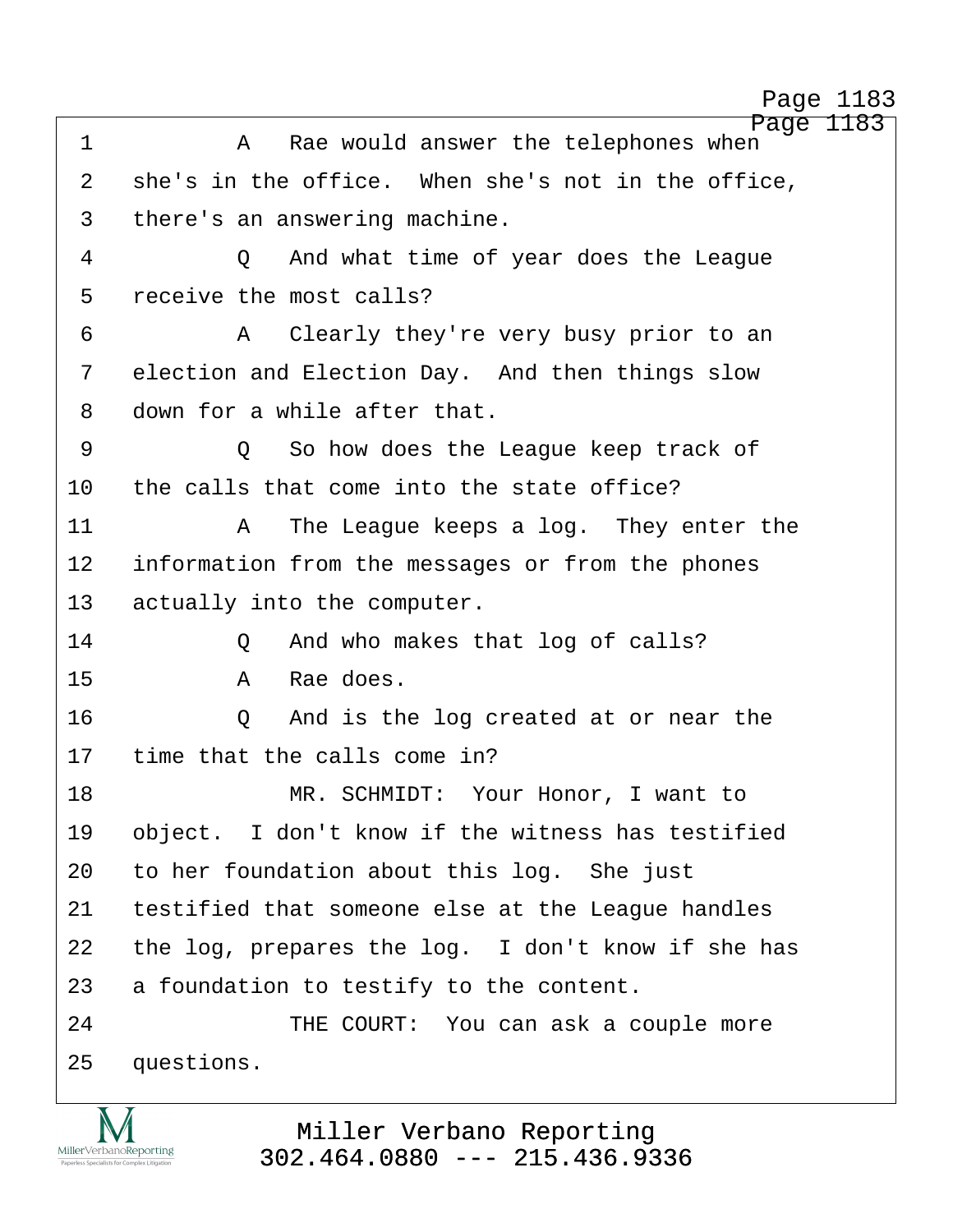1 A Rae would answer the telephones when
2 she's in the office. When she's not in the office,
3 there's an answering machine.
4 Q And what time of year does the League
5 receive the most calls?
6 A Clearly they're very busy prior to an
7 election and Election Day. And then things slow
8 down for a while after that.
9 Q So how does the League keep track of
10 the calls that come into the state office?
11 A The League keeps a log. They enter the
12 information from the messages or from the phones
13 actually into the computer.
14 Q And who makes that log of calls?
15 A Rae does.
16 Q And is the log created at or near the
17 time that the calls come in?
18 MR. SCHMIDT: Your Honor, I want to
19 object. I don't know if the witness has testified
20 to her foundation about this log. She just
21 testified that someone else at the League handles
22 the log, prepares the log. I don't know if she has
23 a foundation to testify to the content.
24 THE COURT: You can ask a couple more
25 questions.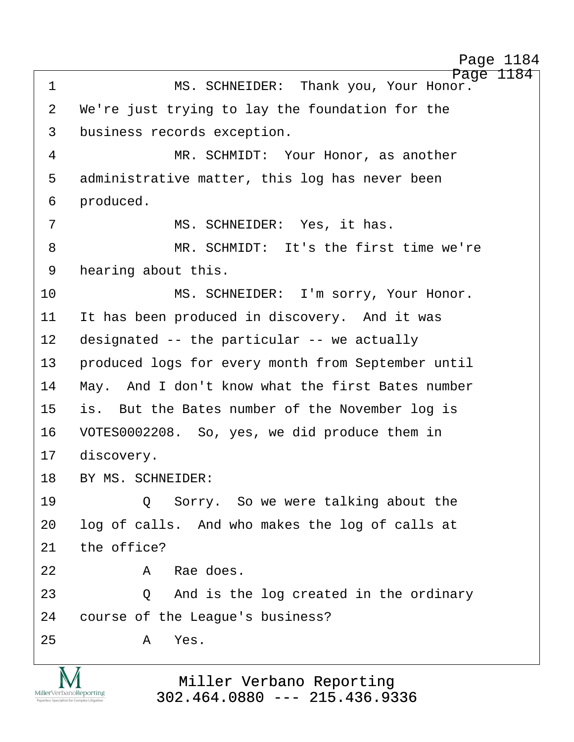MS. SCHNEIDER: Thank you, Your Honor. We're just trying to lay the foundation for the business records exception.

MR. SCHMIDT: Your Honor, as another administrative matter, this log has never been produced.

MS. SCHNEIDER: Yes, it has.

MR. SCHMIDT: It's the first time we're hearing about this.

MS. SCHNEIDER: I'm sorry, Your Honor. It has been produced in discovery. And it was designated -- the particular -- we actually produced logs for every month from September until May. And I don't know what the first Bates number is. But the Bates number of the November log is VOTES0002208. So, yes, we did produce them in discovery.

BY MS. SCHNEIDER:

Q Sorry. So we were talking about the log of calls. And who makes the log of calls at the office?

A Rae does.

Q And is the log created in the ordinary course of the League's business?

A Yes.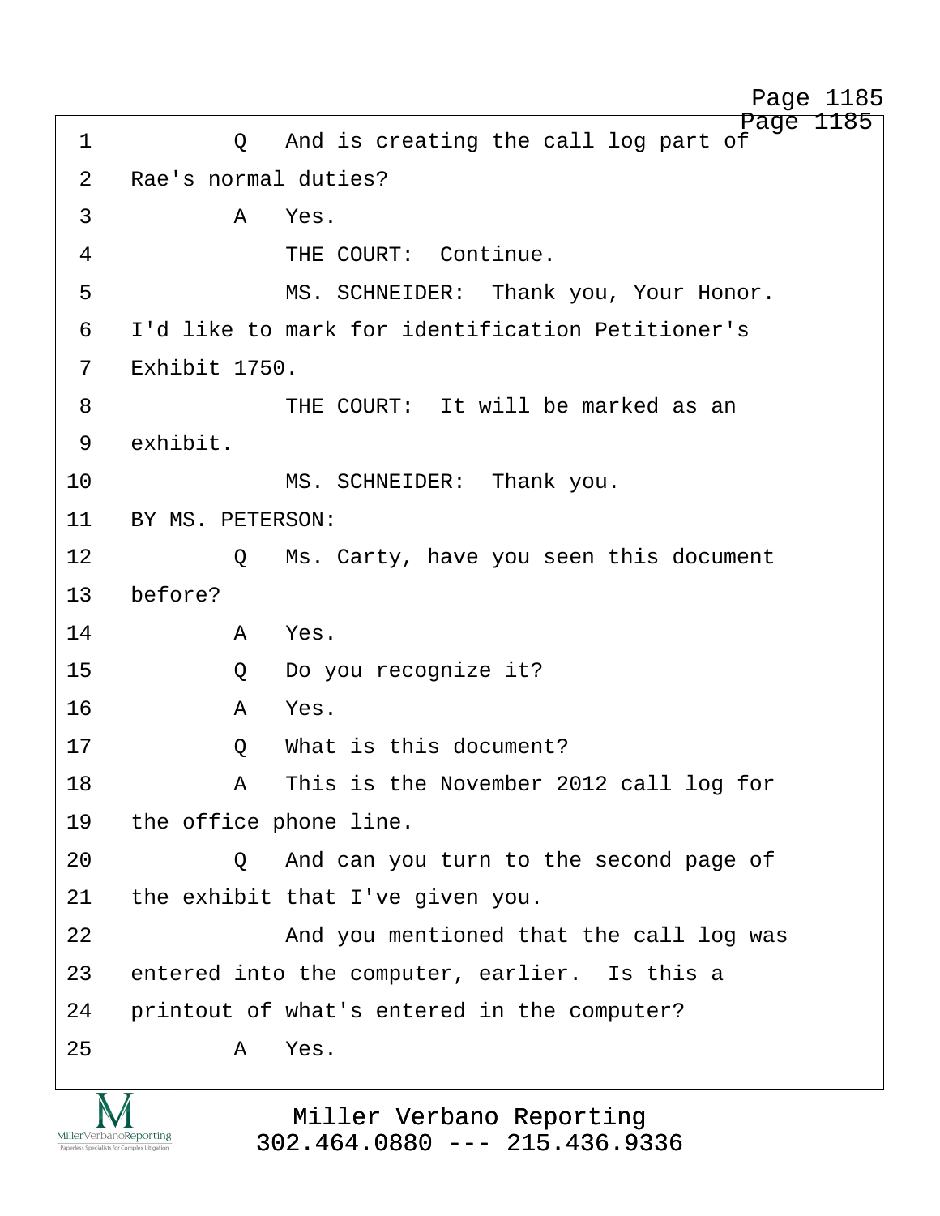1 Q And is creating the call log part of
2 Rae's normal duties?
3 A Yes.
4 THE COURT: Continue.
5 MS. SCHNEIDER: Thank you, Your Honor.
6 I'd like to mark for identification Petitioner's
7 Exhibit 1750.
8 THE COURT: It will be marked as an
9 exhibit.
10 MS. SCHNEIDER: Thank you.
11 BY MS. PETERSON:
12 Q Ms. Carty, have you seen this document
13 before?
14 A Yes.
15 Q Do you recognize it?
16 A Yes.
17 Q What is this document?
18 A This is the November 2012 call log for
19 the office phone line.
20 Q And can you turn to the second page of
21 the exhibit that I've given you.
22 And you mentioned that the call log was
23 entered into the computer, earlier. Is this a
24 printout of what's entered in the computer?
25 A Yes.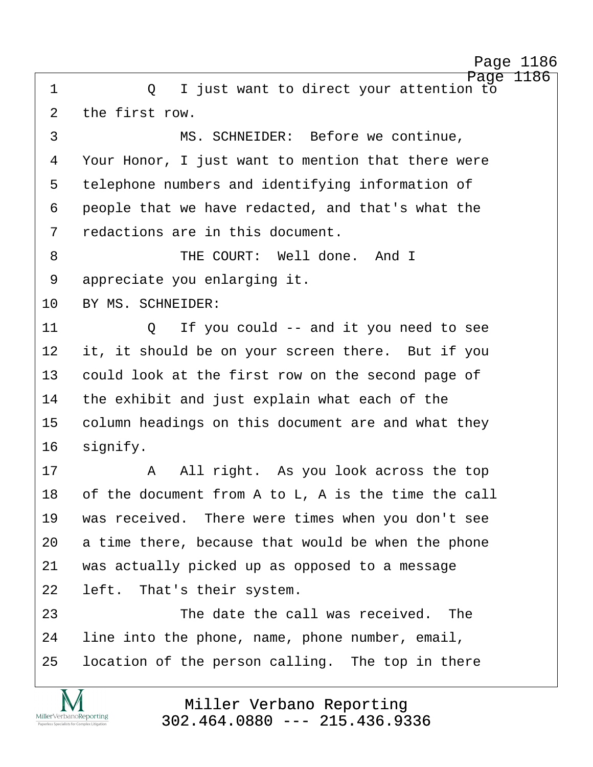Q I just want to direct your attention to the first row.

MS. SCHNEIDER: Before we continue, Your Honor, I just want to mention that there were telephone numbers and identifying information of people that we have redacted, and that's what the redactions are in this document.

THE COURT: Well done. And I appreciate you enlarging it.

BY MS. SCHNEIDER:

Q If you could -- and it you need to see it, it should be on your screen there. But if you could look at the first row on the second page of the exhibit and just explain what each of the column headings on this document are and what they signify.

A All right. As you look across the top of the document from A to L, A is the time the call was received. There were times when you don't see a time there, because that would be when the phone was actually picked up as opposed to a message left. That's their system.

The date the call was received. The line into the phone, name, phone number, email, location of the person calling. The top in there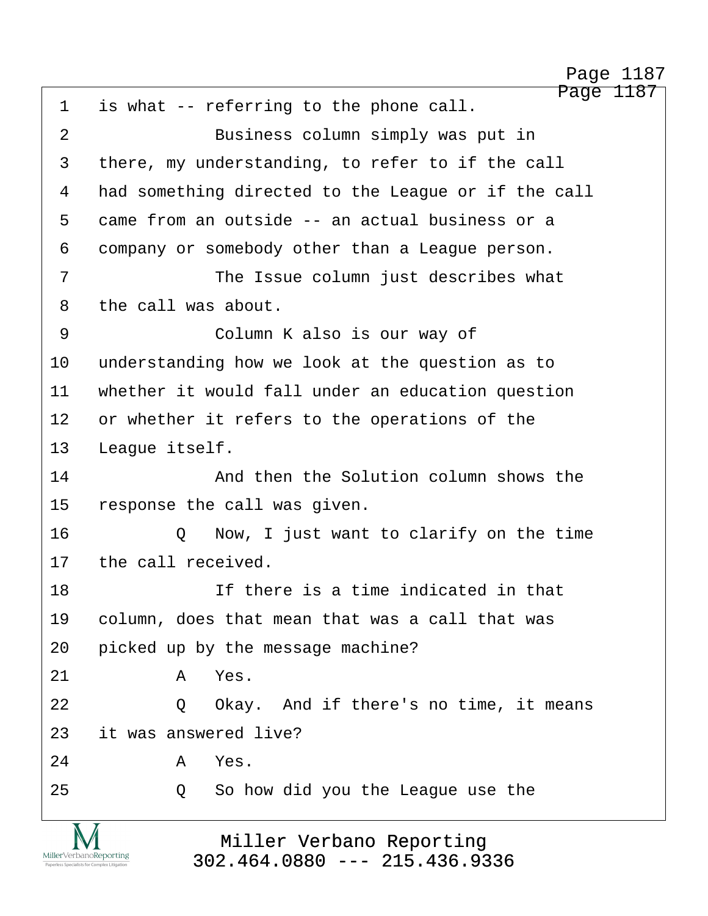1 is what -- referring to the phone call.

2 Business column simply was put in

3 there, my understanding, to refer to if the call

4 had something directed to the League or if the call

5 came from an outside -- an actual business or a

6 company or somebody other than a League person.

7 The Issue column just describes what

8 the call was about.

9 Column K also is our way of

10 understanding how we look at the question as to

11 whether it would fall under an education question

12 or whether it refers to the operations of the

13 League itself.

14 And then the Solution column shows the

15 response the call was given.

16 Q Now, I just want to clarify on the time

17 the call received.

18 If there is a time indicated in that

19 column, does that mean that was a call that was

20 picked up by the message machine?

21 A Yes.

22 Q Okay. And if there's no time, it means

23 it was answered live?

24 A Yes.

25 Q So how did you the League use the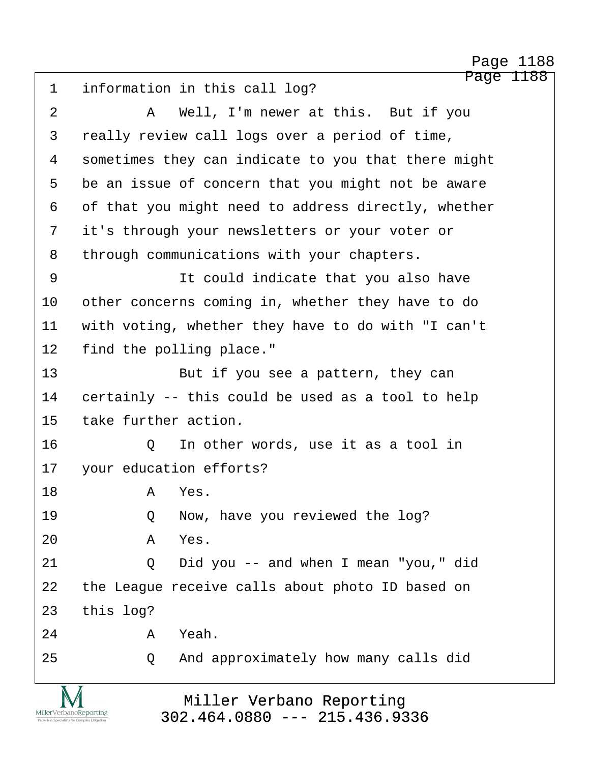1 information in this call log?

2 A Well, I'm newer at this. But if you

3 really review call logs over a period of time,

4 sometimes they can indicate to you that there might

5 be an issue of concern that you might not be aware

6 of that you might need to address directly, whether

7 it's through your newsletters or your voter or

8 through communications with your chapters.

9 It could indicate that you also have

10 other concerns coming in, whether they have to do

11 with voting, whether they have to do with "I can't

12 find the polling place."

13 But if you see a pattern, they can

14 certainly -- this could be used as a tool to help

15 take further action.

16 Q In other words, use it as a tool in

17 your education efforts?

18 A Yes.

19 Q Now, have you reviewed the log?

20 A Yes.

21 Q Did you -- and when I mean "you," did

22 the League receive calls about photo ID based on

23 this log?

24 A Yeah.

25 Q And approximately how many calls did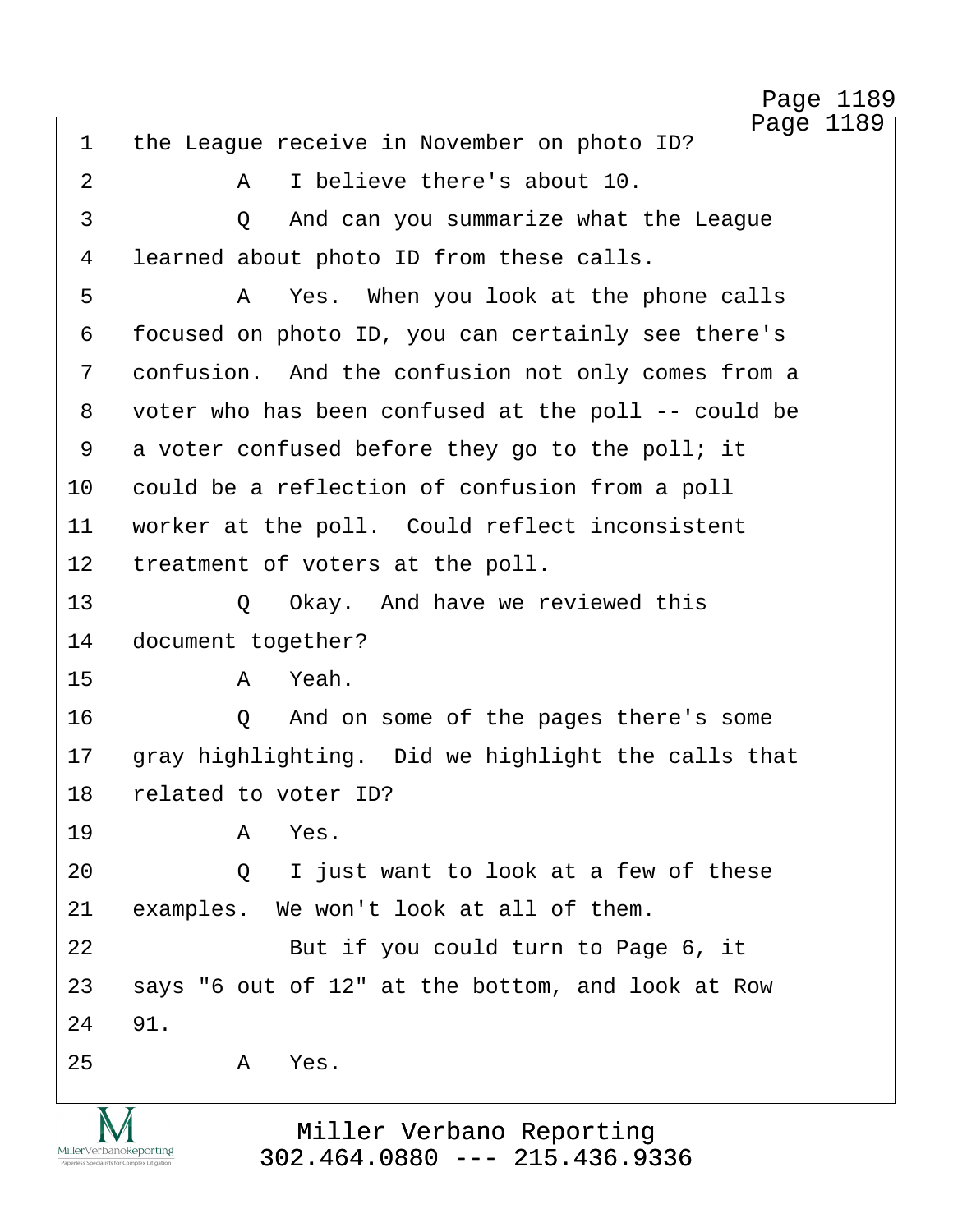1 the League receive in November on photo ID?

2 A I believe there's about 10.

3 Q And can you summarize what the League

4 learned about photo ID from these calls.

5 A Yes. When you look at the phone calls

6 focused on photo ID, you can certainly see there's

7 confusion. And the confusion not only comes from a

8 voter who has been confused at the poll -- could be

9 a voter confused before they go to the poll; it

10 could be a reflection of confusion from a poll

11 worker at the poll. Could reflect inconsistent

12 treatment of voters at the poll.

13 Q Okay. And have we reviewed this

14 document together?

15 A Yeah.

16 Q And on some of the pages there's some

17 gray highlighting. Did we highlight the calls that

18 related to voter ID?

19 A Yes.

20 Q I just want to look at a few of these

21 examples. We won't look at all of them.

22 But if you could turn to Page 6, it

23 says "6 out of 12" at the bottom, and look at Row

24 91.

25 A Yes.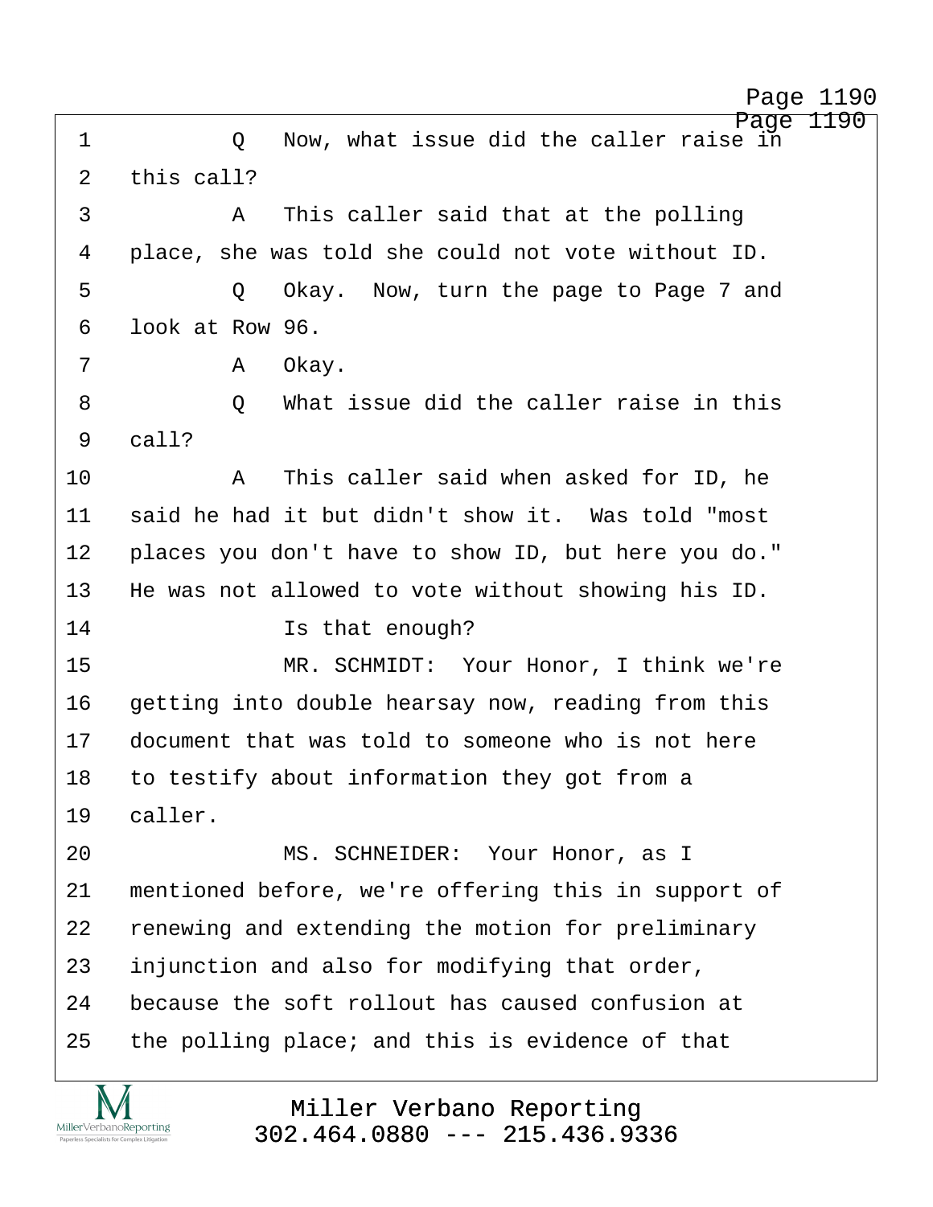1 Q Now, what issue did the caller raise in

2 this call?

3 A This caller said that at the polling

4 place, she was told she could not vote without ID.

5 Q Okay. Now, turn the page to Page 7 and

6 look at Row 96.

7 A Okay.

8 Q What issue did the caller raise in this

9 call?

10 A This caller said when asked for ID, he

11 said he had it but didn't show it. Was told "most

12 places you don't have to show ID, but here you do."

13 He was not allowed to vote without showing his ID.

14 Is that enough?

15 MR. SCHMIDT: Your Honor, I think we're

16 getting into double hearsay now, reading from this

17 document that was told to someone who is not here

18 to testify about information they got from a

19 caller.

20 MS. SCHNEIDER: Your Honor, as I

21 mentioned before, we're offering this in support of

22 renewing and extending the motion for preliminary

23 injunction and also for modifying that order,

24 because the soft rollout has caused confusion at

25 the polling place; and this is evidence of that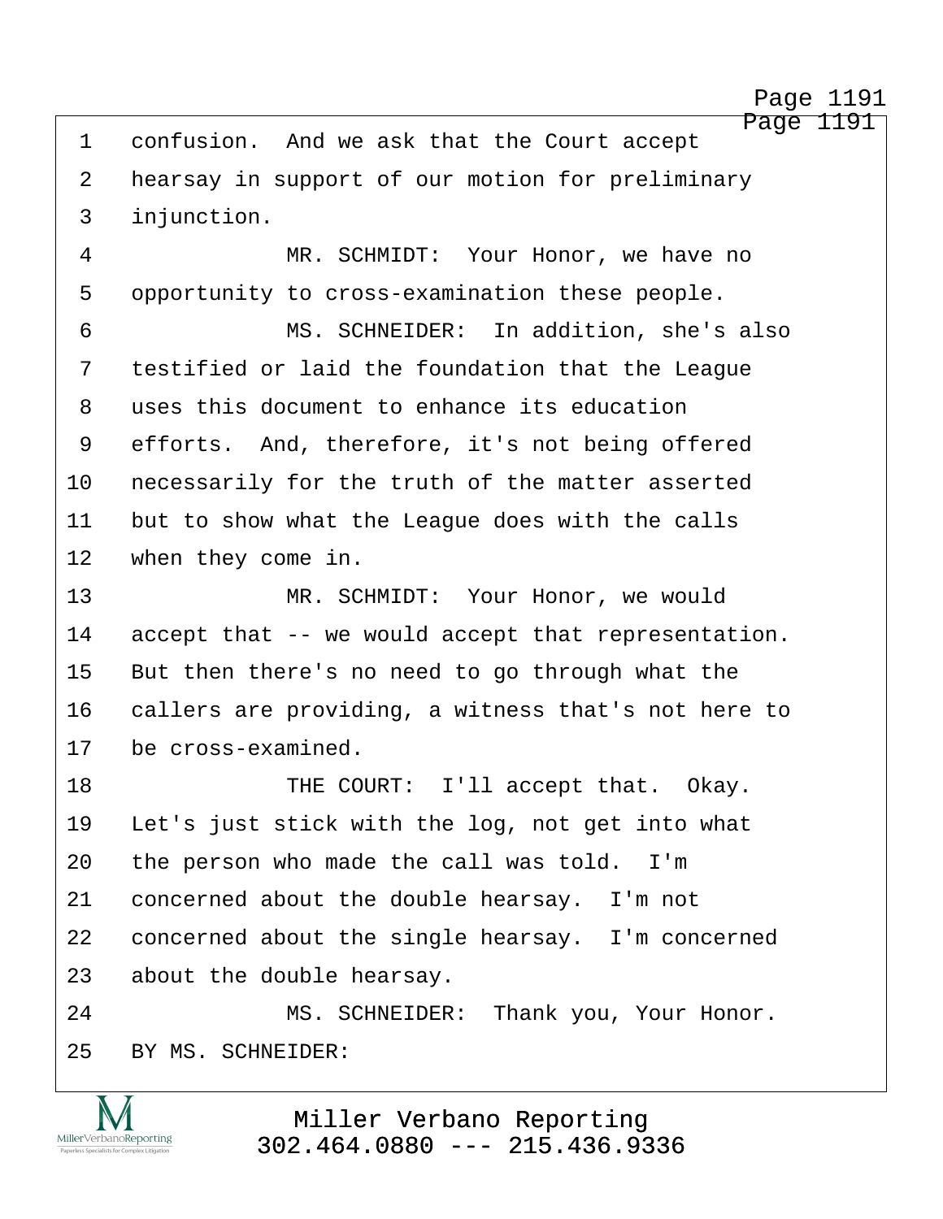1 confusion. And we ask that the Court accept
2 hearsay in support of our motion for preliminary
3 injunction.
4 MR. SCHMIDT: Your Honor, we have no
5 opportunity to cross-examination these people.
6 MS. SCHNEIDER: In addition, she's also
7 testified or laid the foundation that the League
8 uses this document to enhance its education
9 efforts. And, therefore, it's not being offered
10 necessarily for the truth of the matter asserted
11 but to show what the League does with the calls
12 when they come in.
13 MR. SCHMIDT: Your Honor, we would
14 accept that -- we would accept that representation.
15 But then there's no need to go through what the
16 callers are providing, a witness that's not here to
17 be cross-examined.
18 THE COURT: I'll accept that. Okay.
19 Let's just stick with the log, not get into what
20 the person who made the call was told. I'm
21 concerned about the double hearsay. I'm not
22 concerned about the single hearsay. I'm concerned
23 about the double hearsay.
24 MS. SCHNEIDER: Thank you, Your Honor.
25 BY MS. SCHNEIDER: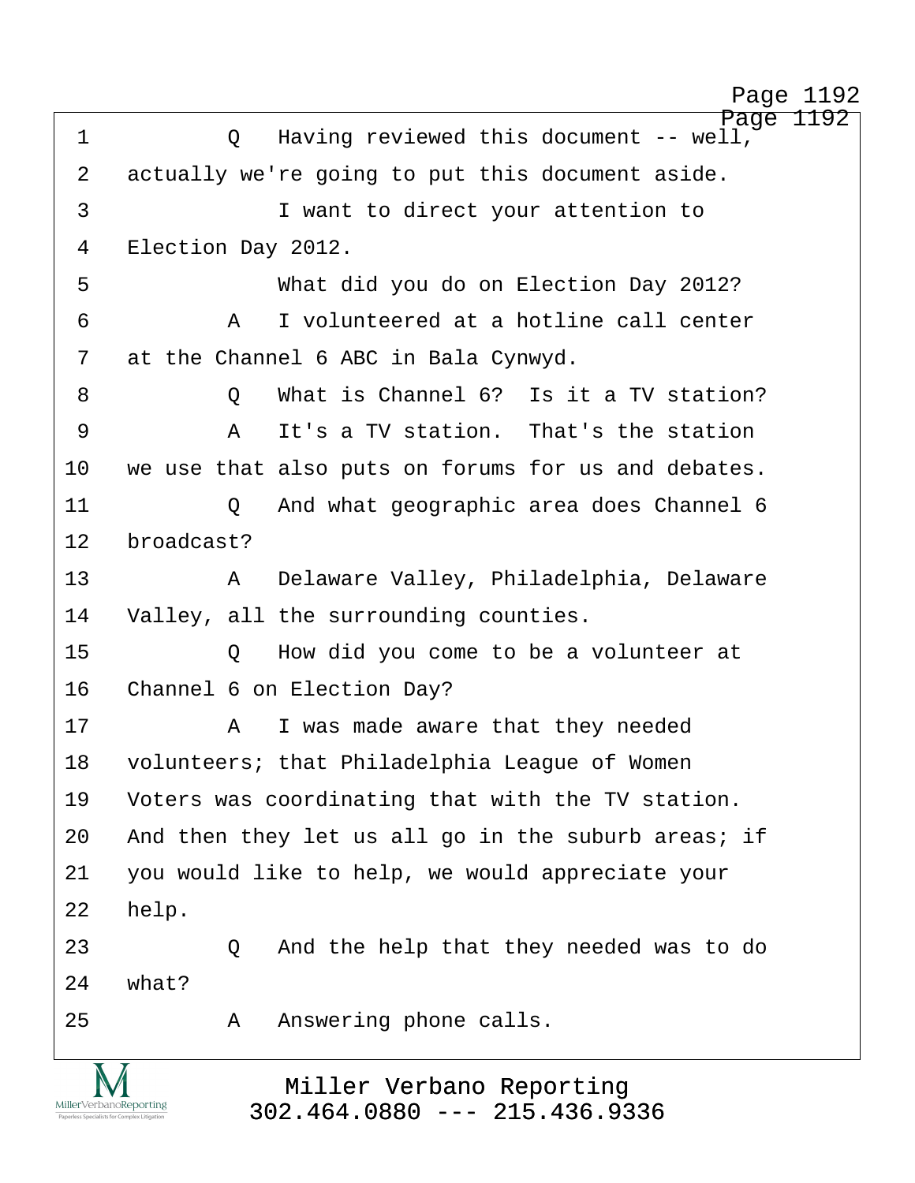1 Q Having reviewed this document -- well,
2 actually we're going to put this document aside.
3 I want to direct your attention to
4 Election Day 2012.
5 What did you do on Election Day 2012?
6 A I volunteered at a hotline call center
7 at the Channel 6 ABC in Bala Cynwyd.
8 Q What is Channel 6? Is it a TV station?
9 A It's a TV station. That's the station
10 we use that also puts on forums for us and debates.
11 Q And what geographic area does Channel 6
12 broadcast?
13 A Delaware Valley, Philadelphia, Delaware
14 Valley, all the surrounding counties.
15 Q How did you come to be a volunteer at
16 Channel 6 on Election Day?
17 A I was made aware that they needed
18 volunteers; that Philadelphia League of Women
19 Voters was coordinating that with the TV station.
20 And then they let us all go in the suburb areas; if
21 you would like to help, we would appreciate your
22 help.
23 Q And the help that they needed was to do
24 what?
25 A Answering phone calls.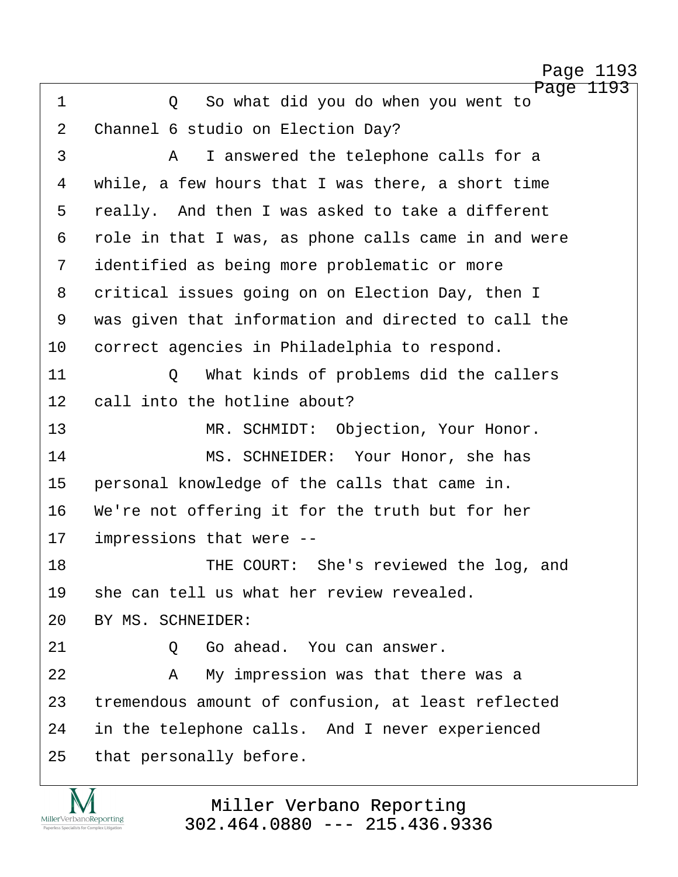1 Q So what did you do when you went to
2 Channel 6 studio on Election Day?
3 A I answered the telephone calls for a
4 while, a few hours that I was there, a short time
5 really. And then I was asked to take a different
6 role in that I was, as phone calls came in and were
7 identified as being more problematic or more
8 critical issues going on on Election Day, then I
9 was given that information and directed to call the
10 correct agencies in Philadelphia to respond.
11 Q What kinds of problems did the callers
12 call into the hotline about?
13 MR. SCHMIDT: Objection, Your Honor.
14 MS. SCHNEIDER: Your Honor, she has
15 personal knowledge of the calls that came in.
16 We're not offering it for the truth but for her
17 impressions that were --
18 THE COURT: She's reviewed the log, and
19 she can tell us what her review revealed.
20 BY MS. SCHNEIDER:
21 Q Go ahead. You can answer.
22 A My impression was that there was a
23 tremendous amount of confusion, at least reflected
24 in the telephone calls. And I never experienced
25 that personally before.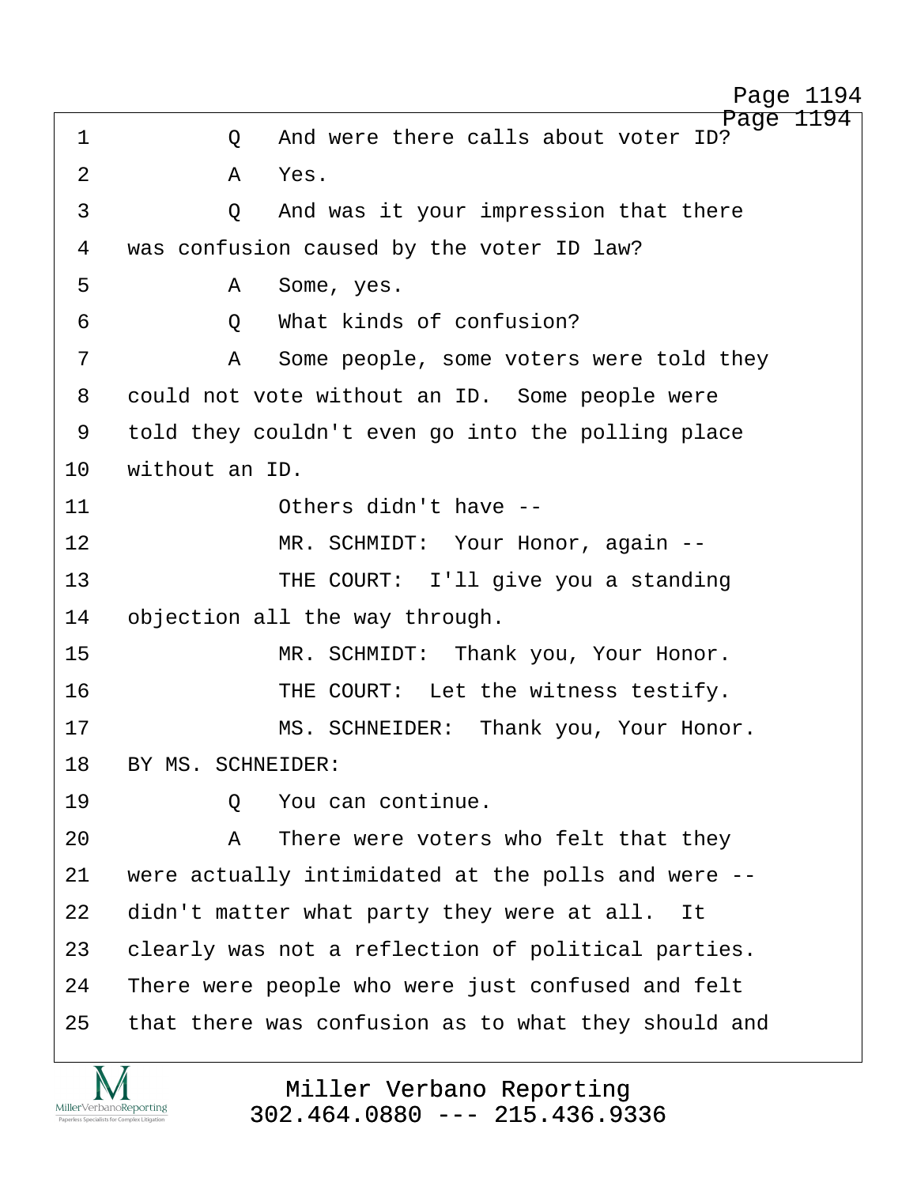1 Q And were there calls about voter ID?

2 A Yes.

3 Q And was it your impression that there

4 was confusion caused by the voter ID law?

5 A Some, yes.

6 Q What kinds of confusion?

7 A Some people, some voters were told they

8 could not vote without an ID. Some people were

9 told they couldn't even go into the polling place

10 without an ID.

11 Others didn't have --

12 MR. SCHMIDT: Your Honor, again --

13 THE COURT: I'll give you a standing

14 objection all the way through.

15 MR. SCHMIDT: Thank you, Your Honor.

16 THE COURT: Let the witness testify.

17 MS. SCHNEIDER: Thank you, Your Honor.

18 BY MS. SCHNEIDER:

19 Q You can continue.

20 A There were voters who felt that they

21 were actually intimidated at the polls and were --

22 didn't matter what party they were at all. It

23 clearly was not a reflection of political parties.

24 There were people who were just confused and felt

25 that there was confusion as to what they should and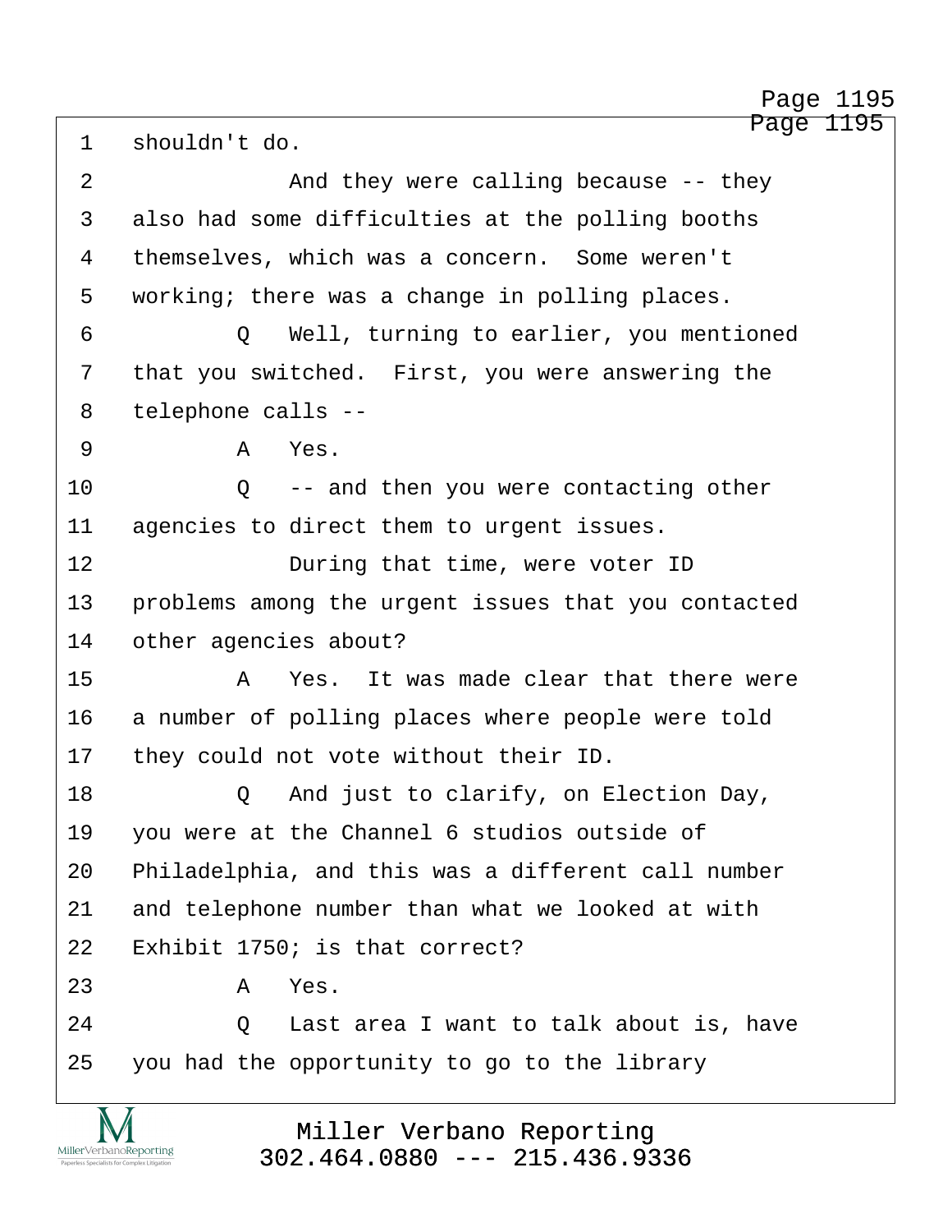1 shouldn't do.

2 And they were calling because -- they

3 also had some difficulties at the polling booths

4 themselves, which was a concern. Some weren't

5 working; there was a change in polling places.

6 Q Well, turning to earlier, you mentioned

7 that you switched. First, you were answering the

8 telephone calls --

9 A Yes.

10 Q -- and then you were contacting other

11 agencies to direct them to urgent issues.

12 During that time, were voter ID

13 problems among the urgent issues that you contacted

14 other agencies about?

15 A Yes. It was made clear that there were

16 a number of polling places where people were told

17 they could not vote without their ID.

18 Q And just to clarify, on Election Day,

19 you were at the Channel 6 studios outside of

20 Philadelphia, and this was a different call number

21 and telephone number than what we looked at with

22 Exhibit 1750; is that correct?

23 A Yes.

24 Q Last area I want to talk about is, have

25 you had the opportunity to go to the library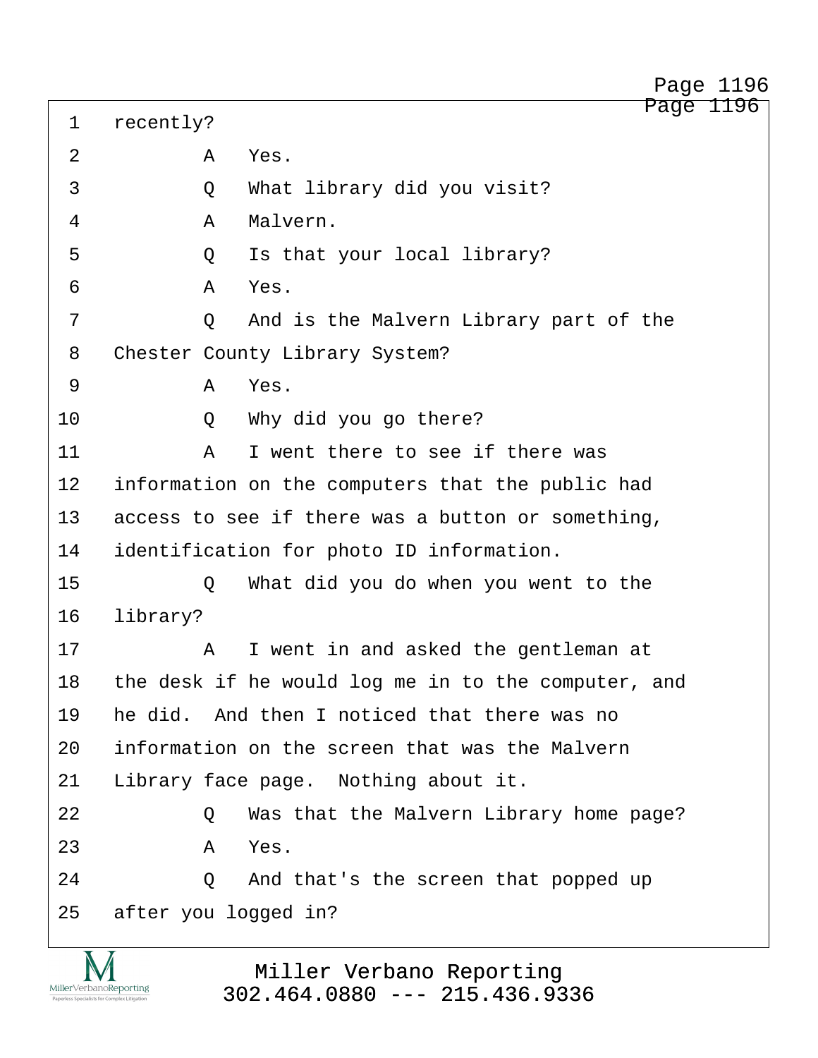1 recently?

2 A Yes.

3 Q What library did you visit?

4 A Malvern.

5 Q Is that your local library?

6 A Yes.

7 Q And is the Malvern Library part of the

8 Chester County Library System?

9 A Yes.

10 Q Why did you go there?

11 A I went there to see if there was

12 information on the computers that the public had

13 access to see if there was a button or something,

14 identification for photo ID information.

15 Q What did you do when you went to the

16 library?

17 A I went in and asked the gentleman at

18 the desk if he would log me in to the computer, and

19 he did. And then I noticed that there was no

20 information on the screen that was the Malvern

21 Library face page. Nothing about it.

22 Q Was that the Malvern Library home page?

23 A Yes.

24 Q And that's the screen that popped up

25 after you logged in?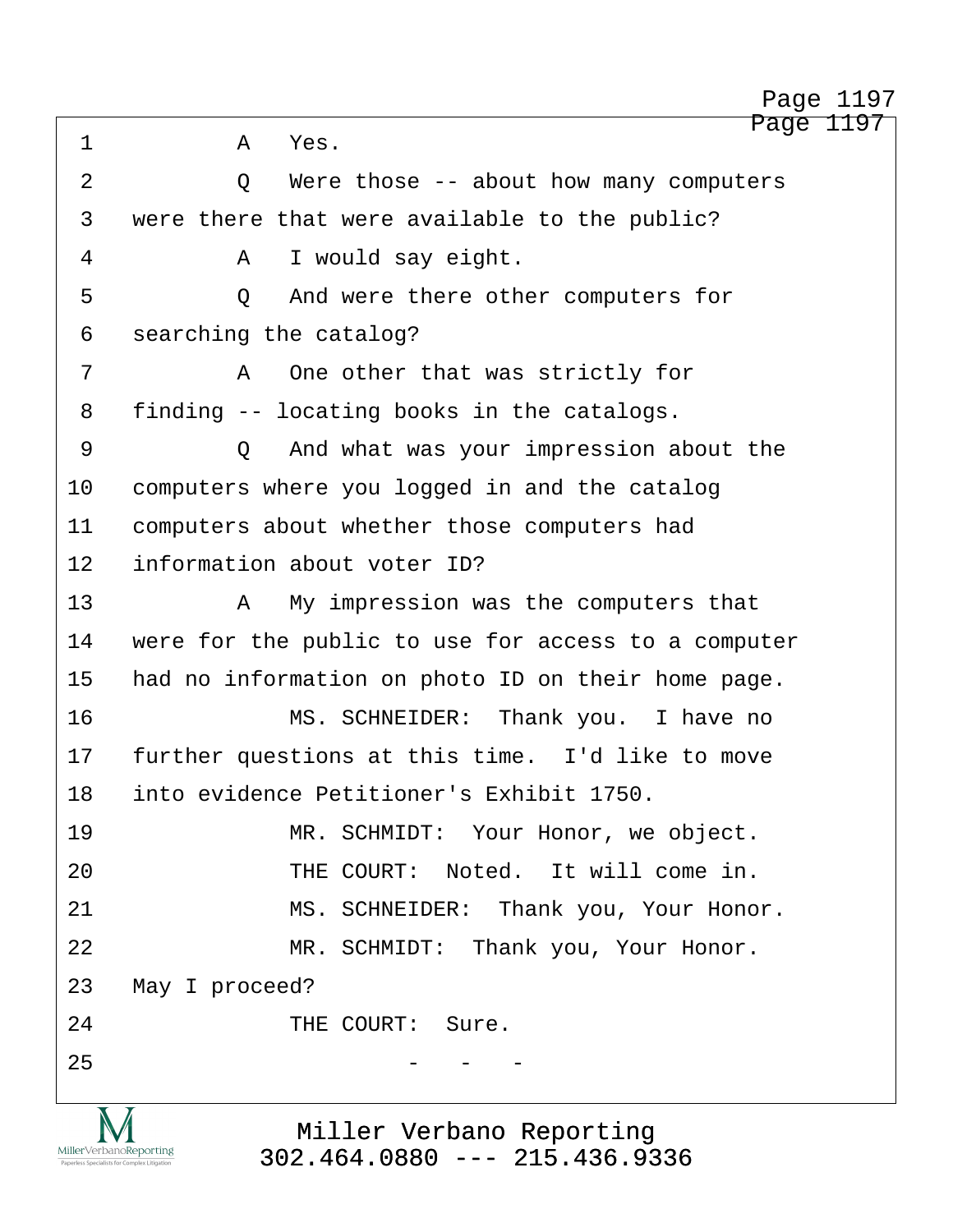1 A Yes.

2 Q Were those -- about how many computers

3 were there that were available to the public?

4 A I would say eight.

5 Q And were there other computers for

6 searching the catalog?

7 A One other that was strictly for

8 finding -- locating books in the catalogs.

9 Q And what was your impression about the

10 computers where you logged in and the catalog

11 computers about whether those computers had

12 information about voter ID?

13 A My impression was the computers that

14 were for the public to use for access to a computer

15 had no information on photo ID on their home page.

16 MS. SCHNEIDER: Thank you. I have no

17 further questions at this time. I'd like to move

18 into evidence Petitioner's Exhibit 1750.

19 MR. SCHMIDT: Your Honor, we object.

20 THE COURT: Noted. It will come in.

21 MS. SCHNEIDER: Thank you, Your Honor.

22 MR. SCHMIDT: Thank you, Your Honor.

23 May I proceed?

24 THE COURT: Sure.

25 - - -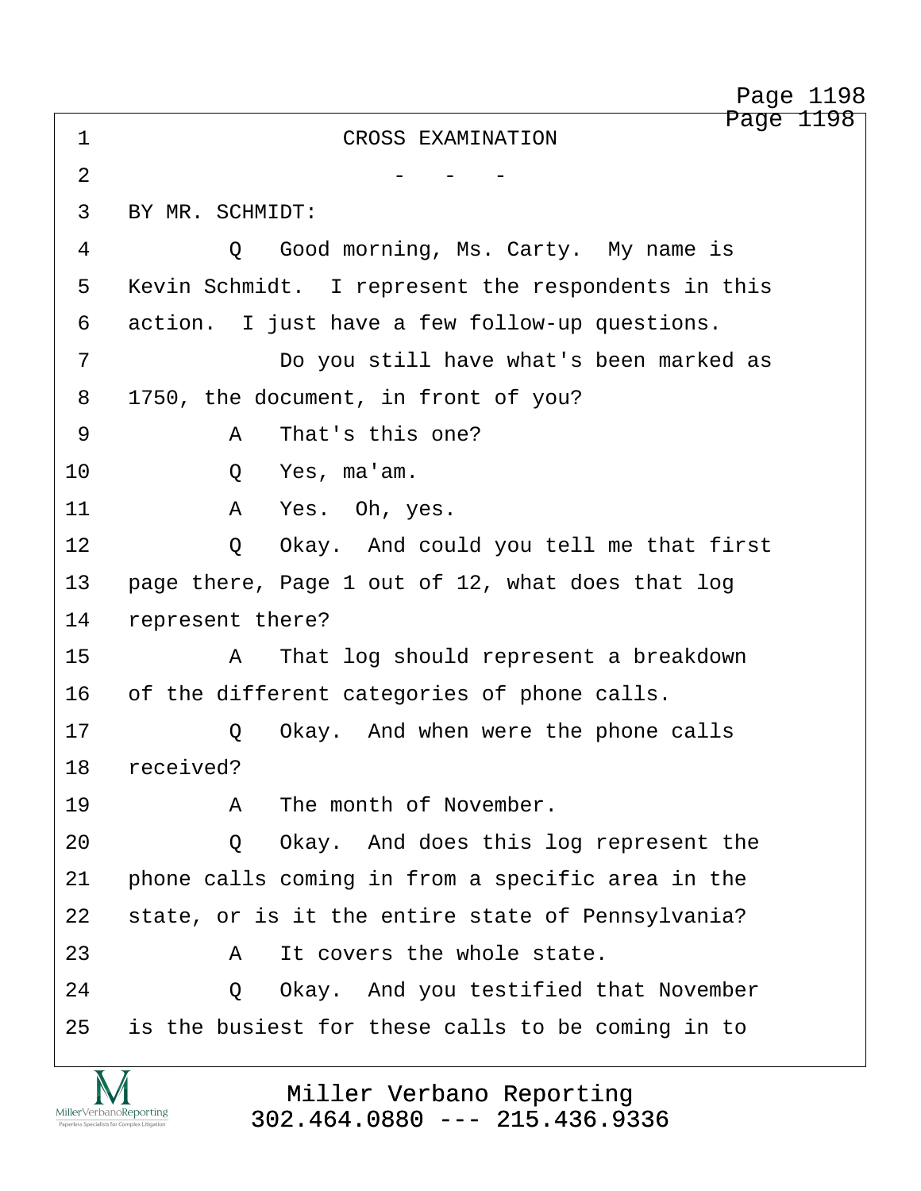CROSS EXAMINATION

- - -

BY MR. SCHMIDT:

Q Good morning, Ms. Carty. My name is Kevin Schmidt. I represent the respondents in this action. I just have a few follow-up questions.

Do you still have what's been marked as 1750, the document, in front of you?

A That's this one?

Q Yes, ma'am.

A Yes. Oh, yes.

Q Okay. And could you tell me that first page there, Page 1 out of 12, what does that log represent there?

A That log should represent a breakdown of the different categories of phone calls.

Q Okay. And when were the phone calls received?

A The month of November.

Q Okay. And does this log represent the phone calls coming in from a specific area in the state, or is it the entire state of Pennsylvania?

A It covers the whole state.

Q Okay. And you testified that November is the busiest for these calls to be coming in to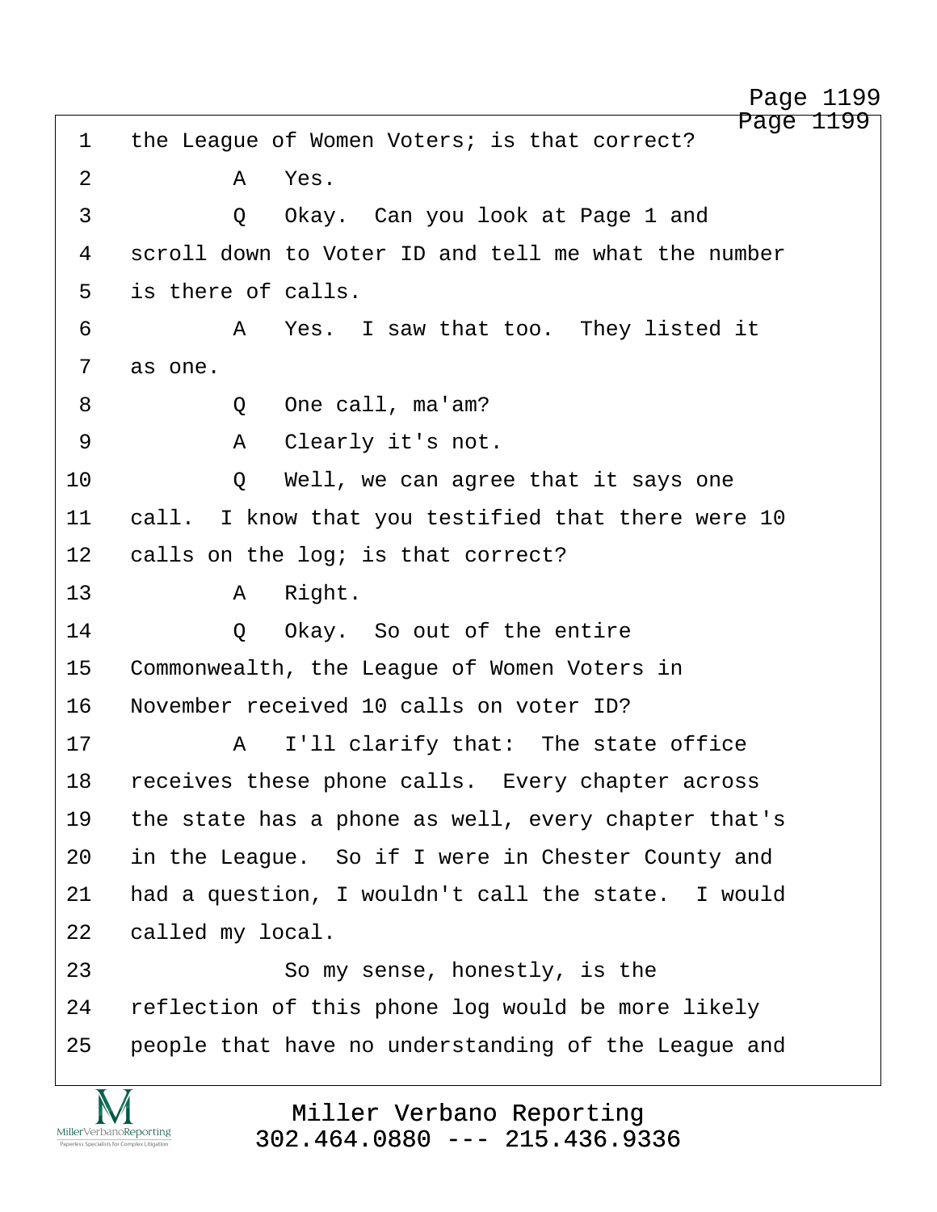1 the League of Women Voters; is that correct?

2 A Yes.

3 Q Okay. Can you look at Page 1 and

4 scroll down to Voter ID and tell me what the number

5 is there of calls.

6 A Yes. I saw that too. They listed it

7 as one.

8 Q One call, ma'am?

9 A Clearly it's not.

10 Q Well, we can agree that it says one

11 call. I know that you testified that there were 10

12 calls on the log; is that correct?

13 A Right.

14 Q Okay. So out of the entire

15 Commonwealth, the League of Women Voters in

16 November received 10 calls on voter ID?

17 A I'll clarify that: The state office

18 receives these phone calls. Every chapter across

19 the state has a phone as well, every chapter that's

20 in the League. So if I were in Chester County and

21 had a question, I wouldn't call the state. I would

22 called my local.

23 So my sense, honestly, is the

24 reflection of this phone log would be more likely

25 people that have no understanding of the League and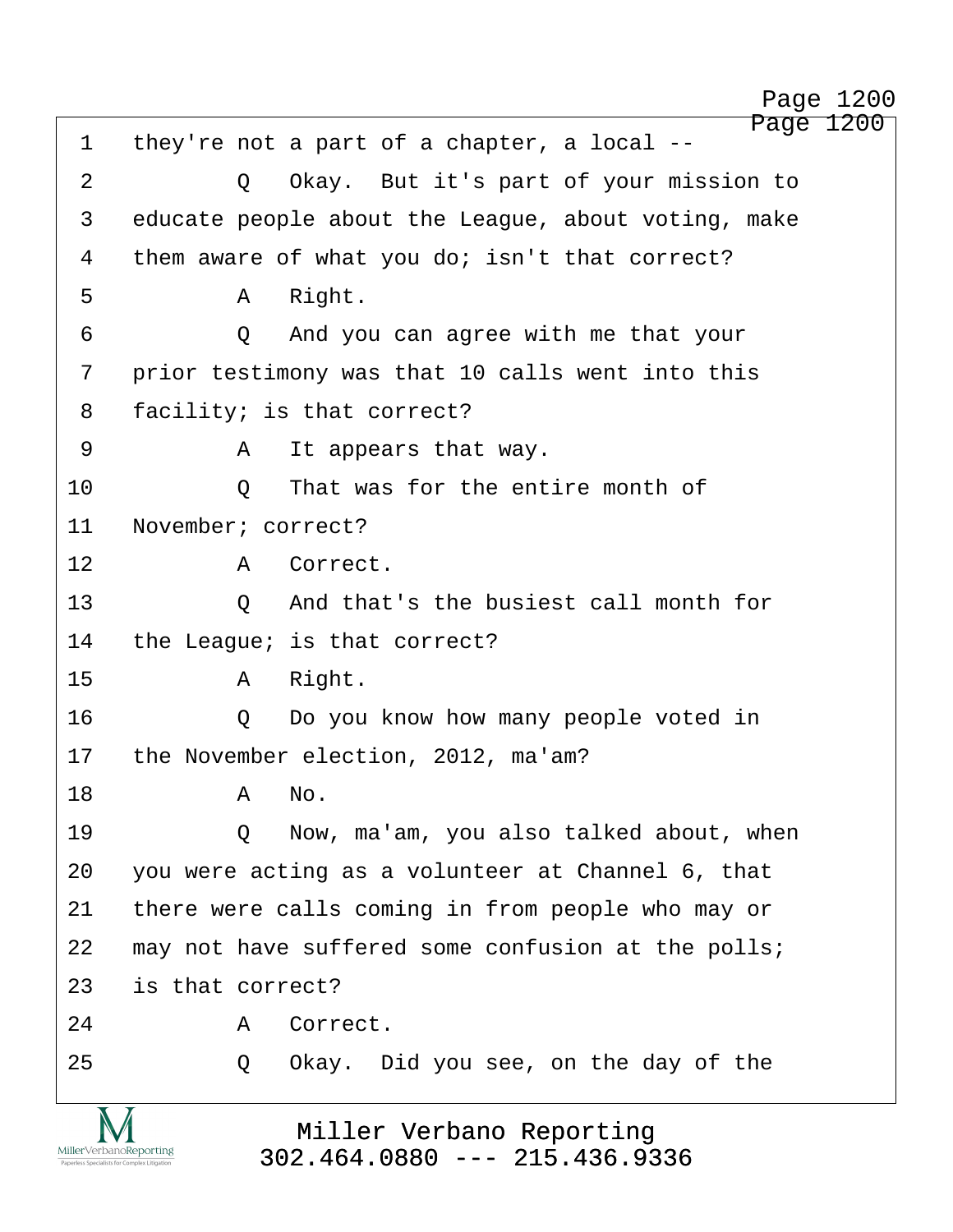1 they're not a part of a chapter, a local --

2 Q Okay. But it's part of your mission to

3 educate people about the League, about voting, make

4 them aware of what you do; isn't that correct?

5 A Right.

6 Q And you can agree with me that your

7 prior testimony was that 10 calls went into this

8 facility; is that correct?

9 A It appears that way.

10 Q That was for the entire month of

11 November; correct?

12 A Correct.

13 Q And that's the busiest call month for

14 the League; is that correct?

15 A Right.

16 Q Do you know how many people voted in

17 the November election, 2012, ma'am?

18 A No.

19 Q Now, ma'am, you also talked about, when

20 you were acting as a volunteer at Channel 6, that

21 there were calls coming in from people who may or

22 may not have suffered some confusion at the polls;

23 is that correct?

24 A Correct.

25 Q Okay. Did you see, on the day of the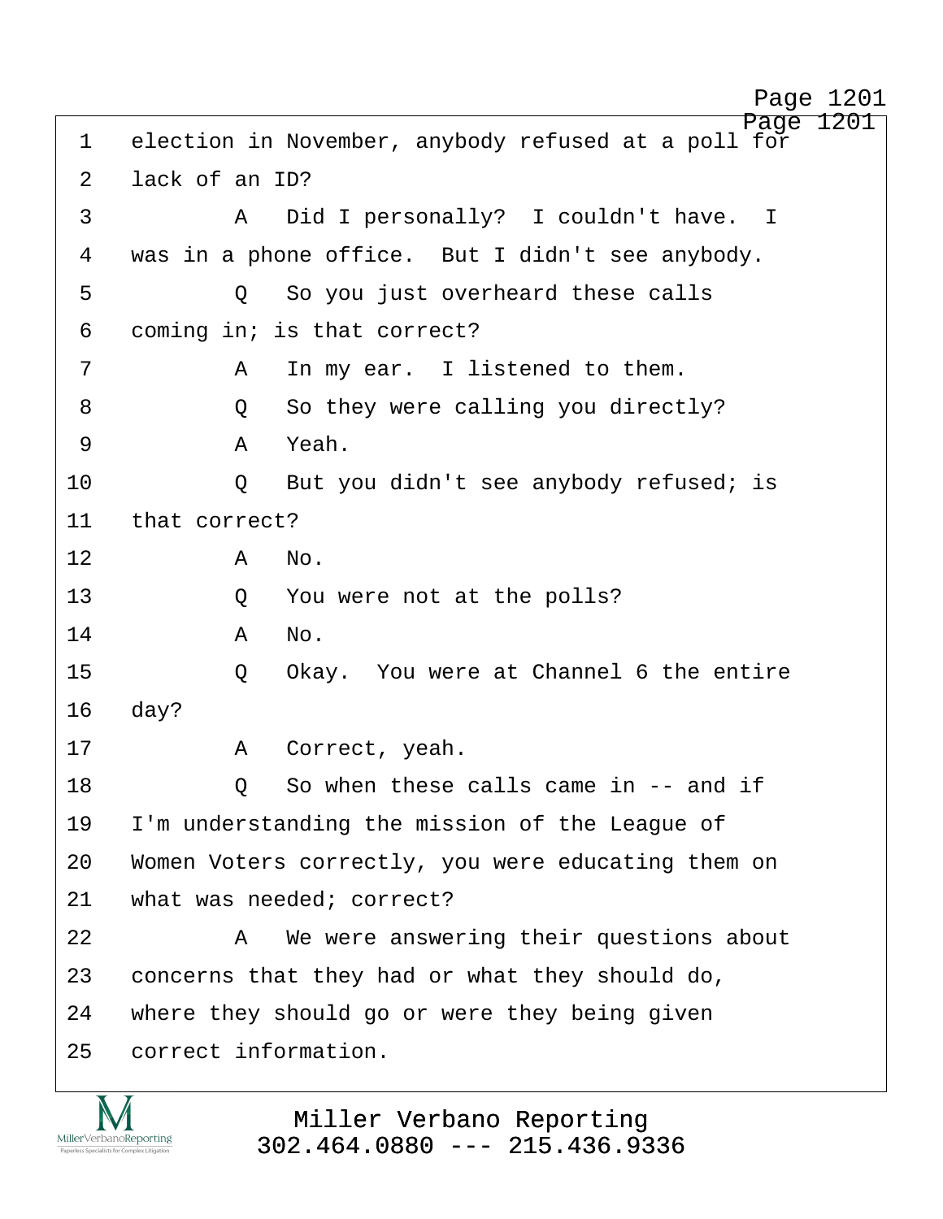1 election in November, anybody refused at a poll for
2 lack of an ID?
3 A Did I personally? I couldn't have. I
4 was in a phone office. But I didn't see anybody.
5 Q So you just overheard these calls
6 coming in; is that correct?
7 A In my ear. I listened to them.
8 Q So they were calling you directly?
9 A Yeah.
10 Q But you didn't see anybody refused; is
11 that correct?
12 A No.
13 Q You were not at the polls?
14 A No.
15 Q Okay. You were at Channel 6 the entire
16 day?
17 A Correct, yeah.
18 Q So when these calls came in -- and if
19 I'm understanding the mission of the League of
20 Women Voters correctly, you were educating them on
21 what was needed; correct?
22 A We were answering their questions about
23 concerns that they had or what they should do,
24 where they should go or were they being given
25 correct information.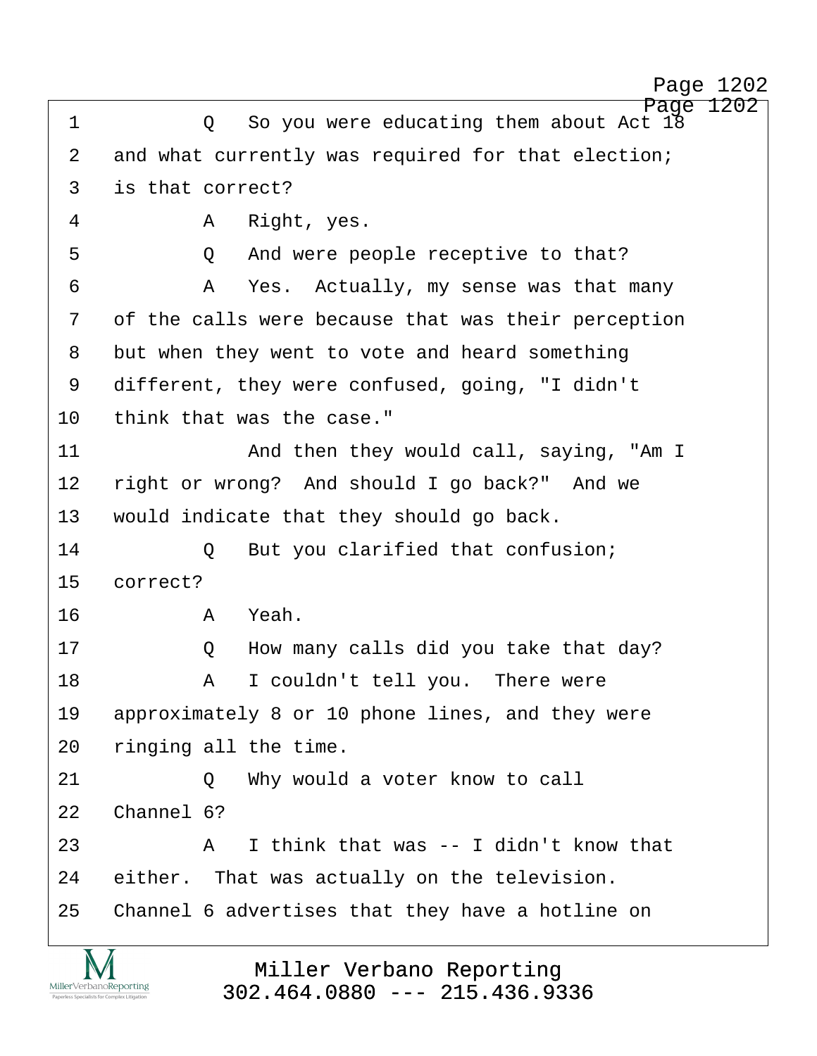1 Q So you were educating them about Act 18
2 and what currently was required for that election;
3 is that correct?
4 A Right, yes.
5 Q And were people receptive to that?
6 A Yes. Actually, my sense was that many
7 of the calls were because that was their perception
8 but when they went to vote and heard something
9 different, they were confused, going, "I didn't
10 think that was the case."
11 And then they would call, saying, "Am I
12 right or wrong? And should I go back?" And we
13 would indicate that they should go back.
14 Q But you clarified that confusion;
15 correct?
16 A Yeah.
17 Q How many calls did you take that day?
18 A I couldn't tell you. There were
19 approximately 8 or 10 phone lines, and they were
20 ringing all the time.
21 Q Why would a voter know to call
22 Channel 6?
23 A I think that was -- I didn't know that
24 either. That was actually on the television.
25 Channel 6 advertises that they have a hotline on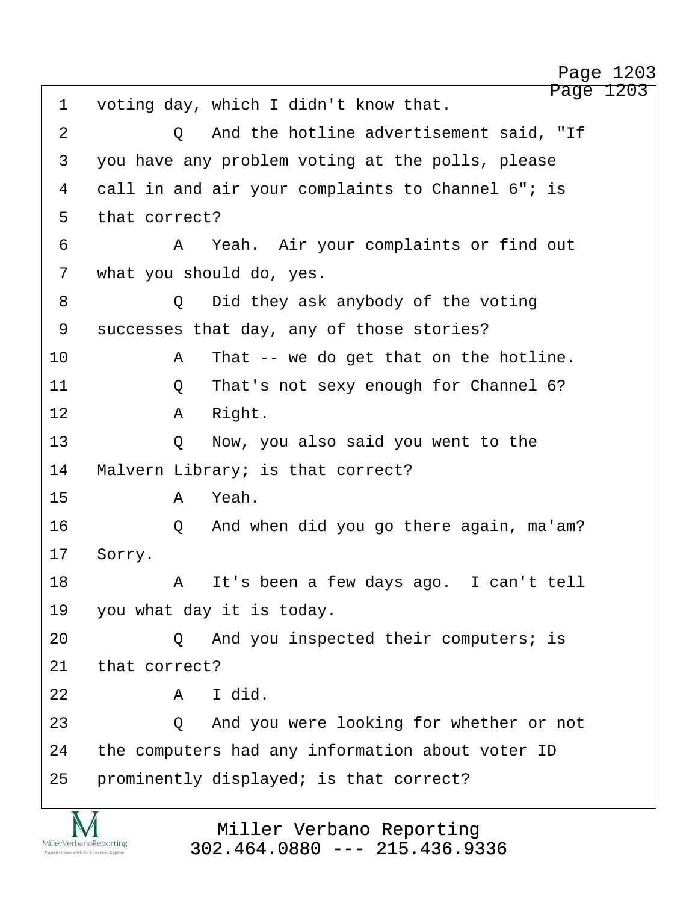1 voting day, which I didn't know that.

2 Q And the hotline advertisement said, "If

3 you have any problem voting at the polls, please

4 call in and air your complaints to Channel 6"; is

5 that correct?

6 A Yeah. Air your complaints or find out

7 what you should do, yes.

8 Q Did they ask anybody of the voting

9 successes that day, any of those stories?

10 A That -- we do get that on the hotline.

11 Q That's not sexy enough for Channel 6?

12 A Right.

13 Q Now, you also said you went to the

14 Malvern Library; is that correct?

15 A Yeah.

16 Q And when did you go there again, ma'am?

17 Sorry.

18 A It's been a few days ago. I can't tell

19 you what day it is today.

20 Q And you inspected their computers; is

21 that correct?

22 A I did.

23 Q And you were looking for whether or not

24 the computers had any information about voter ID

25 prominently displayed; is that correct?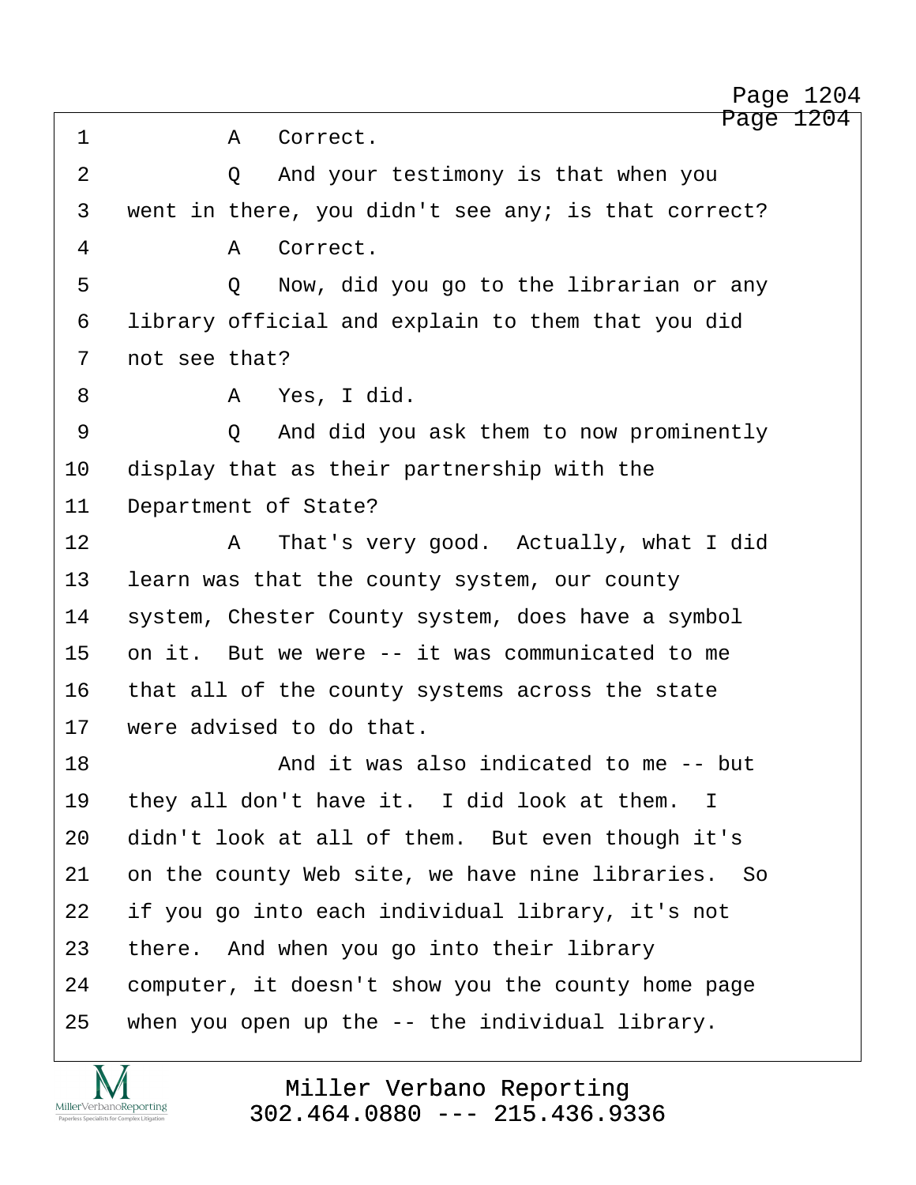1 A Correct.

2 Q And your testimony is that when you

3 went in there, you didn't see any; is that correct?

4 A Correct.

5 Q Now, did you go to the librarian or any

6 library official and explain to them that you did

7 not see that?

8 A Yes, I did.

9 Q And did you ask them to now prominently

10 display that as their partnership with the

11 Department of State?

12 A That's very good. Actually, what I did

13 learn was that the county system, our county

14 system, Chester County system, does have a symbol

15 on it. But we were -- it was communicated to me

16 that all of the county systems across the state

17 were advised to do that.

18 And it was also indicated to me -- but

19 they all don't have it. I did look at them. I

20 didn't look at all of them. But even though it's

21 on the county Web site, we have nine libraries. So

22 if you go into each individual library, it's not

23 there. And when you go into their library

24 computer, it doesn't show you the county home page

25 when you open up the -- the individual library.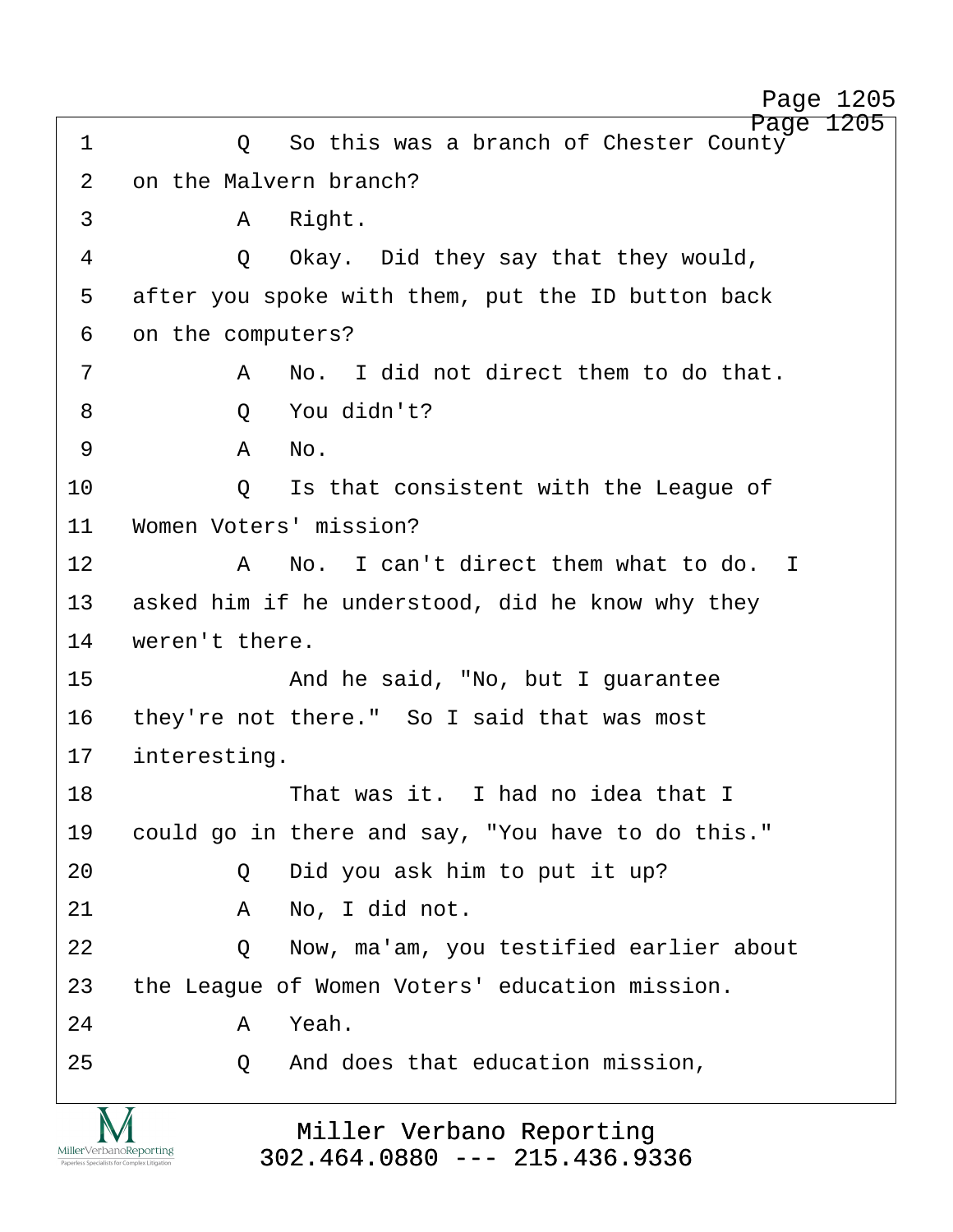1 Q So this was a branch of Chester County
2 on the Malvern branch?
3 A Right.
4 Q Okay. Did they say that they would,
5 after you spoke with them, put the ID button back
6 on the computers?
7 A No. I did not direct them to do that.
8 Q You didn't?
9 A No.
10 Q Is that consistent with the League of
11 Women Voters' mission?
12 A No. I can't direct them what to do. I
13 asked him if he understood, did he know why they
14 weren't there.
15 And he said, "No, but I guarantee
16 they're not there." So I said that was most
17 interesting.
18 That was it. I had no idea that I
19 could go in there and say, "You have to do this."
20 Q Did you ask him to put it up?
21 A No, I did not.
22 Q Now, ma'am, you testified earlier about
23 the League of Women Voters' education mission.
24 A Yeah.
25 Q And does that education mission,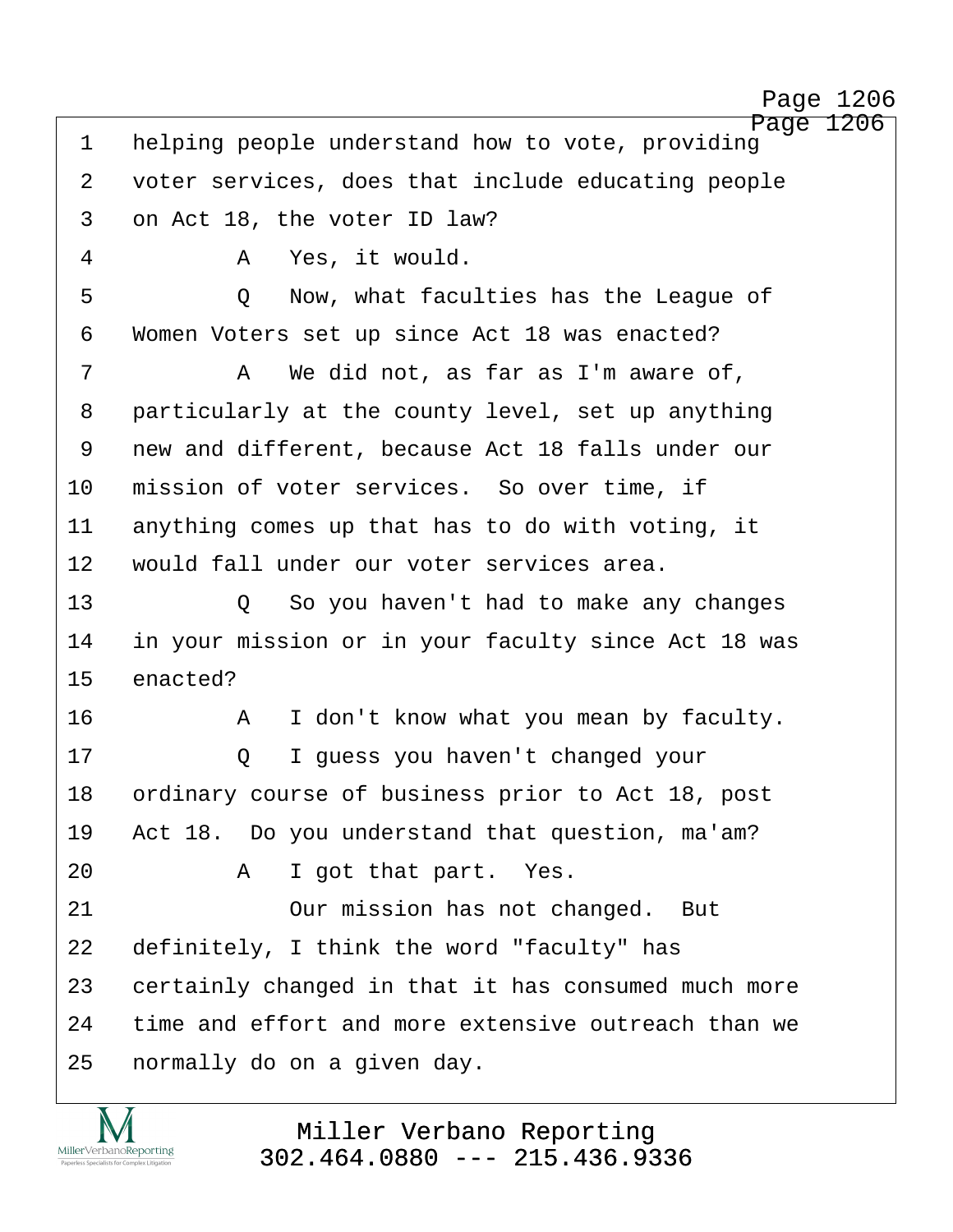1 helping people understand how to vote, providing
2 voter services, does that include educating people
3 on Act 18, the voter ID law?
4 A Yes, it would.
5 Q Now, what faculties has the League of
6 Women Voters set up since Act 18 was enacted?
7 A We did not, as far as I'm aware of,
8 particularly at the county level, set up anything
9 new and different, because Act 18 falls under our
10 mission of voter services. So over time, if
11 anything comes up that has to do with voting, it
12 would fall under our voter services area.
13 Q So you haven't had to make any changes
14 in your mission or in your faculty since Act 18 was
15 enacted?
16 A I don't know what you mean by faculty.
17 Q I guess you haven't changed your
18 ordinary course of business prior to Act 18, post
19 Act 18. Do you understand that question, ma'am?
20 A I got that part. Yes.
21 Our mission has not changed. But
22 definitely, I think the word "faculty" has
23 certainly changed in that it has consumed much more
24 time and effort and more extensive outreach than we
25 normally do on a given day.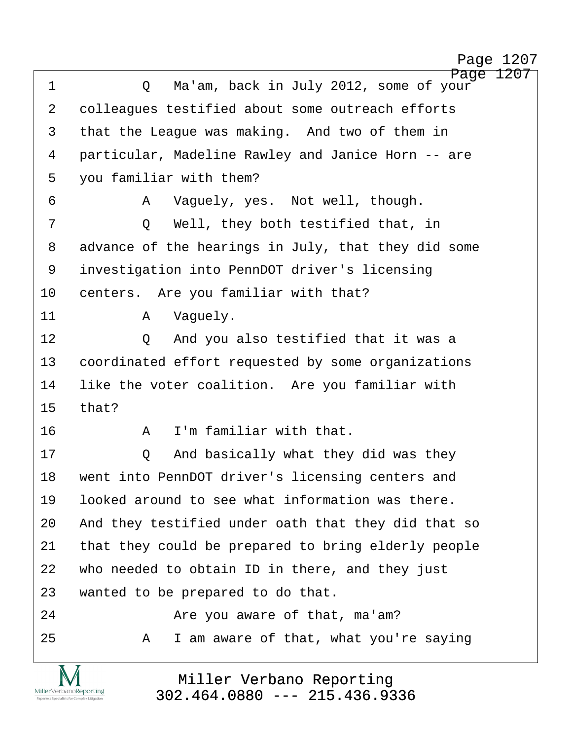Q Ma'am, back in July 2012, some of your colleagues testified about some outreach efforts that the League was making. And two of them in particular, Madeline Rawley and Janice Horn -- are you familiar with them?

A Vaguely, yes. Not well, though.

Q Well, they both testified that, in advance of the hearings in July, that they did some investigation into PennDOT driver's licensing centers. Are you familiar with that?

A Vaguely.

Q And you also testified that it was a coordinated effort requested by some organizations like the voter coalition. Are you familiar with that?

A I'm familiar with that.

Q And basically what they did was they went into PennDOT driver's licensing centers and looked around to see what information was there. And they testified under oath that they did that so that they could be prepared to bring elderly people who needed to obtain ID in there, and they just wanted to be prepared to do that.

Are you aware of that, ma'am?

A I am aware of that, what you're saying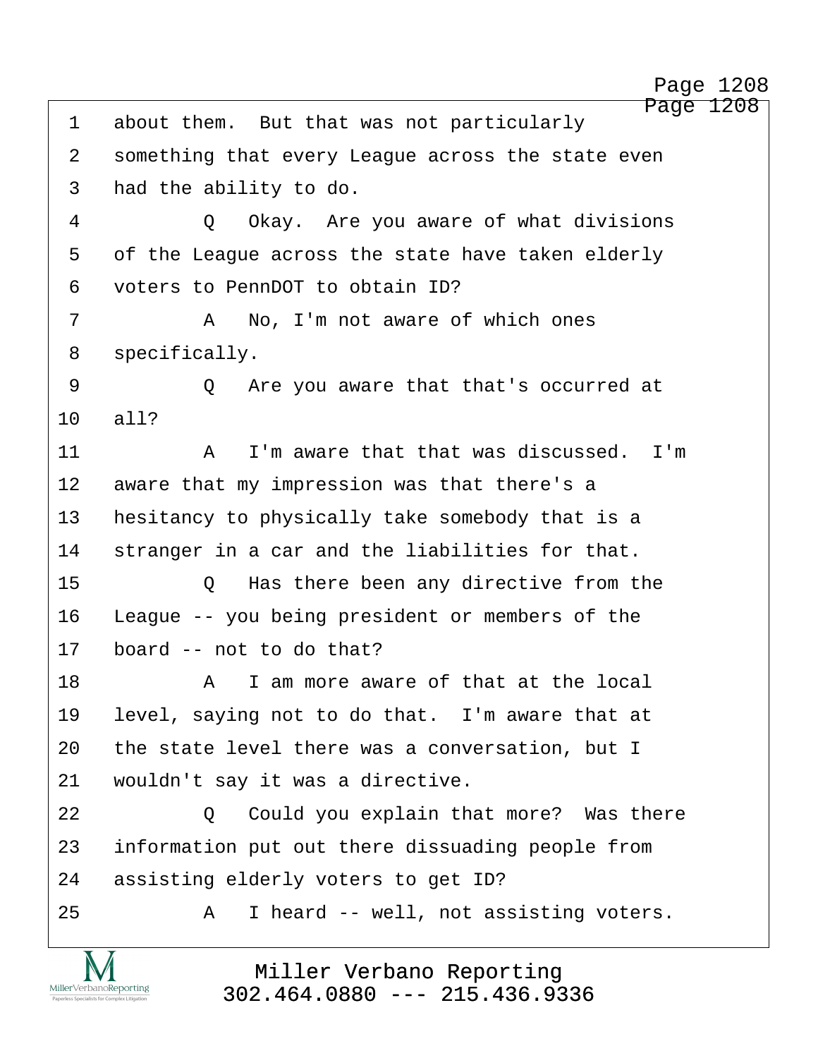1 about them. But that was not particularly
2 something that every League across the state even
3 had the ability to do.
4 Q Okay. Are you aware of what divisions
5 of the League across the state have taken elderly
6 voters to PennDOT to obtain ID?
7 A No, I'm not aware of which ones
8 specifically.
9 Q Are you aware that that's occurred at
10 all?
11 A I'm aware that that was discussed. I'm
12 aware that my impression was that there's a
13 hesitancy to physically take somebody that is a
14 stranger in a car and the liabilities for that.
15 Q Has there been any directive from the
16 League -- you being president or members of the
17 board -- not to do that?
18 A I am more aware of that at the local
19 level, saying not to do that. I'm aware that at
20 the state level there was a conversation, but I
21 wouldn't say it was a directive.
22 Q Could you explain that more? Was there
23 information put out there dissuading people from
24 assisting elderly voters to get ID?
25 A I heard -- well, not assisting voters.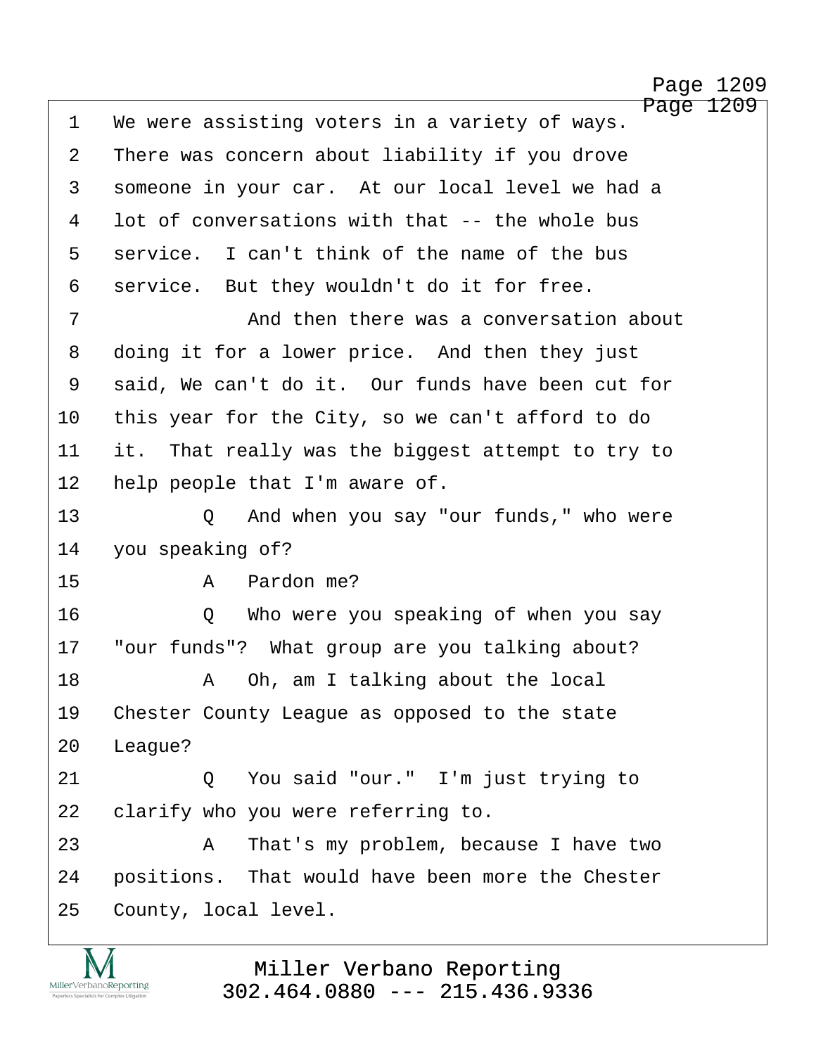1 We were assisting voters in a variety of ways.
2 There was concern about liability if you drove
3 someone in your car. At our local level we had a
4 lot of conversations with that -- the whole bus
5 service. I can't think of the name of the bus
6 service. But they wouldn't do it for free.
7 And then there was a conversation about
8 doing it for a lower price. And then they just
9 said, We can't do it. Our funds have been cut for
10 this year for the City, so we can't afford to do
11 it. That really was the biggest attempt to try to
12 help people that I'm aware of.
13 Q And when you say "our funds," who were
14 you speaking of?
15 A Pardon me?
16 Q Who were you speaking of when you say
17 "our funds"? What group are you talking about?
18 A Oh, am I talking about the local
19 Chester County League as opposed to the state
20 League?
21 Q You said "our." I'm just trying to
22 clarify who you were referring to.
23 A That's my problem, because I have two
24 positions. That would have been more the Chester
25 County, local level.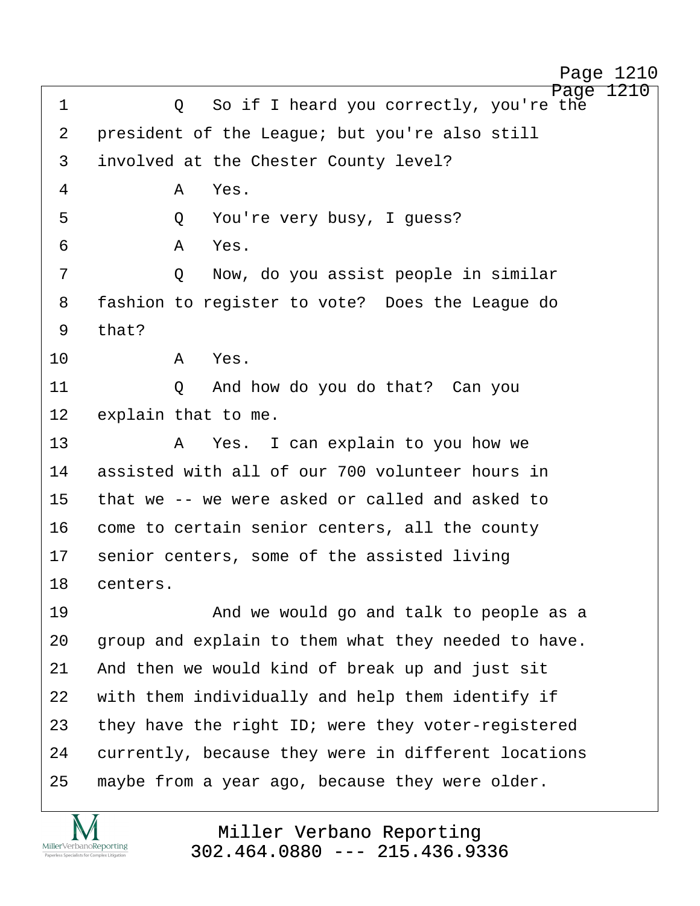1 Q So if I heard you correctly, you're the
2 president of the League; but you're also still
3 involved at the Chester County level?
4 A Yes.
5 Q You're very busy, I guess?
6 A Yes.
7 Q Now, do you assist people in similar
8 fashion to register to vote? Does the League do
9 that?
10 A Yes.
11 Q And how do you do that? Can you
12 explain that to me.
13 A Yes. I can explain to you how we
14 assisted with all of our 700 volunteer hours in
15 that we -- we were asked or called and asked to
16 come to certain senior centers, all the county
17 senior centers, some of the assisted living
18 centers.
19 And we would go and talk to people as a
20 group and explain to them what they needed to have.
21 And then we would kind of break up and just sit
22 with them individually and help them identify if
23 they have the right ID; were they voter-registered
24 currently, because they were in different locations
25 maybe from a year ago, because they were older.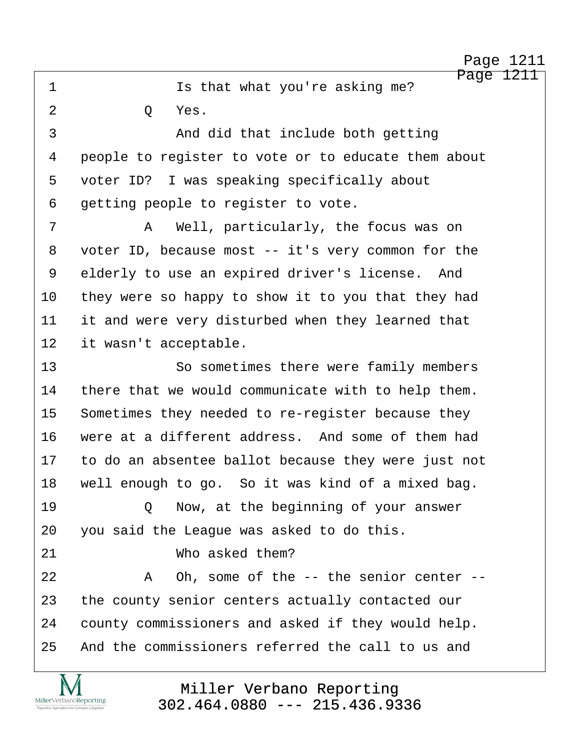1 Is that what you're asking me?

2 Q Yes.

3 And did that include both getting

4 people to register to vote or to educate them about

5 voter ID? I was speaking specifically about

6 getting people to register to vote.

7 A Well, particularly, the focus was on

8 voter ID, because most -- it's very common for the

9 elderly to use an expired driver's license. And

10 they were so happy to show it to you that they had

11 it and were very disturbed when they learned that

12 it wasn't acceptable.

13 So sometimes there were family members

14 there that we would communicate with to help them.

15 Sometimes they needed to re-register because they

16 were at a different address. And some of them had

17 to do an absentee ballot because they were just not

18 well enough to go. So it was kind of a mixed bag.

19 Q Now, at the beginning of your answer

20 you said the League was asked to do this.

21 Who asked them?

22 A Oh, some of the -- the senior center --

23 the county senior centers actually contacted our

24 county commissioners and asked if they would help.

25 And the commissioners referred the call to us and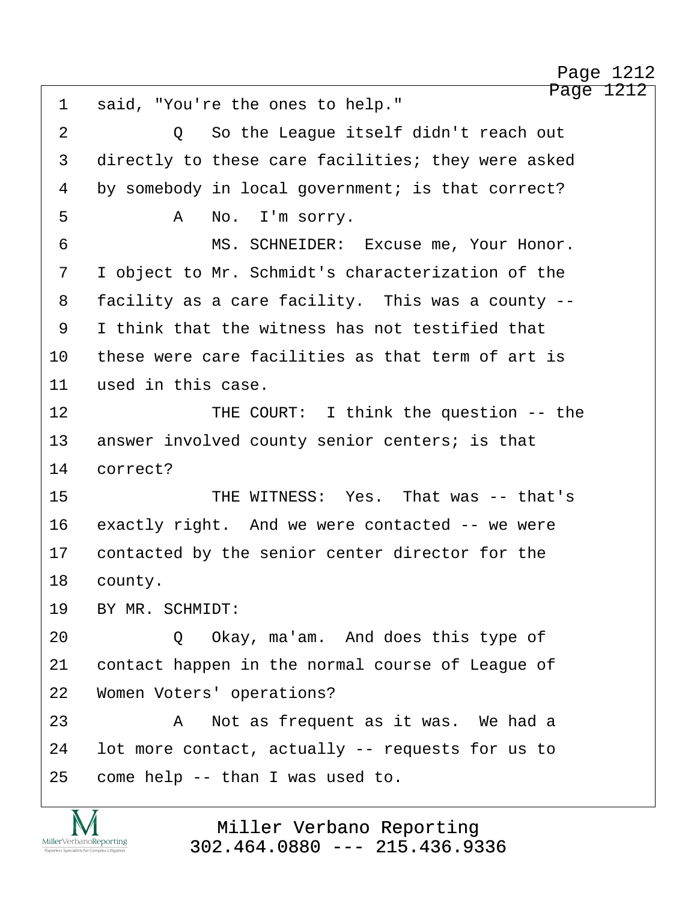1 said, "You're the ones to help."

2 Q So the League itself didn't reach out

3 directly to these care facilities; they were asked

4 by somebody in local government; is that correct?

5 A No. I'm sorry.

6 MS. SCHNEIDER: Excuse me, Your Honor.

7 I object to Mr. Schmidt's characterization of the

8 facility as a care facility. This was a county --

9 I think that the witness has not testified that

10 these were care facilities as that term of art is

11 used in this case.

12 THE COURT: I think the question -- the

13 answer involved county senior centers; is that

14 correct?

15 THE WITNESS: Yes. That was -- that's

16 exactly right. And we were contacted -- we were

17 contacted by the senior center director for the

18 county.

19 BY MR. SCHMIDT:

20 Q Okay, ma'am. And does this type of

21 contact happen in the normal course of League of

22 Women Voters' operations?

23 A Not as frequent as it was. We had a

24 lot more contact, actually -- requests for us to

25 come help -- than I was used to.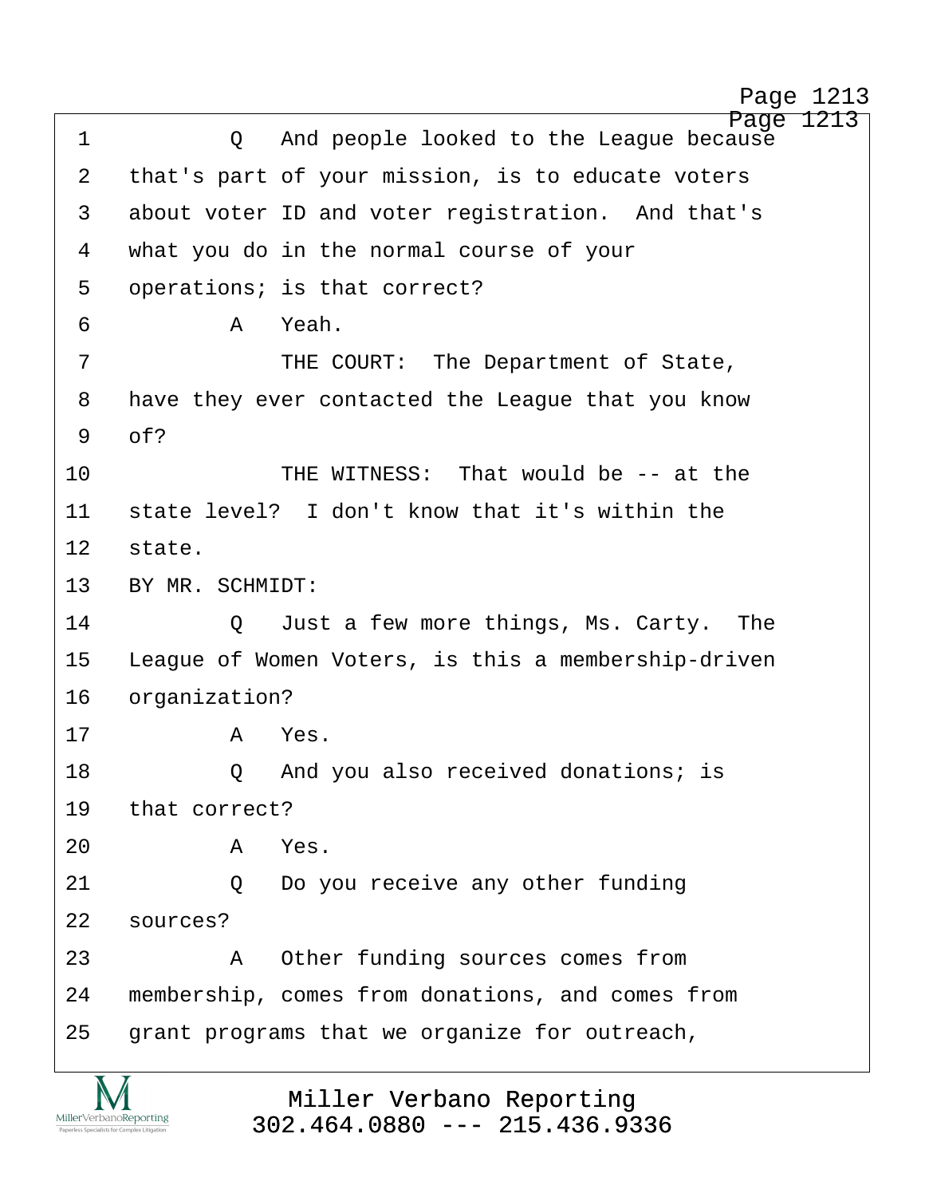1 Q And people looked to the League because
2 that's part of your mission, is to educate voters
3 about voter ID and voter registration. And that's
4 what you do in the normal course of your
5 operations; is that correct?
6 A Yeah.
7 THE COURT: The Department of State,
8 have they ever contacted the League that you know
9 of?
10 THE WITNESS: That would be -- at the
11 state level? I don't know that it's within the
12 state.
13 BY MR. SCHMIDT:
14 Q Just a few more things, Ms. Carty. The
15 League of Women Voters, is this a membership-driven
16 organization?
17 A Yes.
18 Q And you also received donations; is
19 that correct?
20 A Yes.
21 Q Do you receive any other funding
22 sources?
23 A Other funding sources comes from
24 membership, comes from donations, and comes from
25 grant programs that we organize for outreach,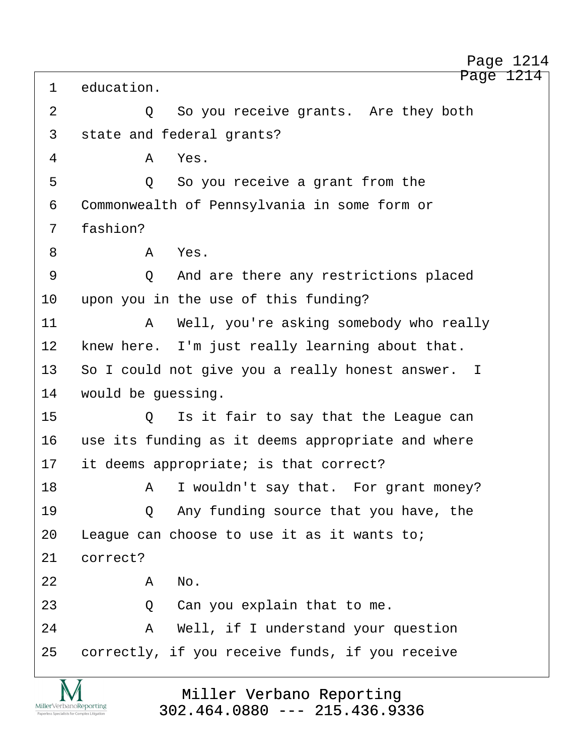1 education.

2 Q So you receive grants. Are they both

3 state and federal grants?

4 A Yes.

5 Q So you receive a grant from the

6 Commonwealth of Pennsylvania in some form or

7 fashion?

8 A Yes.

9 Q And are there any restrictions placed

10 upon you in the use of this funding?

11 A Well, you're asking somebody who really

12 knew here. I'm just really learning about that.

13 So I could not give you a really honest answer. I

14 would be guessing.

15 Q Is it fair to say that the League can

16 use its funding as it deems appropriate and where

17 it deems appropriate; is that correct?

18 A I wouldn't say that. For grant money?

19 Q Any funding source that you have, the

20 League can choose to use it as it wants to;

21 correct?

22 A No.

23 Q Can you explain that to me.

24 A Well, if I understand your question

25 correctly, if you receive funds, if you receive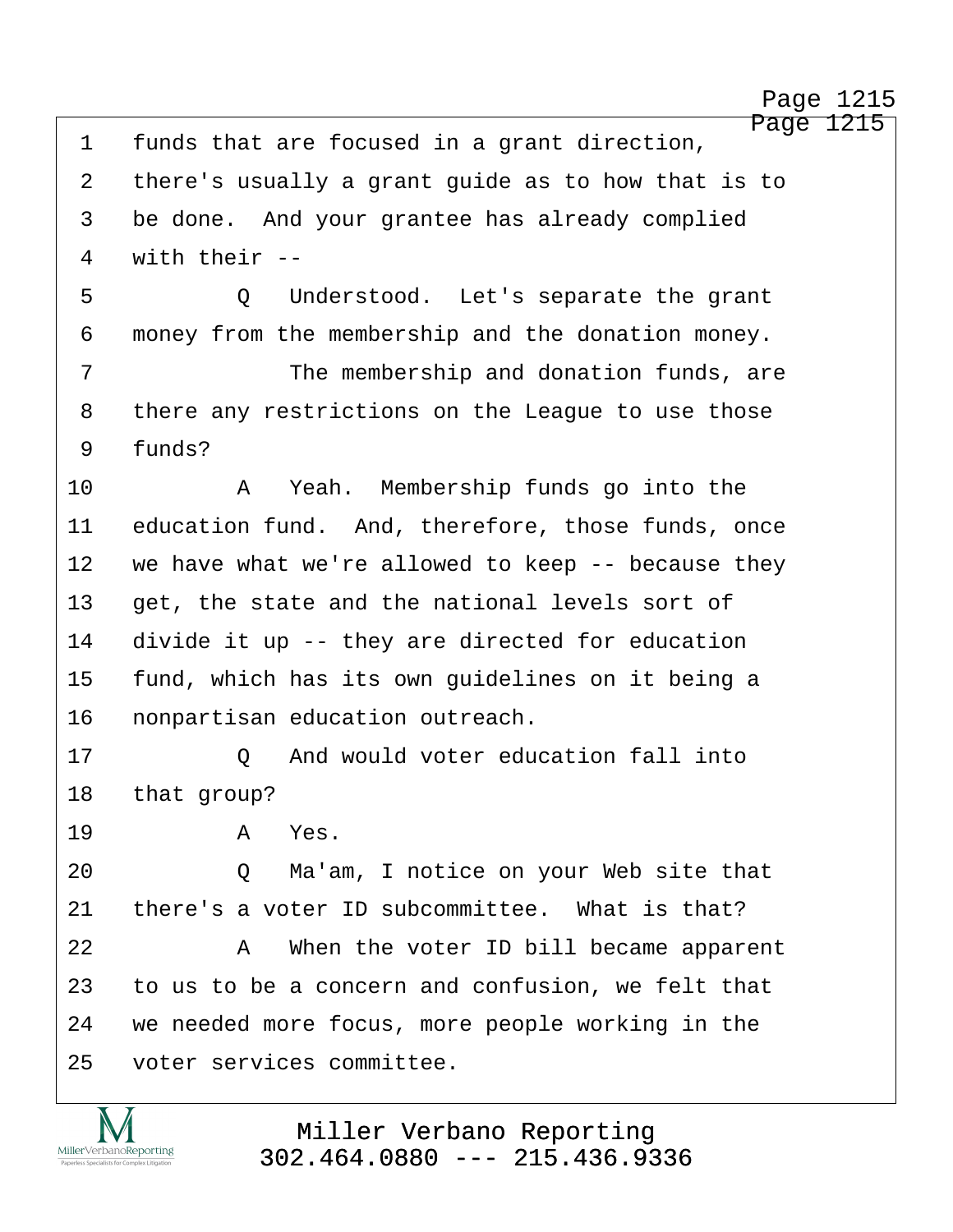1 funds that are focused in a grant direction,

2 there's usually a grant guide as to how that is to

3 be done. And your grantee has already complied

4 with their --

5 Q Understood. Let's separate the grant

6 money from the membership and the donation money.

7 The membership and donation funds, are

8 there any restrictions on the League to use those

9 funds?

10 A Yeah. Membership funds go into the

11 education fund. And, therefore, those funds, once

12 we have what we're allowed to keep -- because they

13 get, the state and the national levels sort of

14 divide it up -- they are directed for education

15 fund, which has its own guidelines on it being a

16 nonpartisan education outreach.

17 Q And would voter education fall into

18 that group?

19 A Yes.

20 Q Ma'am, I notice on your Web site that

21 there's a voter ID subcommittee. What is that?

22 A When the voter ID bill became apparent

23 to us to be a concern and confusion, we felt that

24 we needed more focus, more people working in the

25 voter services committee.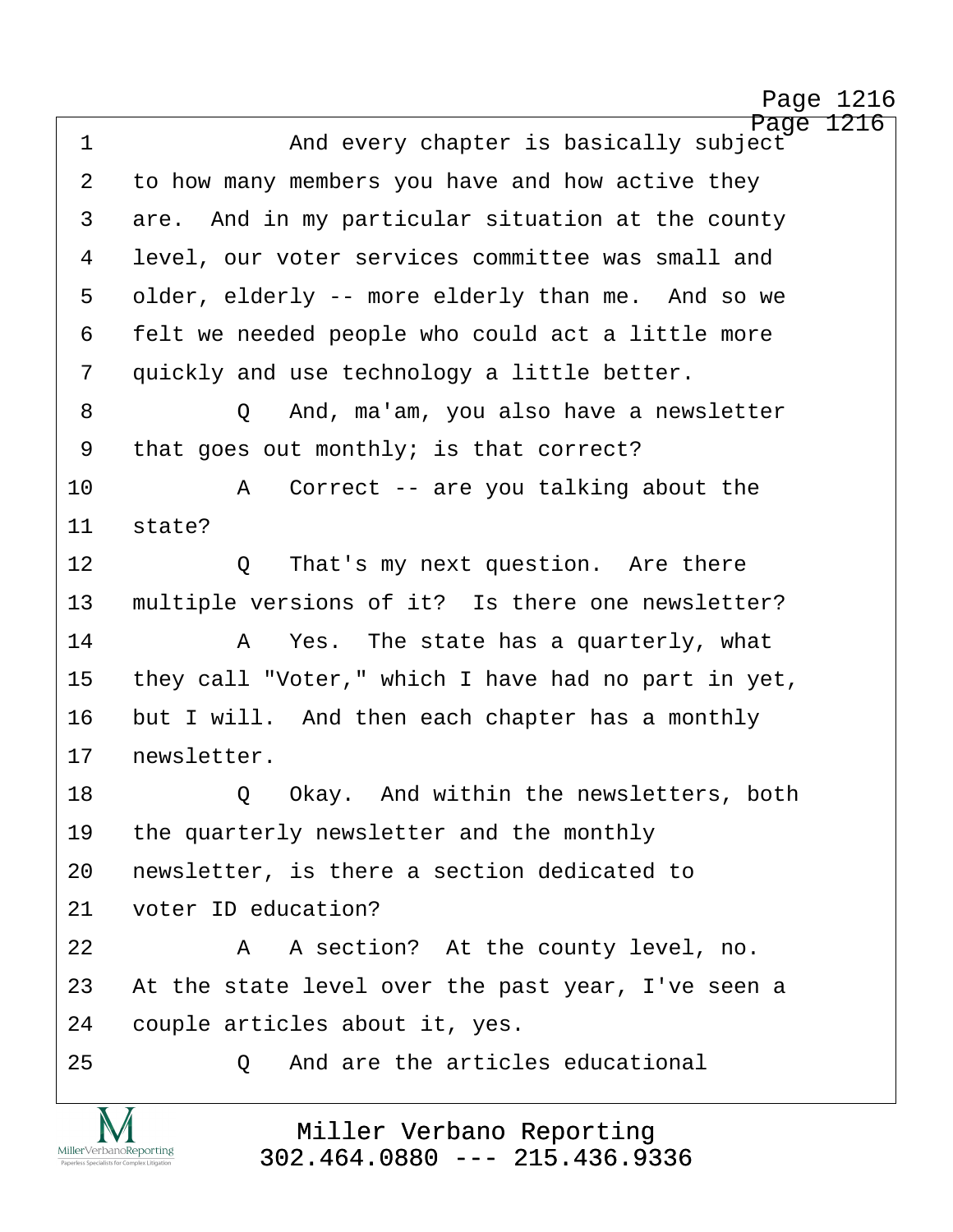1 And every chapter is basically subject
2 to how many members you have and how active they
3 are. And in my particular situation at the county
4 level, our voter services committee was small and
5 older, elderly -- more elderly than me. And so we
6 felt we needed people who could act a little more
7 quickly and use technology a little better.
8 Q And, ma'am, you also have a newsletter
9 that goes out monthly; is that correct?
10 A Correct -- are you talking about the
11 state?
12 Q That's my next question. Are there
13 multiple versions of it? Is there one newsletter?
14 A Yes. The state has a quarterly, what
15 they call "Voter," which I have had no part in yet,
16 but I will. And then each chapter has a monthly
17 newsletter.
18 Q Okay. And within the newsletters, both
19 the quarterly newsletter and the monthly
20 newsletter, is there a section dedicated to
21 voter ID education?
22 A A section? At the county level, no.
23 At the state level over the past year, I've seen a
24 couple articles about it, yes.
25 Q And are the articles educational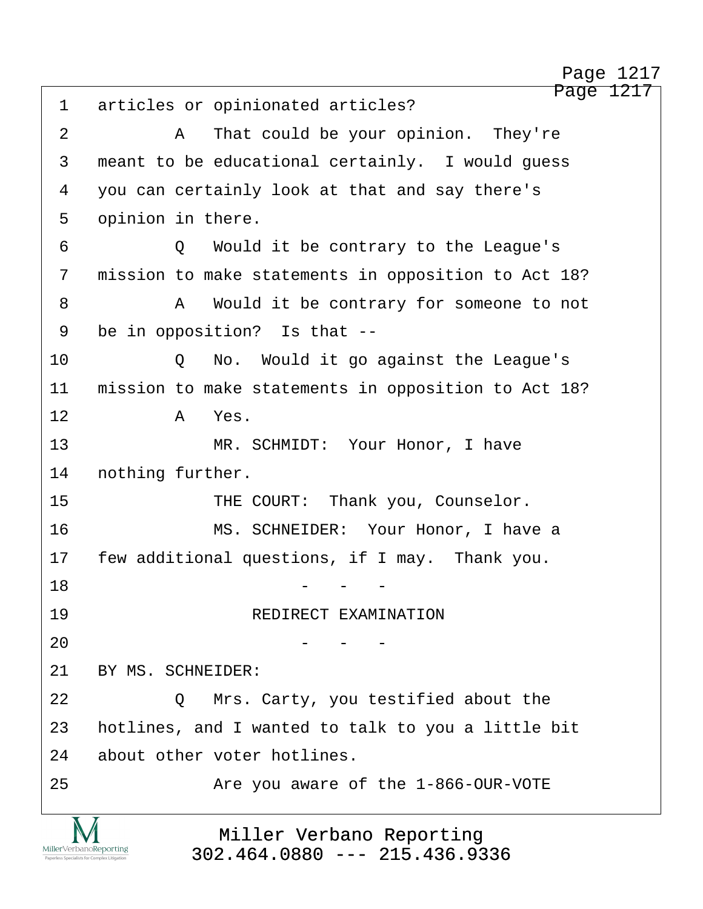1 articles or opinionated articles?

2 A That could be your opinion. They're

3 meant to be educational certainly. I would guess

4 you can certainly look at that and say there's

5 opinion in there.

6 Q Would it be contrary to the League's

7 mission to make statements in opposition to Act 18?

8 A Would it be contrary for someone to not

9 be in opposition? Is that --

10 Q No. Would it go against the League's

11 mission to make statements in opposition to Act 18?

12 A Yes.

13 MR. SCHMIDT: Your Honor, I have

14 nothing further.

15 THE COURT: Thank you, Counselor.

16 MS. SCHNEIDER: Your Honor, I have a

17 few additional questions, if I may. Thank you.

18 - - -

19 REDIRECT EXAMINATION

20 - - -

21 BY MS. SCHNEIDER:

22 Q Mrs. Carty, you testified about the

23 hotlines, and I wanted to talk to you a little bit

24 about other voter hotlines.

25 Are you aware of the 1-866-OUR-VOTE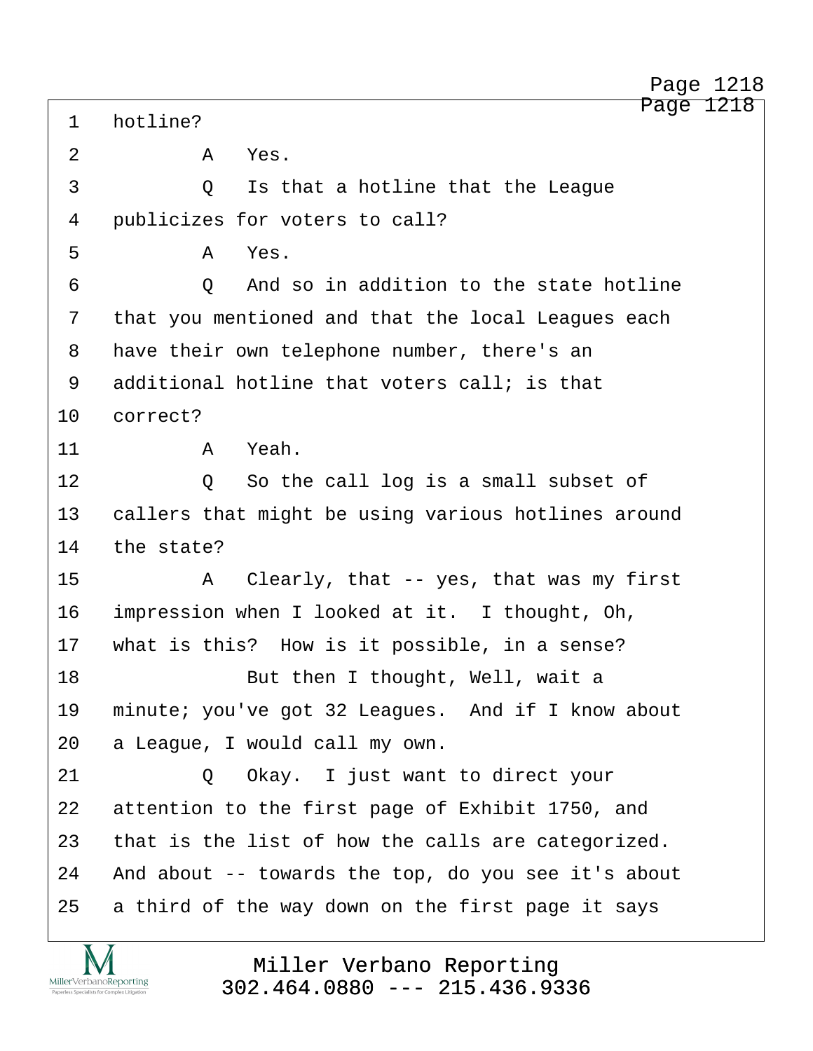1 hotline?

2 A Yes.

3 Q Is that a hotline that the League

4 publicizes for voters to call?

5 A Yes.

6 Q And so in addition to the state hotline

7 that you mentioned and that the local Leagues each

8 have their own telephone number, there's an

9 additional hotline that voters call; is that

10 correct?

11 A Yeah.

12 Q So the call log is a small subset of

13 callers that might be using various hotlines around

14 the state?

15 A Clearly, that -- yes, that was my first

16 impression when I looked at it. I thought, Oh,

17 what is this? How is it possible, in a sense?

18 But then I thought, Well, wait a

19 minute; you've got 32 Leagues. And if I know about

20 a League, I would call my own.

21 Q Okay. I just want to direct your

22 attention to the first page of Exhibit 1750, and

23 that is the list of how the calls are categorized.

24 And about -- towards the top, do you see it's about

25 a third of the way down on the first page it says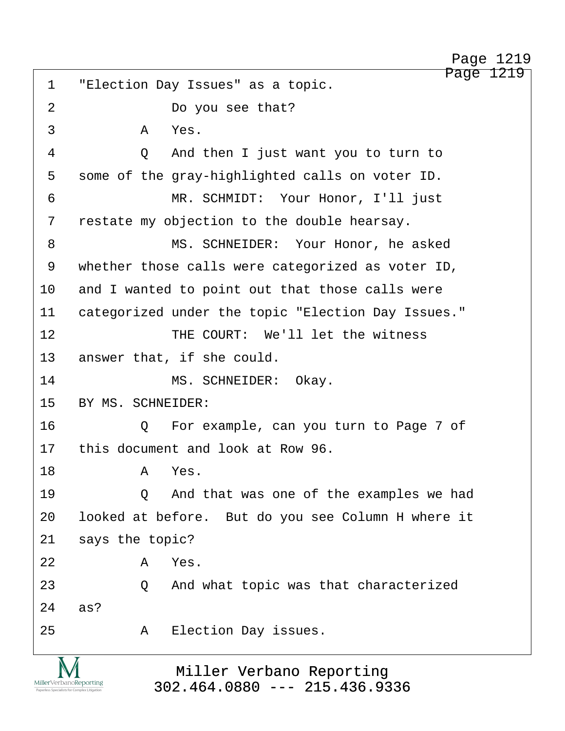1 "Election Day Issues" as a topic.

2 Do you see that?

3 A Yes.

4 Q And then I just want you to turn to

5 some of the gray-highlighted calls on voter ID.

6 MR. SCHMIDT: Your Honor, I'll just

7 restate my objection to the double hearsay.

8 MS. SCHNEIDER: Your Honor, he asked

9 whether those calls were categorized as voter ID,

10 and I wanted to point out that those calls were

11 categorized under the topic "Election Day Issues."

12 THE COURT: We'll let the witness

13 answer that, if she could.

14 MS. SCHNEIDER: Okay.

15 BY MS. SCHNEIDER:

16 Q For example, can you turn to Page 7 of

17 this document and look at Row 96.

18 A Yes.

19 Q And that was one of the examples we had

20 looked at before. But do you see Column H where it

21 says the topic?

22 A Yes.

23 Q And what topic was that characterized

24 as?

25 A Election Day issues.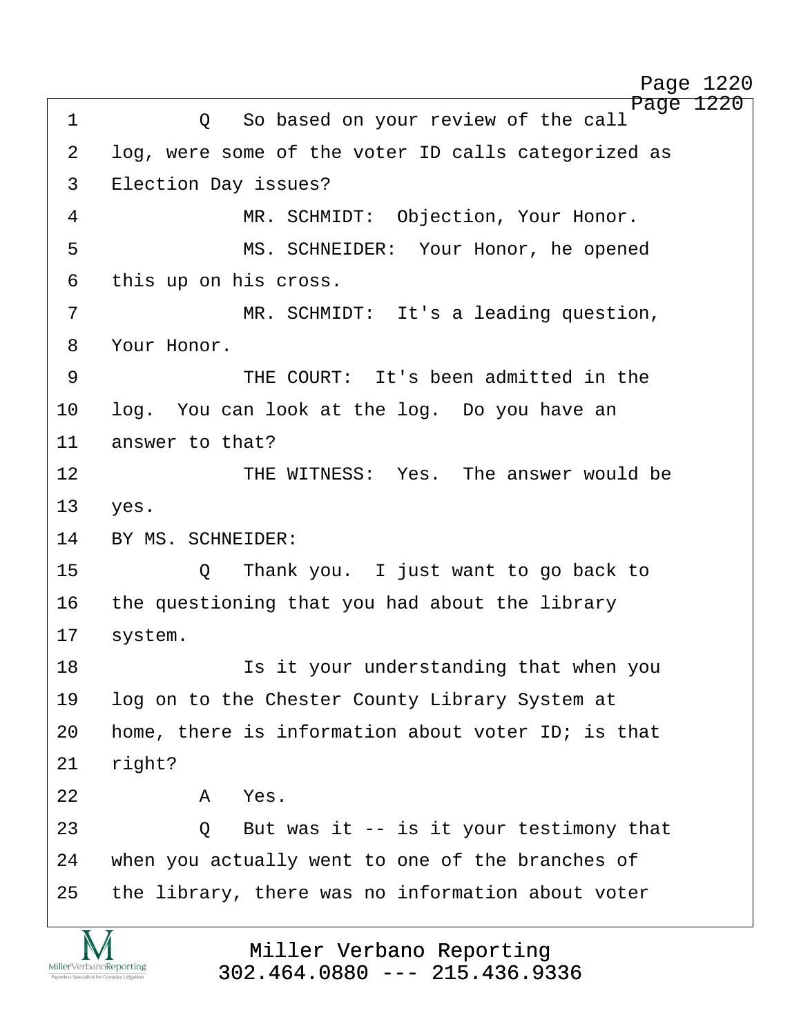1 Q So based on your review of the call
2 log, were some of the voter ID calls categorized as
3 Election Day issues?
4 MR. SCHMIDT: Objection, Your Honor.
5 MS. SCHNEIDER: Your Honor, he opened
6 this up on his cross.
7 MR. SCHMIDT: It's a leading question,
8 Your Honor.
9 THE COURT: It's been admitted in the
10 log. You can look at the log. Do you have an
11 answer to that?
12 THE WITNESS: Yes. The answer would be
13 yes.
14 BY MS. SCHNEIDER:
15 Q Thank you. I just want to go back to
16 the questioning that you had about the library
17 system.
18 Is it your understanding that when you
19 log on to the Chester County Library System at
20 home, there is information about voter ID; is that
21 right?
22 A Yes.
23 Q But was it -- is it your testimony that
24 when you actually went to one of the branches of
25 the library, there was no information about voter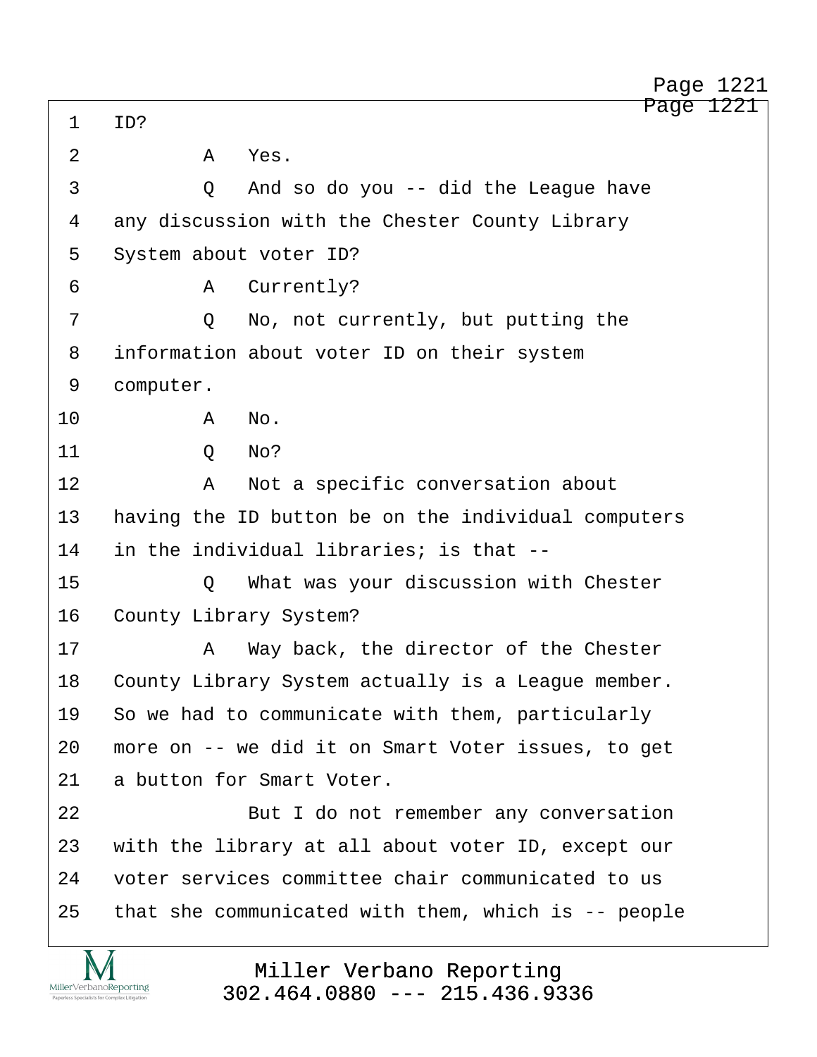1 ID?

2 A Yes.

3 Q And so do you -- did the League have

4 any discussion with the Chester County Library

5 System about voter ID?

6 A Currently?

7 Q No, not currently, but putting the

8 information about voter ID on their system

9 computer.

10 A No.

11 Q No?

12 A Not a specific conversation about

13 having the ID button be on the individual computers

14 in the individual libraries; is that --

15 Q What was your discussion with Chester

16 County Library System?

17 A Way back, the director of the Chester

18 County Library System actually is a League member.

19 So we had to communicate with them, particularly

20 more on -- we did it on Smart Voter issues, to get

21 a button for Smart Voter.

22 But I do not remember any conversation

23 with the library at all about voter ID, except our

24 voter services committee chair communicated to us

25 that she communicated with them, which is -- people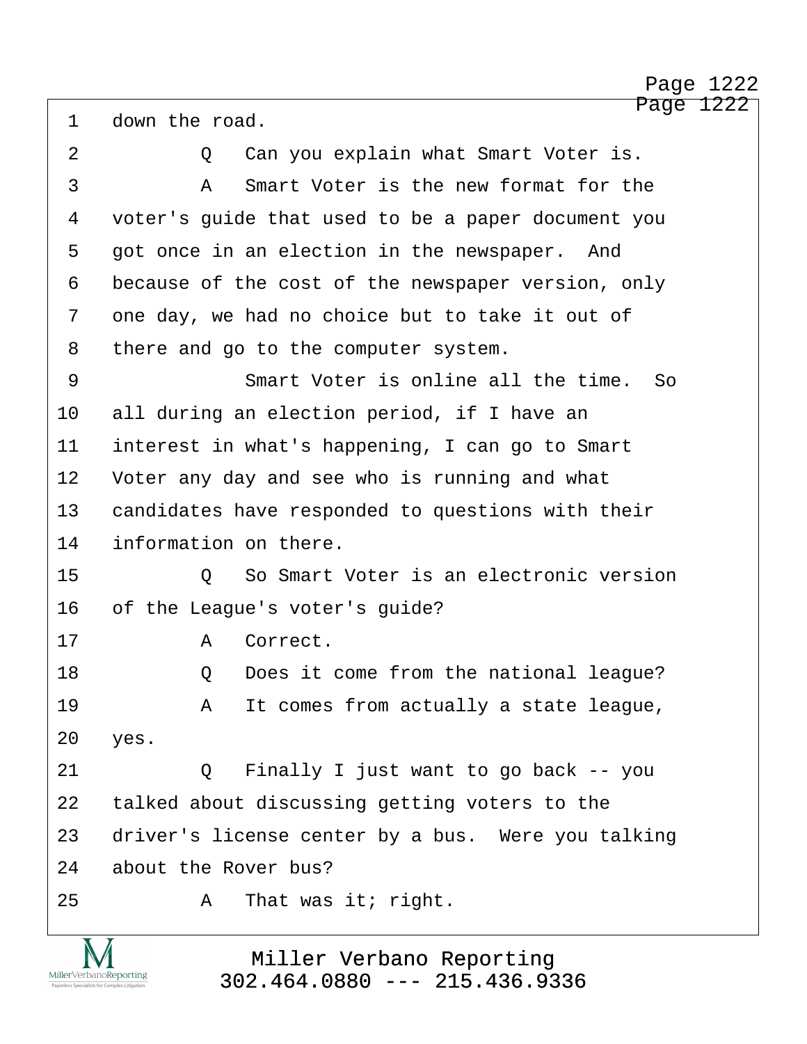1 down the road.

2 Q Can you explain what Smart Voter is.

3 A Smart Voter is the new format for the

4 voter's guide that used to be a paper document you

5 got once in an election in the newspaper. And

6 because of the cost of the newspaper version, only

7 one day, we had no choice but to take it out of

8 there and go to the computer system.

9 Smart Voter is online all the time. So

10 all during an election period, if I have an

11 interest in what's happening, I can go to Smart

12 Voter any day and see who is running and what

13 candidates have responded to questions with their

14 information on there.

15 Q So Smart Voter is an electronic version

16 of the League's voter's guide?

17 A Correct.

18 Q Does it come from the national league?

19 A It comes from actually a state league,

20 yes.

21 Q Finally I just want to go back -- you

22 talked about discussing getting voters to the

23 driver's license center by a bus. Were you talking

24 about the Rover bus?

25 A That was it; right.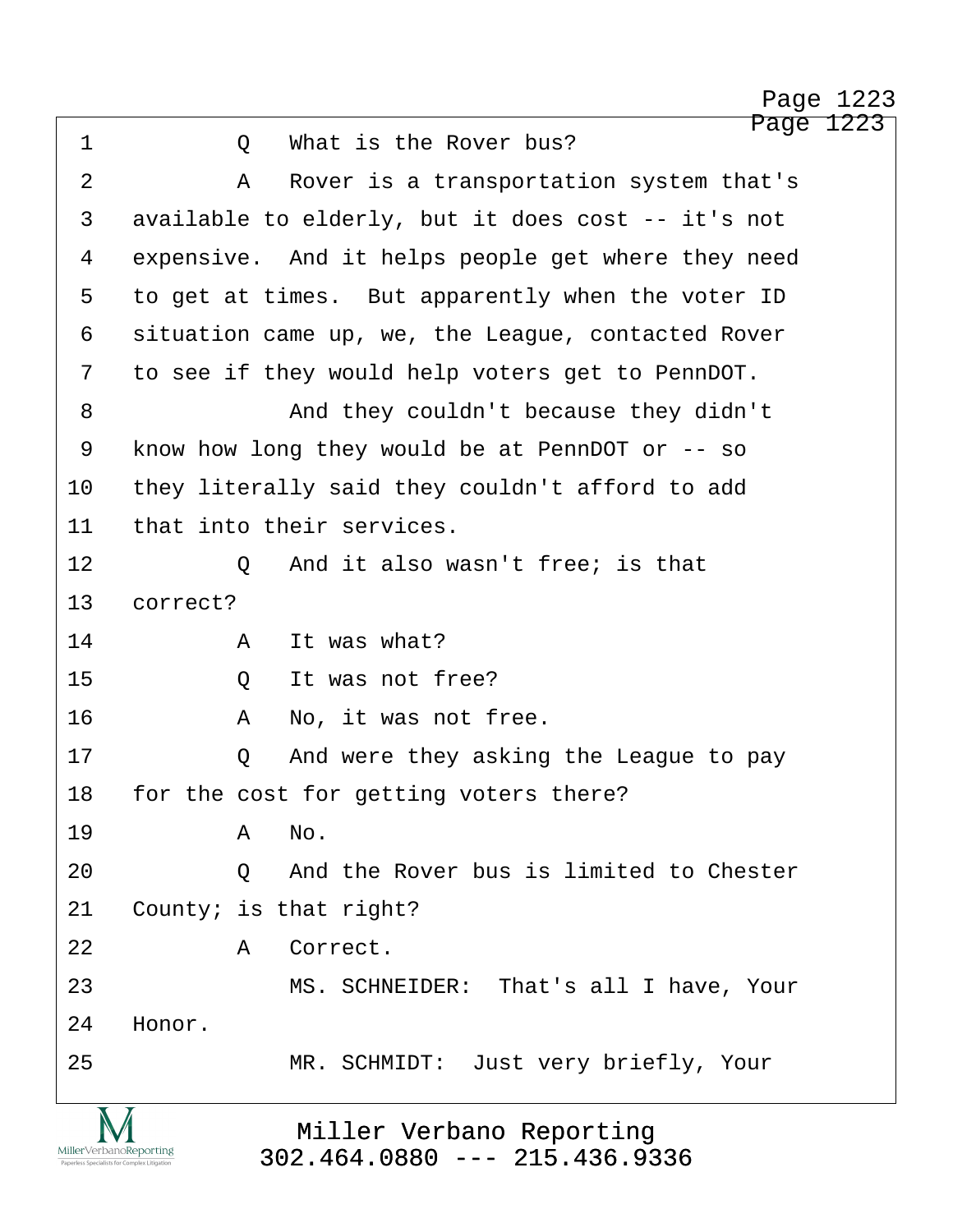Q What is the Rover bus?

A Rover is a transportation system that's available to elderly, but it does cost -- it's not expensive. And it helps people get where they need to get at times. But apparently when the voter ID situation came up, we, the League, contacted Rover to see if they would help voters get to PennDOT.

And they couldn't because they didn't know how long they would be at PennDOT or -- so they literally said they couldn't afford to add that into their services.

Q And it also wasn't free; is that correct?

A It was what?

Q It was not free?

A No, it was not free.

Q And were they asking the League to pay for the cost for getting voters there?

A No.

Q And the Rover bus is limited to Chester County; is that right?

A Correct.

MS. SCHNEIDER: That's all I have, Your Honor.

MR. SCHMIDT: Just very briefly, Your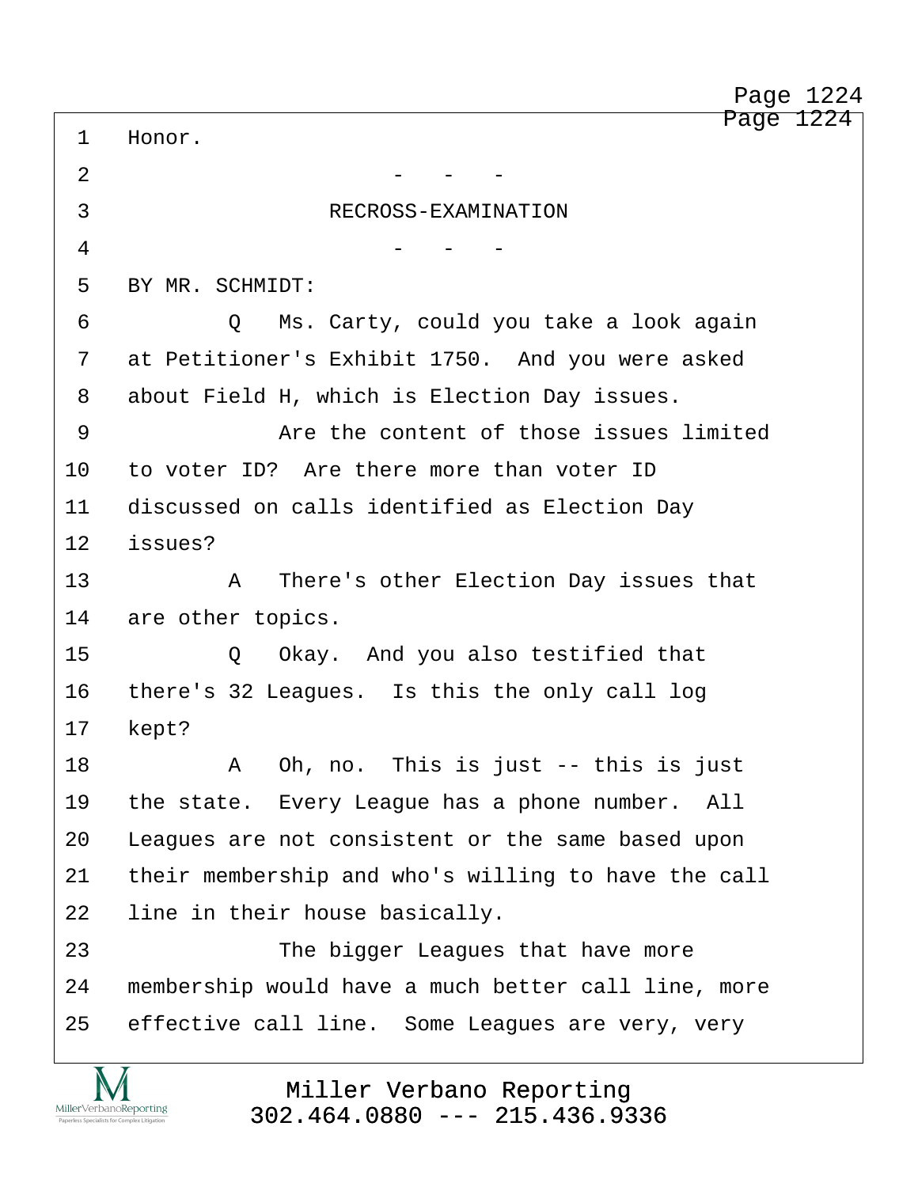Honor.

\- - -

RECROSS-EXAMINATION

\- - -

BY MR. SCHMIDT:

Q Ms. Carty, could you take a look again at Petitioner's Exhibit 1750. And you were asked about Field H, which is Election Day issues.

Are the content of those issues limited to voter ID? Are there more than voter ID discussed on calls identified as Election Day issues?

A There's other Election Day issues that are other topics.

Q Okay. And you also testified that there's 32 Leagues. Is this the only call log kept?

A Oh, no. This is just -- this is just the state. Every League has a phone number. All Leagues are not consistent or the same based upon their membership and who's willing to have the call line in their house basically.

The bigger Leagues that have more membership would have a much better call line, more effective call line. Some Leagues are very, very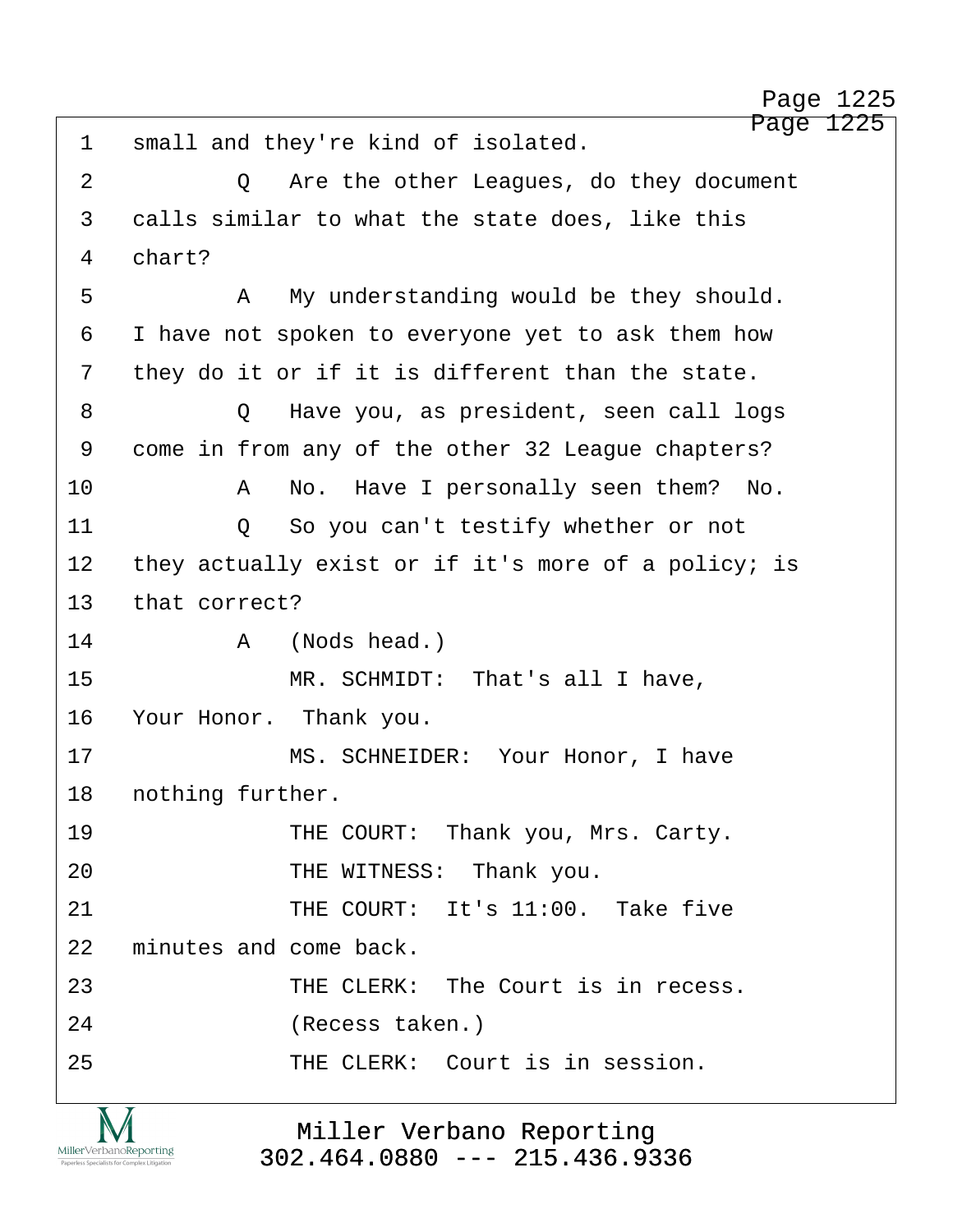small and they're kind of isolated.

Q Are the other Leagues, do they document calls similar to what the state does, like this chart?

A My understanding would be they should. I have not spoken to everyone yet to ask them how they do it or if it is different than the state.

Q Have you, as president, seen call logs come in from any of the other 32 League chapters?

A No. Have I personally seen them? No.

Q So you can't testify whether or not they actually exist or if it's more of a policy; is that correct?

A (Nods head.)

MR. SCHMIDT: That's all I have, Your Honor. Thank you.

MS. SCHNEIDER: Your Honor, I have nothing further.

THE COURT: Thank you, Mrs. Carty.

THE WITNESS: Thank you.

THE COURT: It's 11:00. Take five minutes and come back.

THE CLERK: The Court is in recess.

(Recess taken.)

THE CLERK: Court is in session.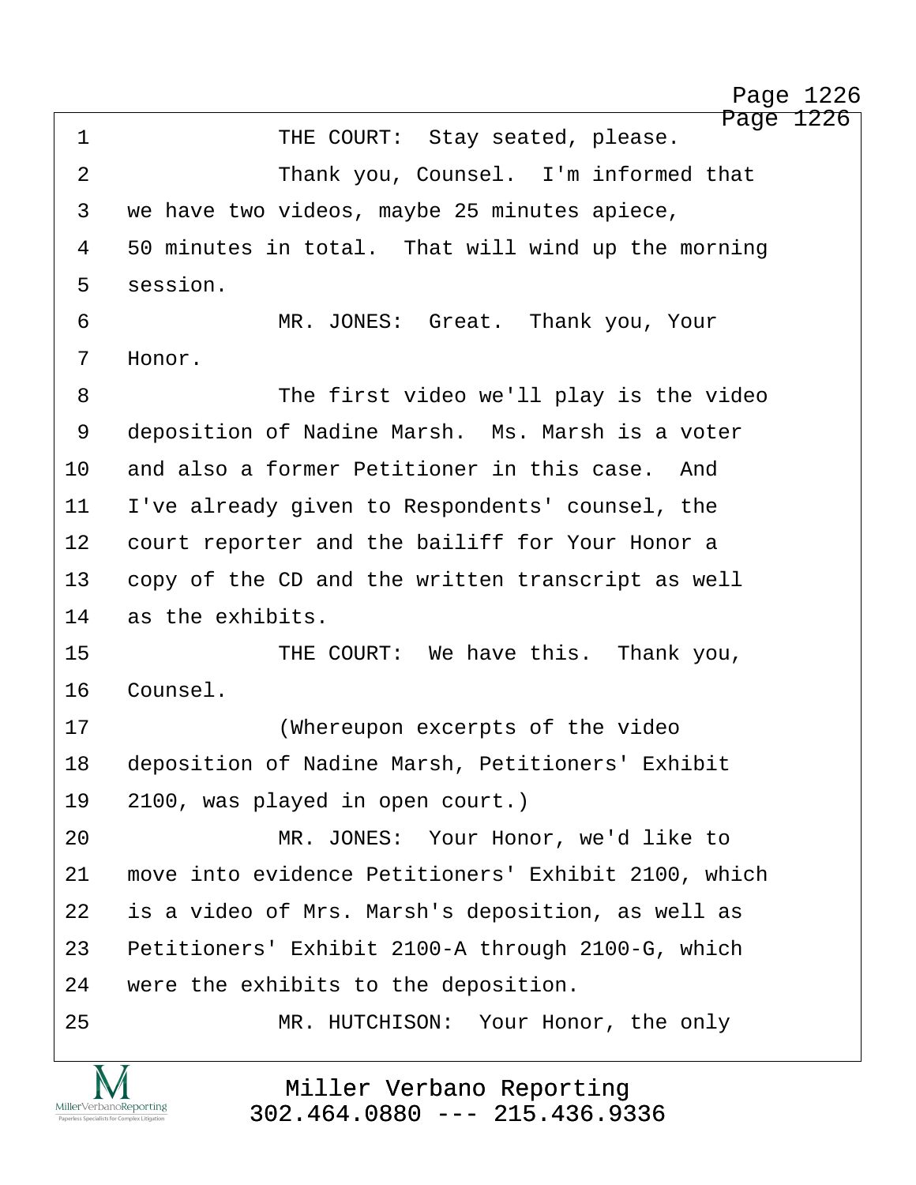1 THE COURT: Stay seated, please.

2 Thank you, Counsel. I'm informed that

3 we have two videos, maybe 25 minutes apiece,

4 50 minutes in total. That will wind up the morning

5 session.

6 MR. JONES: Great. Thank you, Your

7 Honor.

8 The first video we'll play is the video

9 deposition of Nadine Marsh. Ms. Marsh is a voter

10 and also a former Petitioner in this case. And

11 I've already given to Respondents' counsel, the

12 court reporter and the bailiff for Your Honor a

13 copy of the CD and the written transcript as well

14 as the exhibits.

15 THE COURT: We have this. Thank you,

16 Counsel.

17 (Whereupon excerpts of the video

18 deposition of Nadine Marsh, Petitioners' Exhibit

19 2100, was played in open court.)

20 MR. JONES: Your Honor, we'd like to

21 move into evidence Petitioners' Exhibit 2100, which

22 is a video of Mrs. Marsh's deposition, as well as

23 Petitioners' Exhibit 2100-A through 2100-G, which

24 were the exhibits to the deposition.

25 MR. HUTCHISON: Your Honor, the only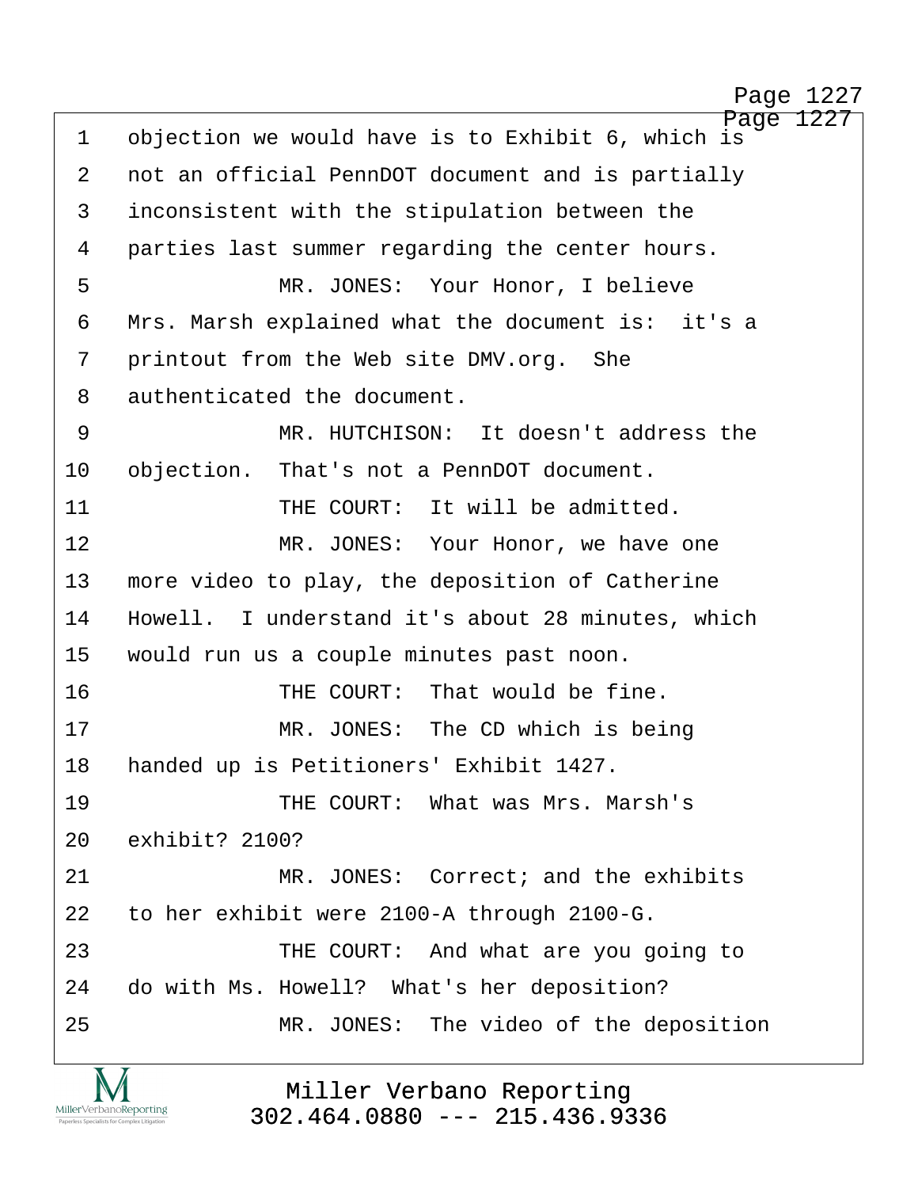1 objection we would have is to Exhibit 6, which is
2 not an official PennDOT document and is partially
3 inconsistent with the stipulation between the
4 parties last summer regarding the center hours.
5 MR. JONES: Your Honor, I believe
6 Mrs. Marsh explained what the document is: it's a
7 printout from the Web site DMV.org. She
8 authenticated the document.
9 MR. HUTCHISON: It doesn't address the
10 objection. That's not a PennDOT document.
11 THE COURT: It will be admitted.
12 MR. JONES: Your Honor, we have one
13 more video to play, the deposition of Catherine
14 Howell. I understand it's about 28 minutes, which
15 would run us a couple minutes past noon.
16 THE COURT: That would be fine.
17 MR. JONES: The CD which is being
18 handed up is Petitioners' Exhibit 1427.
19 THE COURT: What was Mrs. Marsh's
20 exhibit? 2100?
21 MR. JONES: Correct; and the exhibits
22 to her exhibit were 2100-A through 2100-G.
23 THE COURT: And what are you going to
24 do with Ms. Howell? What's her deposition?
25 MR. JONES: The video of the deposition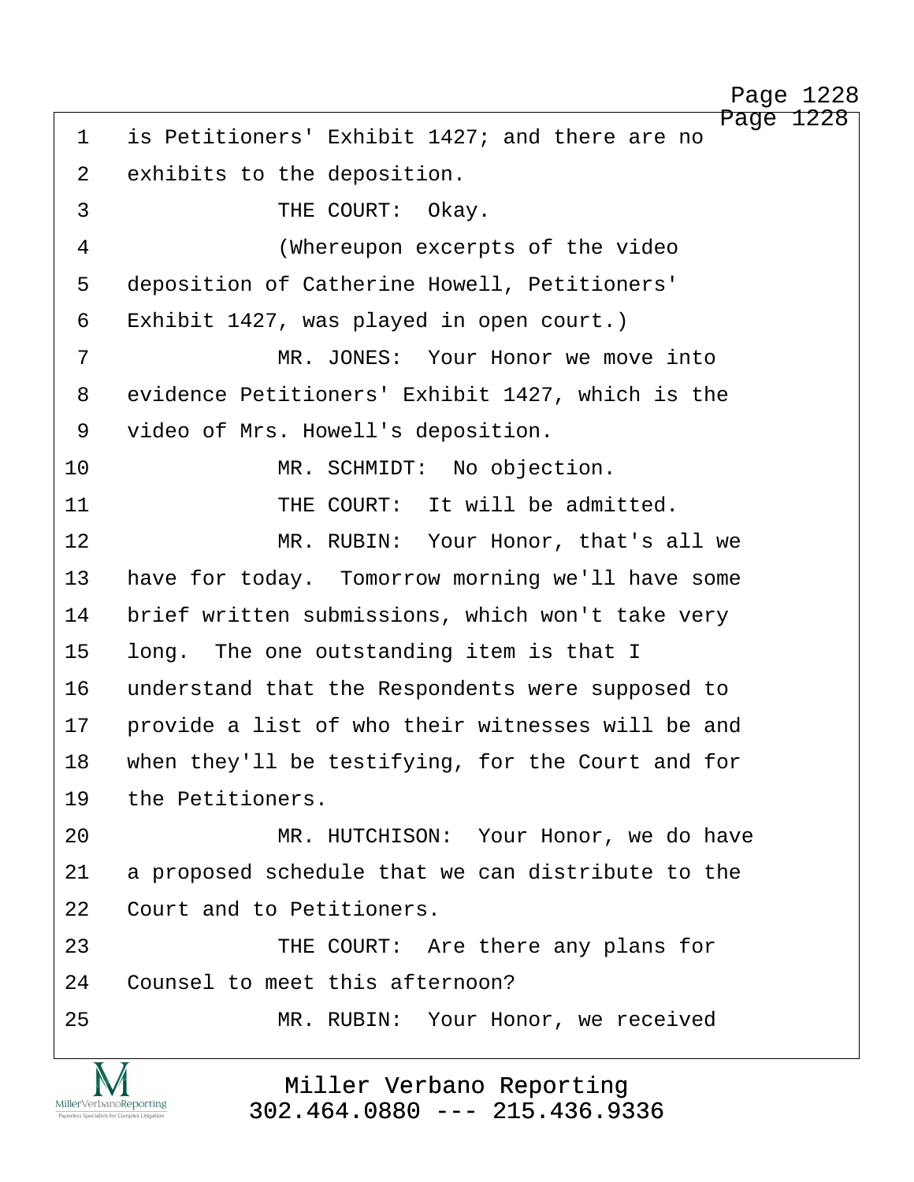1 is Petitioners' Exhibit 1427; and there are no
2 exhibits to the deposition.
3 THE COURT: Okay.
4 (Whereupon excerpts of the video
5 deposition of Catherine Howell, Petitioners'
6 Exhibit 1427, was played in open court.)
7 MR. JONES: Your Honor we move into
8 evidence Petitioners' Exhibit 1427, which is the
9 video of Mrs. Howell's deposition.
10 MR. SCHMIDT: No objection.
11 THE COURT: It will be admitted.
12 MR. RUBIN: Your Honor, that's all we
13 have for today. Tomorrow morning we'll have some
14 brief written submissions, which won't take very
15 long. The one outstanding item is that I
16 understand that the Respondents were supposed to
17 provide a list of who their witnesses will be and
18 when they'll be testifying, for the Court and for
19 the Petitioners.
20 MR. HUTCHISON: Your Honor, we do have
21 a proposed schedule that we can distribute to the
22 Court and to Petitioners.
23 THE COURT: Are there any plans for
24 Counsel to meet this afternoon?
25 MR. RUBIN: Your Honor, we received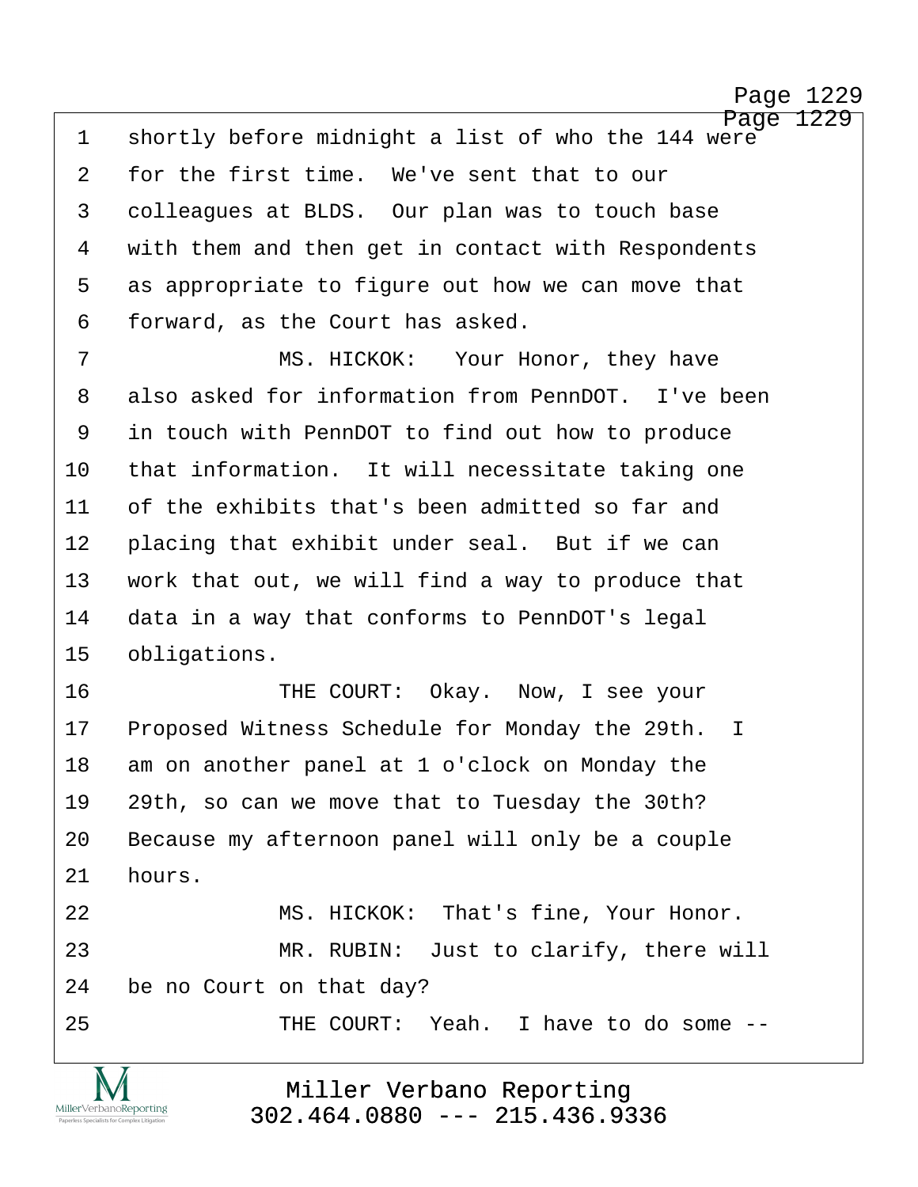1 shortly before midnight a list of who the 144 were
2 for the first time. We've sent that to our
3 colleagues at BLDS. Our plan was to touch base
4 with them and then get in contact with Respondents
5 as appropriate to figure out how we can move that
6 forward, as the Court has asked.

7 MS. HICKOK: Your Honor, they have
8 also asked for information from PennDOT. I've been
9 in touch with PennDOT to find out how to produce
10 that information. It will necessitate taking one
11 of the exhibits that's been admitted so far and
12 placing that exhibit under seal. But if we can
13 work that out, we will find a way to produce that
14 data in a way that conforms to PennDOT's legal
15 obligations.

16 THE COURT: Okay. Now, I see your
17 Proposed Witness Schedule for Monday the 29th. I
18 am on another panel at 1 o'clock on Monday the
19 29th, so can we move that to Tuesday the 30th?
20 Because my afternoon panel will only be a couple
21 hours.

22 MS. HICKOK: That's fine, Your Honor.

23 MR. RUBIN: Just to clarify, there will
24 be no Court on that day?

25 THE COURT: Yeah. I have to do some --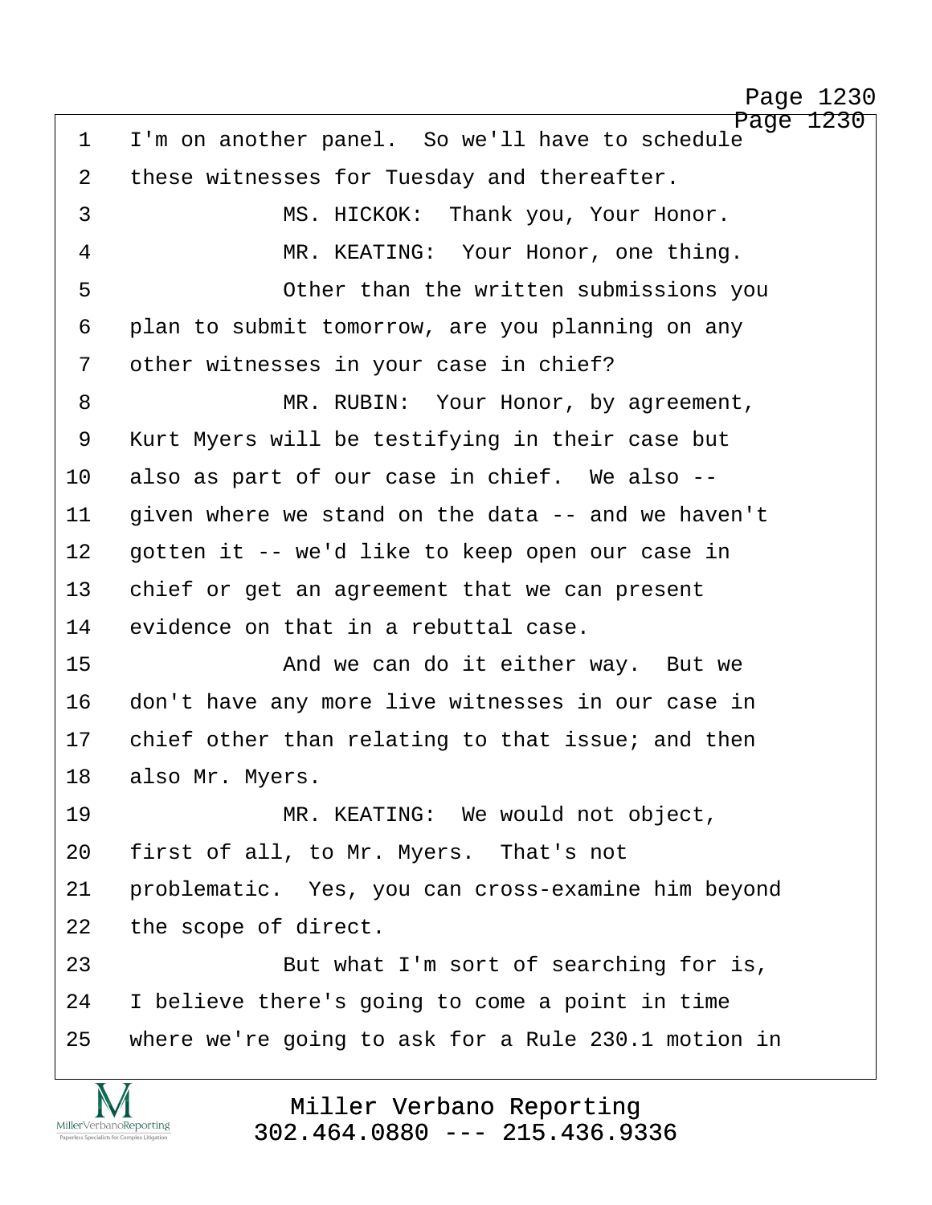1 I'm on another panel. So we'll have to schedule
2 these witnesses for Tuesday and thereafter.
3 MS. HICKOK: Thank you, Your Honor.
4 MR. KEATING: Your Honor, one thing.
5 Other than the written submissions you
6 plan to submit tomorrow, are you planning on any
7 other witnesses in your case in chief?
8 MR. RUBIN: Your Honor, by agreement,
9 Kurt Myers will be testifying in their case but
10 also as part of our case in chief. We also --
11 given where we stand on the data -- and we haven't
12 gotten it -- we'd like to keep open our case in
13 chief or get an agreement that we can present
14 evidence on that in a rebuttal case.
15 And we can do it either way. But we
16 don't have any more live witnesses in our case in
17 chief other than relating to that issue; and then
18 also Mr. Myers.
19 MR. KEATING: We would not object,
20 first of all, to Mr. Myers. That's not
21 problematic. Yes, you can cross-examine him beyond
22 the scope of direct.
23 But what I'm sort of searching for is,
24 I believe there's going to come a point in time
25 where we're going to ask for a Rule 230.1 motion in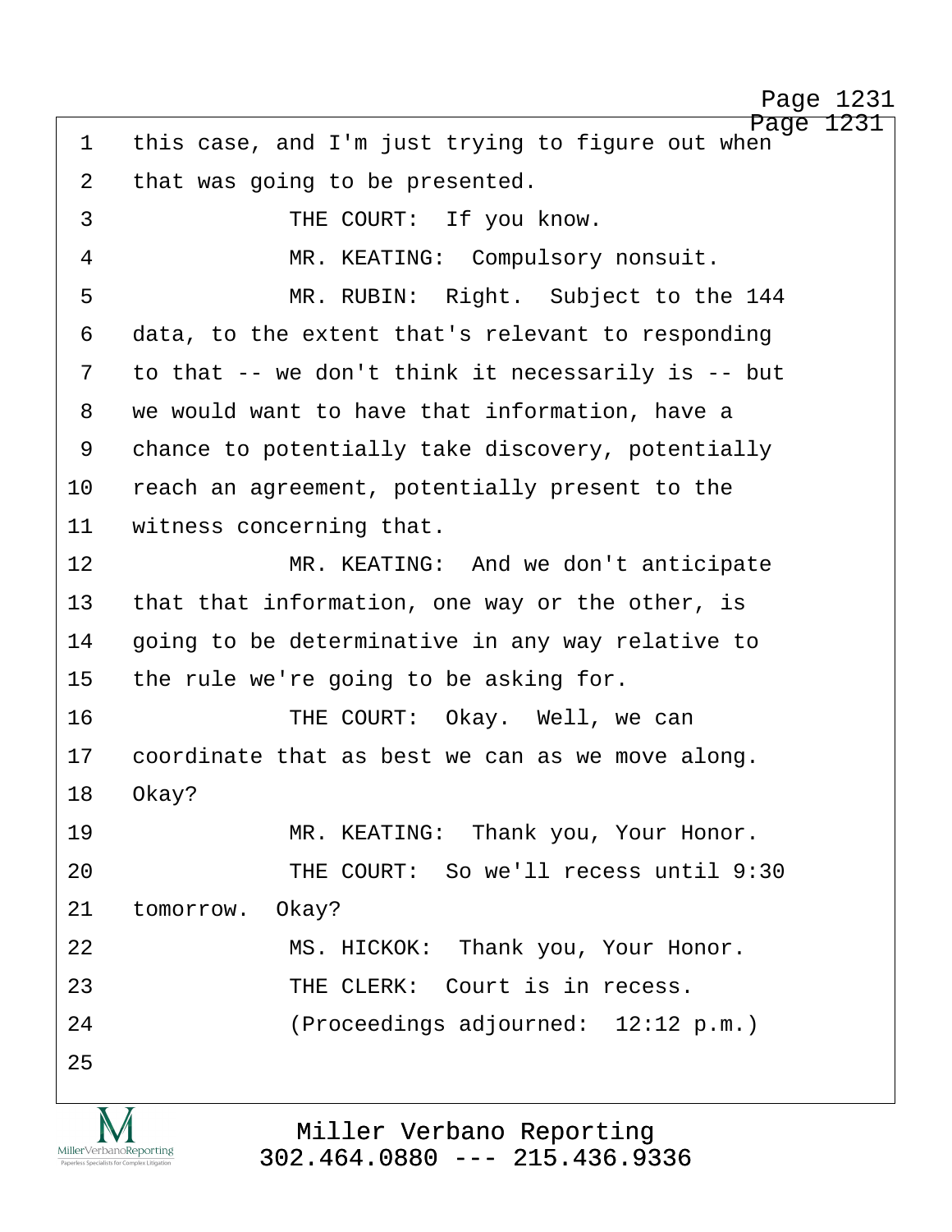1 this case, and I'm just trying to figure out when
2 that was going to be presented.
3 THE COURT: If you know.
4 MR. KEATING: Compulsory nonsuit.
5 MR. RUBIN: Right. Subject to the 144
6 data, to the extent that's relevant to responding
7 to that -- we don't think it necessarily is -- but
8 we would want to have that information, have a
9 chance to potentially take discovery, potentially
10 reach an agreement, potentially present to the
11 witness concerning that.
12 MR. KEATING: And we don't anticipate
13 that that information, one way or the other, is
14 going to be determinative in any way relative to
15 the rule we're going to be asking for.
16 THE COURT: Okay. Well, we can
17 coordinate that as best we can as we move along.
18 Okay?
19 MR. KEATING: Thank you, Your Honor.
20 THE COURT: So we'll recess until 9:30
21 tomorrow. Okay?
22 MS. HICKOK: Thank you, Your Honor.
23 THE CLERK: Court is in recess.
24 (Proceedings adjourned: 12:12 p.m.)
25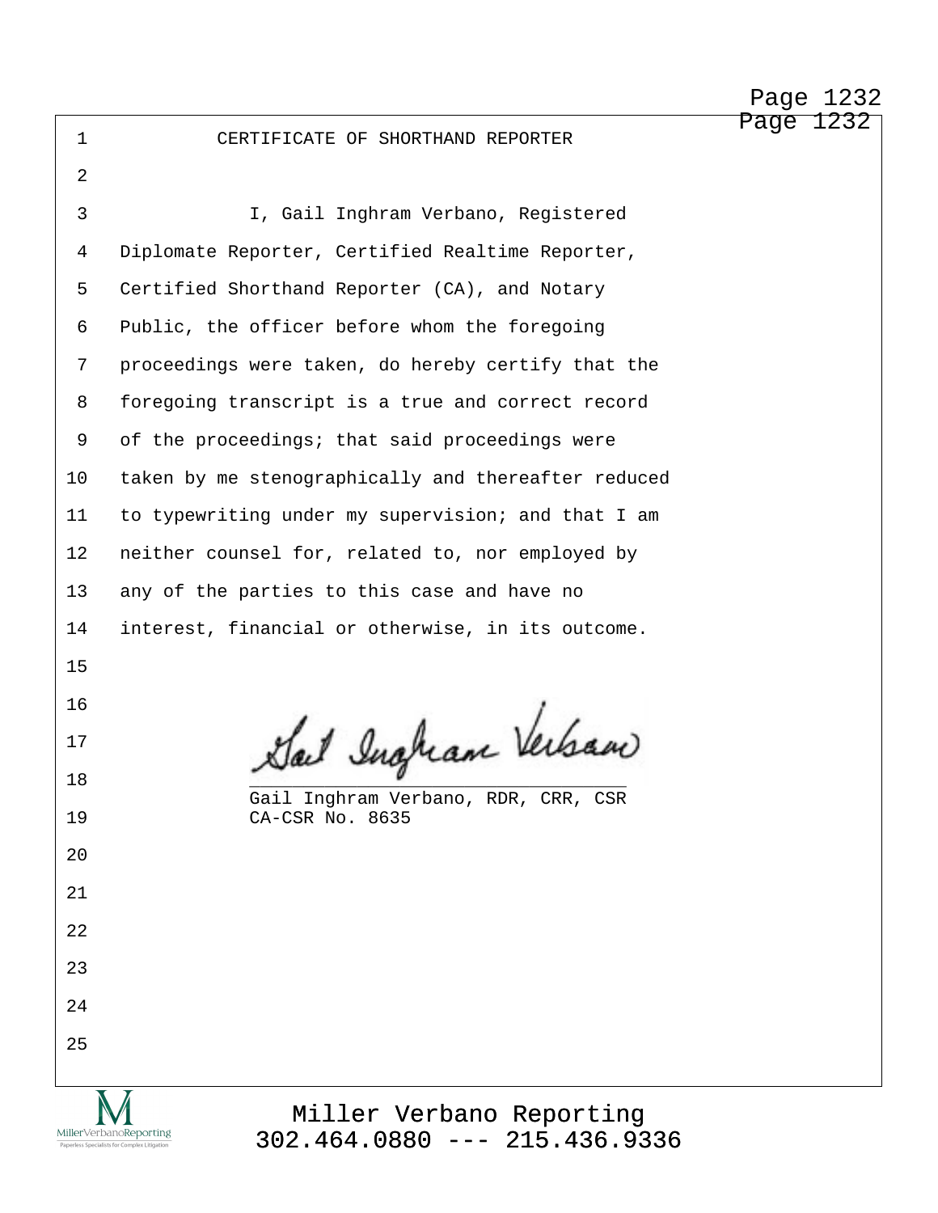# CERTIFICATE OF SHORTHAND REPORTER

I, Gail Inghram Verbano, Registered Diplomate Reporter, Certified Realtime Reporter, Certified Shorthand Reporter (CA), and Notary Public, the officer before whom the foregoing proceedings were taken, do hereby certify that the foregoing transcript is a true and correct record of the proceedings; that said proceedings were taken by me stenographically and thereafter reduced to typewriting under my supervision; and that I am neither counsel for, related to, nor employed by any of the parties to this case and have no interest, financial or otherwise, in its outcome.

Gail Inghram Verbano

Gail Inghram Verbano, RDR, CRR, CSR
CA-CSR No. 8635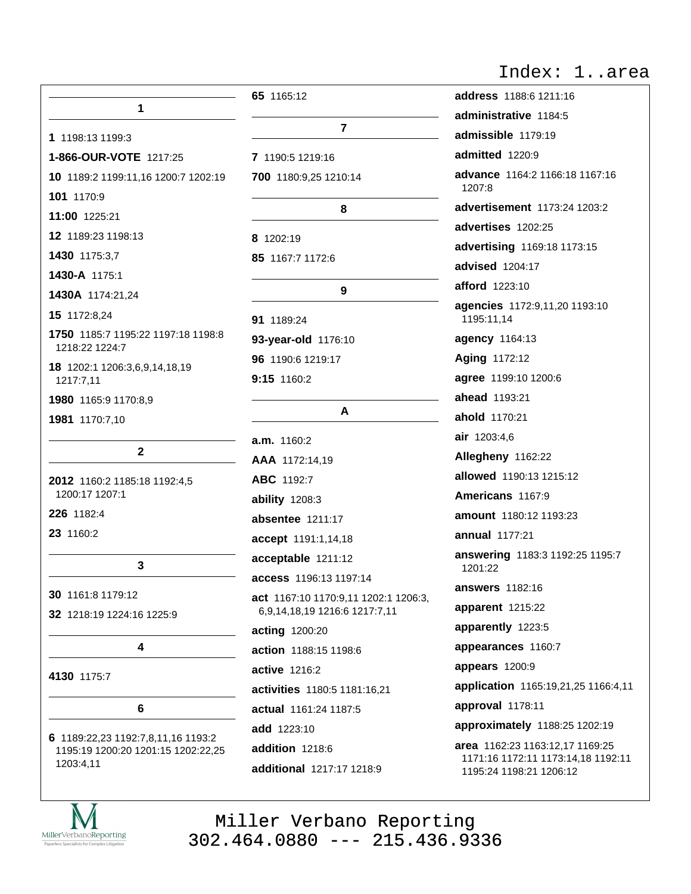# Index: 1..area

## 1

**1** 1198:13 1199:3

**1-866-OUR-VOTE** 1217:25

**10** 1189:2 1199:11,16 1200:7 1202:19

**101** 1170:9

**11:00** 1225:21

**12** 1189:23 1198:13

**1430** 1175:3,7

**1430-A** 1175:1

**1430A** 1174:21,24

**15** 1172:8,24

**1750** 1185:7 1195:22 1197:18 1198:8 1218:22 1224:7

**18** 1202:1 1206:3,6,9,14,18,19 1217:7,11

**1980** 1165:9 1170:8,9

**1981** 1170:7,10

## 2

**2012** 1160:2 1185:18 1192:4,5 1200:17 1207:1

**226** 1182:4

**23** 1160:2

## 3

**30** 1161:8 1179:12

**32** 1218:19 1224:16 1225:9

## 4

**4130** 1175:7

## 6

**6** 1189:22,23 1192:7,8,11,16 1193:2 1195:19 1200:20 1201:15 1202:22,25 1203:4,11

**65** 1165:12

## 7

**7** 1190:5 1219:16

**700** 1180:9,25 1210:14

## 8

**8** 1202:19

**85** 1167:7 1172:6

## 9

**91** 1189:24

**93-year-old** 1176:10

**96** 1190:6 1219:17

**9:15** 1160:2

## A

**a.m.** 1160:2

**AAA** 1172:14,19

**ABC** 1192:7

**ability** 1208:3

**absentee** 1211:17

**accept** 1191:1,14,18

**acceptable** 1211:12

**access** 1196:13 1197:14

**act** 1167:10 1170:9,11 1202:1 1206:3,6,9,14,18,19 1216:6 1217:7,11

**acting** 1200:20

**action** 1188:15 1198:6

**active** 1216:2

**activities** 1180:5 1181:16,21

**actual** 1161:24 1187:5

**add** 1223:10

**addition** 1218:6

**additional** 1217:17 1218:9

**address** 1188:6 1211:16

**administrative** 1184:5

**admissible** 1179:19

**admitted** 1220:9

**advance** 1164:2 1166:18 1167:16 1207:8

**advertisement** 1173:24 1203:2

**advertises** 1202:25

**advertising** 1169:18 1173:15

**advised** 1204:17

**afford** 1223:10

**agencies** 1172:9,11,20 1193:10 1195:11,14

**agency** 1164:13

**Aging** 1172:12

**agree** 1199:10 1200:6

**ahead** 1193:21

**ahold** 1170:21

**air** 1203:4,6

**Allegheny** 1162:22

**allowed** 1190:13 1215:12

**Americans** 1167:9

**amount** 1180:12 1193:23

**annual** 1177:21

**answering** 1183:3 1192:25 1195:7 1201:22

**answers** 1182:16

**apparent** 1215:22

**apparently** 1223:5

**appearances** 1160:7

**appears** 1200:9

**application** 1165:19,21,25 1166:4,11

**approval** 1178:11

**approximately** 1188:25 1202:19

**area** 1162:23 1163:12,17 1169:25 1171:16 1172:11 1173:14,18 1192:11 1195:24 1198:21 1206:12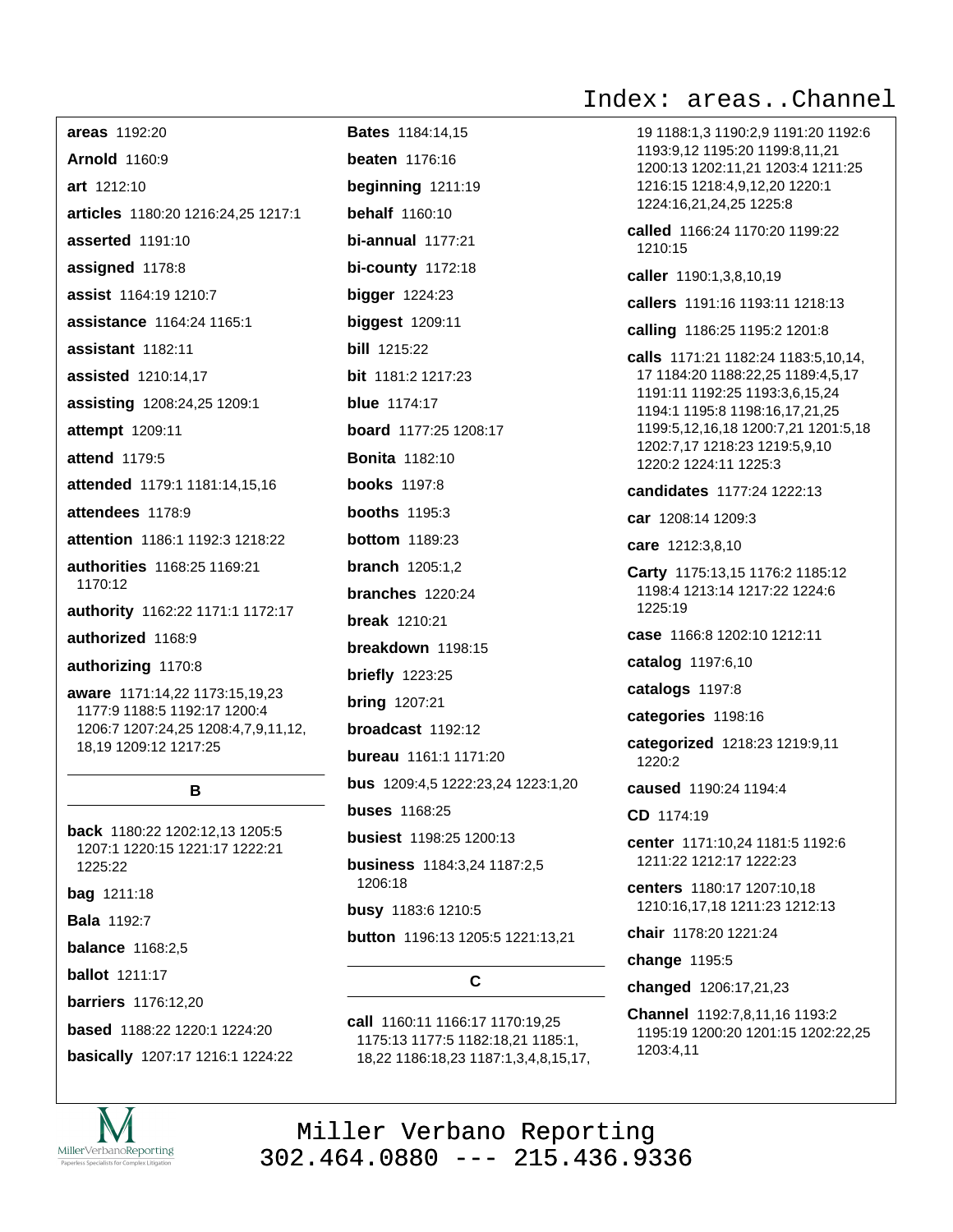Index: areas..Channel

**areas** 1192:20

**Arnold** 1160:9

**art** 1212:10

**articles** 1180:20 1216:24,25 1217:1

**asserted** 1191:10

**assigned** 1178:8

**assist** 1164:19 1210:7

**assistance** 1164:24 1165:1

**assistant** 1182:11

**assisted** 1210:14,17

**assisting** 1208:24,25 1209:1

**attempt** 1209:11

**attend** 1179:5

**attended** 1179:1 1181:14,15,16

**attendees** 1178:9

**attention** 1186:1 1192:3 1218:22

**authorities** 1168:25 1169:21 1170:12

**authority** 1162:22 1171:1 1172:17

**authorized** 1168:9

**authorizing** 1170:8

**aware** 1171:14,22 1173:15,19,23 1177:9 1188:5 1192:17 1200:4 1206:7 1207:24,25 1208:4,7,9,11,12, 18,19 1209:12 1217:25

## B

**back** 1180:22 1202:12,13 1205:5 1207:1 1220:15 1221:17 1222:21 1225:22

**bag** 1211:18

**Bala** 1192:7

**balance** 1168:2,5

**ballot** 1211:17

**barriers** 1176:12,20

**based** 1188:22 1220:1 1224:20

**basically** 1207:17 1216:1 1224:22

**Bates** 1184:14,15

**beaten** 1176:16

**beginning** 1211:19

**behalf** 1160:10

**bi-annual** 1177:21

**bi-county** 1172:18

**bigger** 1224:23

**biggest** 1209:11

**bill** 1215:22

**bit** 1181:2 1217:23

**blue** 1174:17

**board** 1177:25 1208:17

**Bonita** 1182:10

**books** 1197:8

**booths** 1195:3

**bottom** 1189:23

**branch** 1205:1,2

**branches** 1220:24

**break** 1210:21

**breakdown** 1198:15

**briefly** 1223:25

**bring** 1207:21

**broadcast** 1192:12

**bureau** 1161:1 1171:20

**bus** 1209:4,5 1222:23,24 1223:1,20

**buses** 1168:25

**busiest** 1198:25 1200:13

**business** 1184:3,24 1187:2,5 1206:18

**busy** 1183:6 1210:5

**button** 1196:13 1205:5 1221:13,21

## C

**call** 1160:11 1166:17 1170:19,25 1175:13 1177:5 1182:18,21 1185:1, 18,22 1186:18,23 1187:1,3,4,8,15,17, 19 1188:1,3 1190:2,9 1191:20 1192:6 1193:9,12 1195:20 1199:8,11,21 1200:13 1202:11,21 1203:4 1211:25 1216:15 1218:4,9,12,20 1220:1 1224:16,21,24,25 1225:8

**called** 1166:24 1170:20 1199:22 1210:15

**caller** 1190:1,3,8,10,19

**callers** 1191:16 1193:11 1218:13

**calling** 1186:25 1195:2 1201:8

**calls** 1171:21 1182:24 1183:5,10,14, 17 1184:20 1188:22,25 1189:4,5,17 1191:11 1192:25 1193:3,6,15,24 1194:1 1195:8 1198:16,17,21,25 1199:5,12,16,18 1200:7,21 1201:5,18 1202:7,17 1218:23 1219:5,9,10 1220:2 1224:11 1225:3

**candidates** 1177:24 1222:13

**car** 1208:14 1209:3

**care** 1212:3,8,10

**Carty** 1175:13,15 1176:2 1185:12 1198:4 1213:14 1217:22 1224:6 1225:19

**case** 1166:8 1202:10 1212:11

**catalog** 1197:6,10

**catalogs** 1197:8

**categories** 1198:16

**categorized** 1218:23 1219:9,11 1220:2

**caused** 1190:24 1194:4

**CD** 1174:19

**center** 1171:10,24 1181:5 1192:6 1211:22 1212:17 1222:23

**centers** 1180:17 1207:10,18 1210:16,17,18 1211:23 1212:13

**chair** 1178:20 1221:24

**change** 1195:5

**changed** 1206:17,21,23

**Channel** 1192:7,8,11,16 1193:2 1195:19 1200:20 1201:15 1202:22,25 1203:4,11

Miller Verbano Reporting
302.464.0880 --- 215.436.9336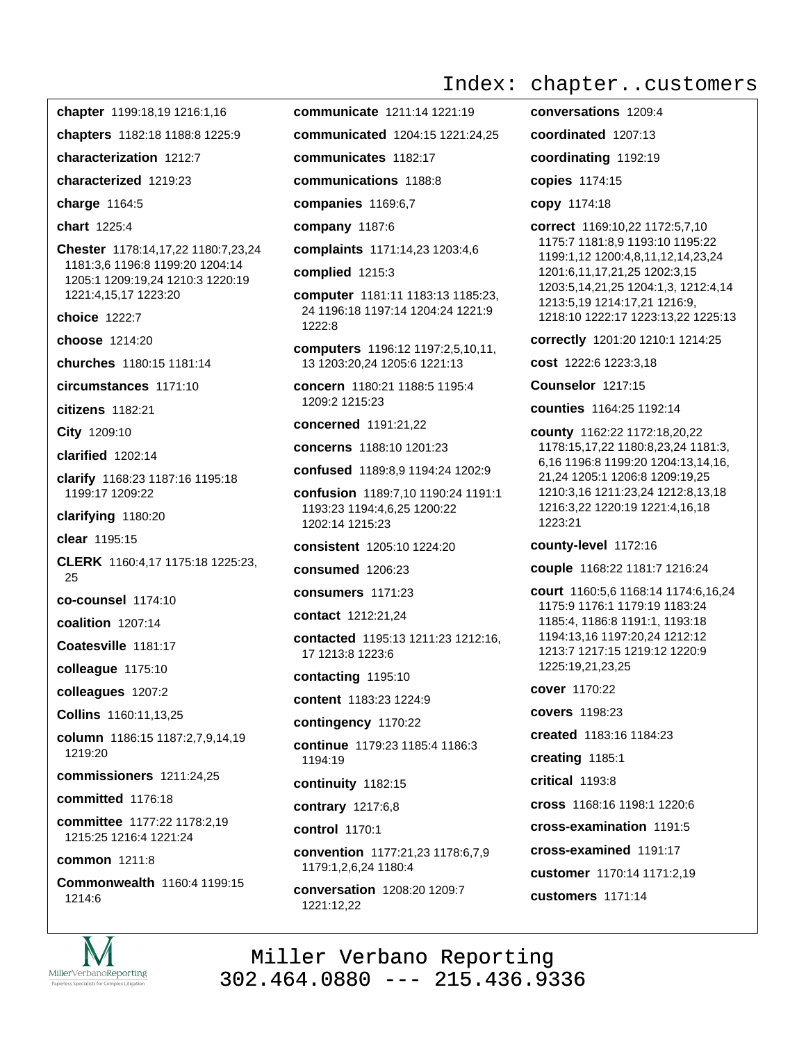# Index: chapter..customers

**chapter** 1199:18,19 1216:1,16

**chapters** 1182:18 1188:8 1225:9

**characterization** 1212:7

**characterized** 1219:23

**charge** 1164:5

**chart** 1225:4

**Chester** 1178:14,17,22 1180:7,23,24 1181:3,6 1196:8 1199:20 1204:14 1205:1 1209:19,24 1210:3 1220:19 1221:4,15,17 1223:20

**choice** 1222:7

**choose** 1214:20

**churches** 1180:15 1181:14

**circumstances** 1171:10

**citizens** 1182:21

**City** 1209:10

**clarified** 1202:14

**clarify** 1168:23 1187:16 1195:18 1199:17 1209:22

**clarifying** 1180:20

**clear** 1195:15

**CLERK** 1160:4,17 1175:18 1225:23, 25

**co-counsel** 1174:10

**coalition** 1207:14

**Coatesville** 1181:17

**colleague** 1175:10

**colleagues** 1207:2

**Collins** 1160:11,13,25

**column** 1186:15 1187:2,7,9,14,19 1219:20

**commissioners** 1211:24,25

**committed** 1176:18

**committee** 1177:22 1178:2,19 1215:25 1216:4 1221:24

**common** 1211:8

**Commonwealth** 1160:4 1199:15 1214:6

**communicate** 1211:14 1221:19

**communicated** 1204:15 1221:24,25

**communicates** 1182:17

**communications** 1188:8

**companies** 1169:6,7

**company** 1187:6

**complaints** 1171:14,23 1203:4,6

**complied** 1215:3

**computer** 1181:11 1183:13 1185:23, 24 1196:18 1197:14 1204:24 1221:9 1222:8

**computers** 1196:12 1197:2,5,10,11, 13 1203:20,24 1205:6 1221:13

**concern** 1180:21 1188:5 1195:4 1209:2 1215:23

**concerned** 1191:21,22

**concerns** 1188:10 1201:23

**confused** 1189:8,9 1194:24 1202:9

**confusion** 1189:7,10 1190:24 1191:1 1193:23 1194:4,6,25 1200:22 1202:14 1215:23

**consistent** 1205:10 1224:20

**consumed** 1206:23

**consumers** 1171:23

**contact** 1212:21,24

**contacted** 1195:13 1211:23 1212:16, 17 1213:8 1223:6

**contacting** 1195:10

**content** 1183:23 1224:9

**contingency** 1170:22

**continue** 1179:23 1185:4 1186:3 1194:19

**continuity** 1182:15

**contrary** 1217:6,8

**control** 1170:1

**convention** 1177:21,23 1178:6,7,9 1179:1,2,6,24 1180:4

**conversation** 1208:20 1209:7 1221:12,22

**conversations** 1209:4

**coordinated** 1207:13

**coordinating** 1192:19

**copies** 1174:15

**copy** 1174:18

**correct** 1169:10,22 1172:5,7,10 1175:7 1181:8,9 1193:10 1195:22 1199:1,12 1200:4,8,11,12,14,23,24 1201:6,11,17,21,25 1202:3,15 1203:5,14,21,25 1204:1,3, 1212:4,14 1213:5,19 1214:17,21 1216:9, 1218:10 1222:17 1223:13,22 1225:13

**correctly** 1201:20 1210:1 1214:25

**cost** 1222:6 1223:3,18

**Counselor** 1217:15

**counties** 1164:25 1192:14

**county** 1162:22 1172:18,20,22 1178:15,17,22 1180:8,23,24 1181:3, 6,16 1196:8 1199:20 1204:13,14,16, 21,24 1205:1 1206:8 1209:19,25 1210:3,16 1211:23,24 1212:8,13,18 1216:3,22 1220:19 1221:4,16,18 1223:21

**county-level** 1172:16

**couple** 1168:22 1181:7 1216:24

**court** 1160:5,6 1168:14 1174:6,16,24 1175:9 1176:1 1179:19 1183:24 1185:4, 1186:8 1191:1, 1193:18 1194:13,16 1197:20,24 1212:12 1213:7 1217:15 1219:12 1220:9 1225:19,21,23,25

**cover** 1170:22

**covers** 1198:23

**created** 1183:16 1184:23

**creating** 1185:1

**critical** 1193:8

**cross** 1168:16 1198:1 1220:6

**cross-examination** 1191:5

**cross-examined** 1191:17

**customer** 1170:14 1171:2,19

**customers** 1171:14

Miller Verbano Reporting
302.464.0880 --- 215.436.9336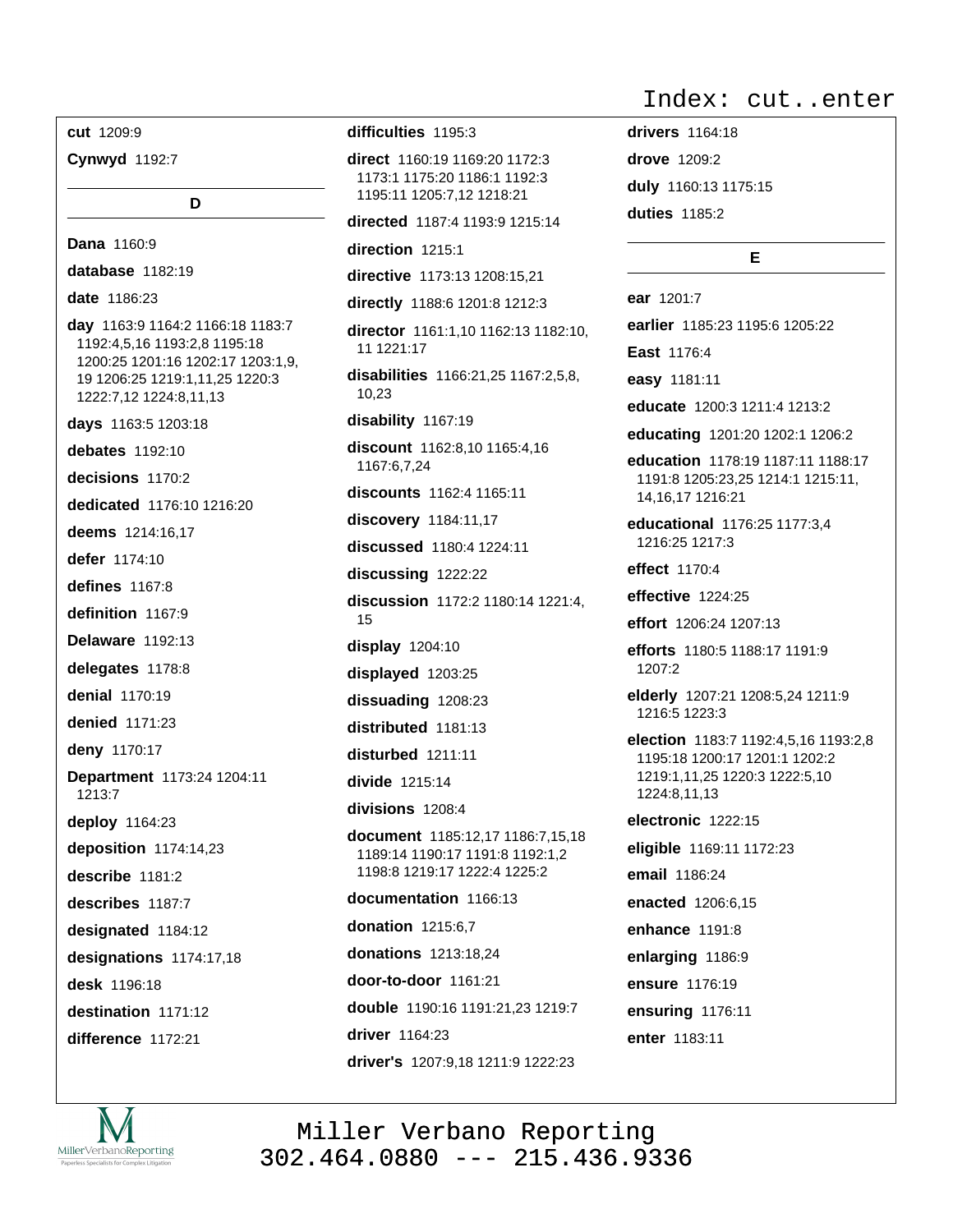# Index: cut..enter

**cut** 1209:9

**Cynwyd** 1192:7

## D

**Dana** 1160:9

**database** 1182:19

**date** 1186:23

**day** 1163:9 1164:2 1166:18 1183:7 1192:4,5,16 1193:2,8 1195:18 1200:25 1201:16 1202:17 1203:1,9, 19 1206:25 1219:1,11,25 1220:3 1222:7,12 1224:8,11,13

**days** 1163:5 1203:18

**debates** 1192:10

**decisions** 1170:2

**dedicated** 1176:10 1216:20

**deems** 1214:16,17

**defer** 1174:10

**defines** 1167:8

**definition** 1167:9

**Delaware** 1192:13

**delegates** 1178:8

**denial** 1170:19

**denied** 1171:23

**deny** 1170:17

**Department** 1173:24 1204:11 1213:7

**deploy** 1164:23

**deposition** 1174:14,23

**describe** 1181:2

**describes** 1187:7

**designated** 1184:12

**designations** 1174:17,18

**desk** 1196:18

**destination** 1171:12

**difference** 1172:21

**difficulties** 1195:3

**direct** 1160:19 1169:20 1172:3 1173:1 1175:20 1186:1 1192:3 1195:11 1205:7,12 1218:21

**directed** 1187:4 1193:9 1215:14

**direction** 1215:1

**directive** 1173:13 1208:15,21

**directly** 1188:6 1201:8 1212:3

**director** 1161:1,10 1162:13 1182:10, 11 1221:17

**disabilities** 1166:21,25 1167:2,5,8, 10,23

**disability** 1167:19

**discount** 1162:8,10 1165:4,16 1167:6,7,24

**discounts** 1162:4 1165:11

**discovery** 1184:11,17

**discussed** 1180:4 1224:11

**discussing** 1222:22

**discussion** 1172:2 1180:14 1221:4, 15

**display** 1204:10

**displayed** 1203:25

**dissuading** 1208:23

**distributed** 1181:13

**disturbed** 1211:11

**divide** 1215:14

**divisions** 1208:4

**document** 1185:12,17 1186:7,15,18 1189:14 1190:17 1191:8 1192:1,2 1198:8 1219:17 1222:4 1225:2

**documentation** 1166:13

**donation** 1215:6,7

**donations** 1213:18,24

**door-to-door** 1161:21

**double** 1190:16 1191:21,23 1219:7

**driver** 1164:23

**driver's** 1207:9,18 1211:9 1222:23

**drivers** 1164:18

**drove** 1209:2

**duly** 1160:13 1175:15

**duties** 1185:2

## E

**ear** 1201:7

**earlier** 1185:23 1195:6 1205:22

**East** 1176:4

**easy** 1181:11

**educate** 1200:3 1211:4 1213:2

**educating** 1201:20 1202:1 1206:2

**education** 1178:19 1187:11 1188:17 1191:8 1205:23,25 1214:1 1215:11, 14,16,17 1216:21

**educational** 1176:25 1177:3,4 1216:25 1217:3

**effect** 1170:4

**effective** 1224:25

**effort** 1206:24 1207:13

**efforts** 1180:5 1188:17 1191:9 1207:2

**elderly** 1207:21 1208:5,24 1211:9 1216:5 1223:3

**election** 1183:7 1192:4,5,16 1193:2,8 1195:18 1200:17 1201:1 1202:2 1219:1,11,25 1220:3 1222:5,10 1224:8,11,13

**electronic** 1222:15

**eligible** 1169:11 1172:23

**email** 1186:24

**enacted** 1206:6,15

**enhance** 1191:8

**enlarging** 1186:9

**ensure** 1176:19

**ensuring** 1176:11

**enter** 1183:11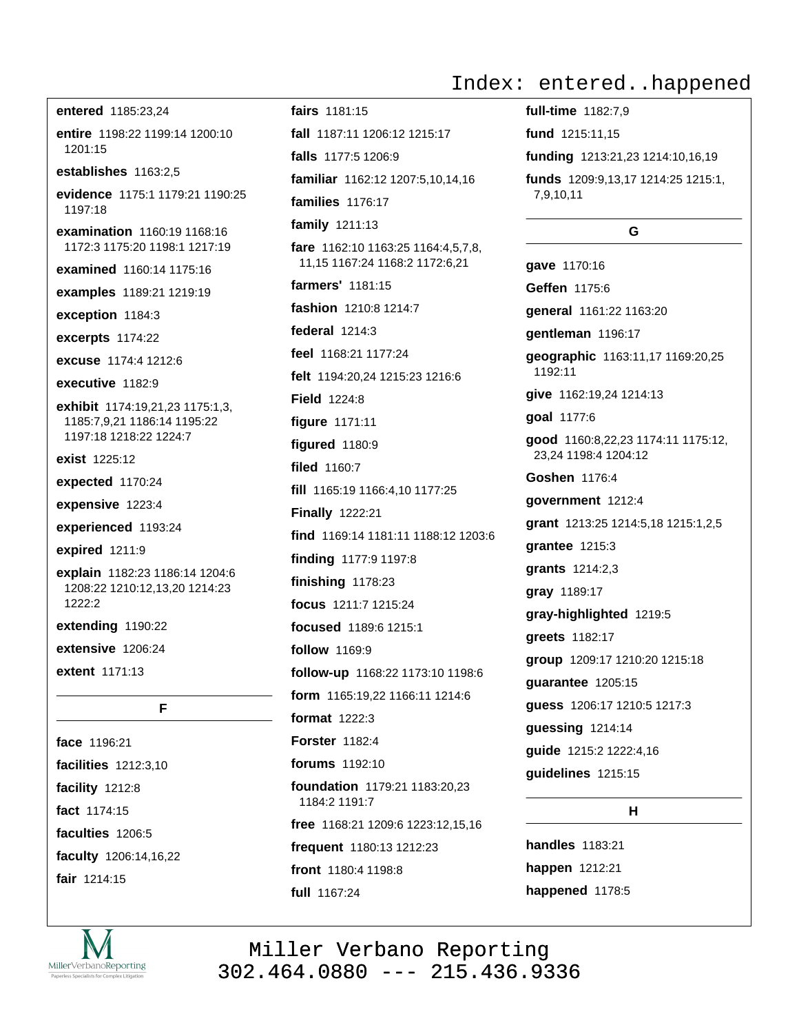**entered** 1185:23,24

**entire** 1198:22 1199:14 1200:10 1201:15

**establishes** 1163:2,5

**evidence** 1175:1 1179:21 1190:25 1197:18

**examination** 1160:19 1168:16 1172:3 1175:20 1198:1 1217:19

**examined** 1160:14 1175:16

**examples** 1189:21 1219:19

**exception** 1184:3

**excerpts** 1174:22

**excuse** 1174:4 1212:6

**executive** 1182:9

**exhibit** 1174:19,21,23 1175:1,3, 1185:7,9,21 1186:14 1195:22 1197:18 1218:22 1224:7

**exist** 1225:12

**expected** 1170:24

**expensive** 1223:4

**experienced** 1193:24

**expired** 1211:9

**explain** 1182:23 1186:14 1204:6 1208:22 1210:12,13,20 1214:23 1222:2

**extending** 1190:22

**extensive** 1206:24

**extent** 1171:13

## F

**face** 1196:21

**facilities** 1212:3,10

**facility** 1212:8

**fact** 1174:15

**faculties** 1206:5

**faculty** 1206:14,16,22

**fair** 1214:15

**fairs** 1181:15

**fall** 1187:11 1206:12 1215:17

**falls** 1177:5 1206:9

**familiar** 1162:12 1207:5,10,14,16

**families** 1176:17

**family** 1211:13

**fare** 1162:10 1163:25 1164:4,5,7,8, 11,15 1167:24 1168:2 1172:6,21

**farmers'** 1181:15

**fashion** 1210:8 1214:7

**federal** 1214:3

**feel** 1168:21 1177:24

**felt** 1194:20,24 1215:23 1216:6

**Field** 1224:8

**figure** 1171:11

**figured** 1180:9

**filed** 1160:7

**fill** 1165:19 1166:4,10 1177:25

**Finally** 1222:21

**find** 1169:14 1181:11 1188:12 1203:6

**finding** 1177:9 1197:8

**finishing** 1178:23

**focus** 1211:7 1215:24

**focused** 1189:6 1215:1

**follow** 1169:9

**follow-up** 1168:22 1173:10 1198:6

**form** 1165:19,22 1166:11 1214:6

**format** 1222:3

**Forster** 1182:4

**forums** 1192:10

**foundation** 1179:21 1183:20,23 1184:2 1191:7

**free** 1168:21 1209:6 1223:12,15,16

**frequent** 1180:13 1212:23

**front** 1180:4 1198:8

**full** 1167:24

**full-time** 1182:7,9

**fund** 1215:11,15

**funding** 1213:21,23 1214:10,16,19

**funds** 1209:9,13,17 1214:25 1215:1, 7,9,10,11

## G

**gave** 1170:16

**Geffen** 1175:6

**general** 1161:22 1163:20

**gentleman** 1196:17

**geographic** 1163:11,17 1169:20,25 1192:11

**give** 1162:19,24 1214:13

**goal** 1177:6

**good** 1160:8,22,23 1174:11 1175:12, 23,24 1198:4 1204:12

**Goshen** 1176:4

**government** 1212:4

**grant** 1213:25 1214:5,18 1215:1,2,5

**grantee** 1215:3

**grants** 1214:2,3

**gray** 1189:17

**gray-highlighted** 1219:5

**greets** 1182:17

**group** 1209:17 1210:20 1215:18

**guarantee** 1205:15

**guess** 1206:17 1210:5 1217:3

**guessing** 1214:14

**guide** 1215:2 1222:4,16

**guidelines** 1215:15

## H

**handles** 1183:21

**happen** 1212:21

**happened** 1178:5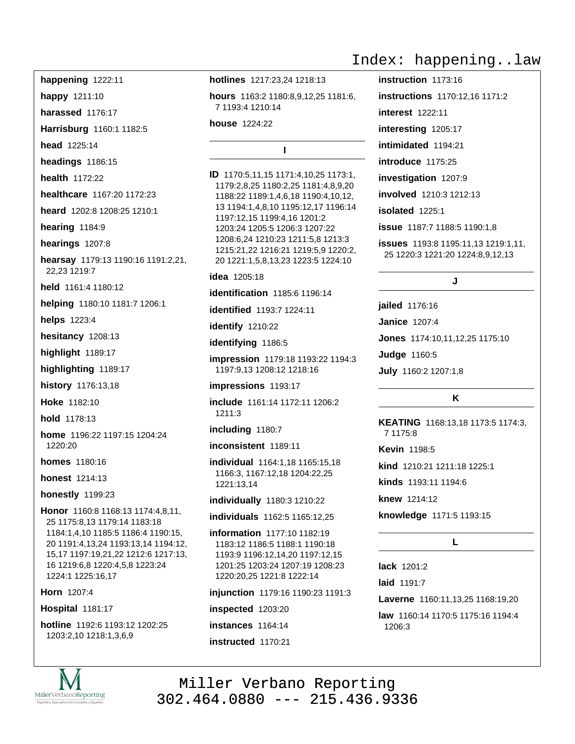**happening** 1222:11

**happy** 1211:10

**harassed** 1176:17

**Harrisburg** 1160:1 1182:5

**head** 1225:14

**headings** 1186:15

**health** 1172:22

**healthcare** 1167:20 1172:23

**heard** 1202:8 1208:25 1210:1

**hearing** 1184:9

**hearings** 1207:8

**hearsay** 1179:13 1190:16 1191:2,21, 22,23 1219:7

**held** 1161:4 1180:12

**helping** 1180:10 1181:7 1206:1

**helps** 1223:4

**hesitancy** 1208:13

**highlight** 1189:17

**highlighting** 1189:17

**history** 1176:13,18

**Hoke** 1182:10

**hold** 1178:13

**home** 1196:22 1197:15 1204:24 1220:20

**homes** 1180:16

**honest** 1214:13

**honestly** 1199:23

**Honor** 1160:8 1168:13 1174:4,8,11, 25 1175:8,13 1179:14 1183:18 1184:1,4,10 1185:5 1186:4 1190:15, 20 1191:4,13,24 1193:13,14 1194:12, 15,17 1197:19,21,22 1212:6 1217:13, 16 1219:6,8 1220:4,5,8 1223:24 1224:1 1225:16,17

**Horn** 1207:4

**Hospital** 1181:17

**hotline** 1192:6 1193:12 1202:25 1203:2,10 1218:1,3,6,9

**hotlines** 1217:23,24 1218:13

**hours** 1163:2 1180:8,9,12,25 1181:6, 7 1193:4 1210:14

**house** 1224:22

## I

**ID** 1170:5,11,15 1171:4,10,25 1173:1, 1179:2,8,25 1180:2,25 1181:4,8,9,20 1188:22 1189:1,4,6,18 1190:4,10,12, 13 1194:1,4,8,10 1195:12,17 1196:14 1197:12,15 1199:4,16 1201:2 1203:24 1205:5 1206:3 1207:22 1208:6,24 1210:23 1211:5,8 1213:3 1215:21,22 1216:21 1219:5,9 1220:2, 20 1221:1,5,8,13,23 1223:5 1224:10

**idea** 1205:18

**identification** 1185:6 1196:14

**identified** 1193:7 1224:11

**identify** 1210:22

**identifying** 1186:5

**impression** 1179:18 1193:22 1194:3 1197:9,13 1208:12 1218:16

**impressions** 1193:17

**include** 1161:14 1172:11 1206:2 1211:3

**including** 1180:7

**inconsistent** 1189:11

**individual** 1164:1,18 1165:15,18 1166:3, 1167:12,18 1204:22,25 1221:13,14

**individually** 1180:3 1210:22

**individuals** 1162:5 1165:12,25

**information** 1177:10 1182:19 1183:12 1186:5 1188:1 1190:18 1193:9 1196:12,14,20 1197:12,15 1201:25 1203:24 1207:19 1208:23 1220:20,25 1221:8 1222:14

**injunction** 1179:16 1190:23 1191:3

**inspected** 1203:20

**instances** 1164:14

**instructed** 1170:21

**instruction** 1173:16

**instructions** 1170:12,16 1171:2

**interest** 1222:11

**interesting** 1205:17

**intimidated** 1194:21

**introduce** 1175:25

**investigation** 1207:9

**involved** 1210:3 1212:13

**isolated** 1225:1

**issue** 1187:7 1188:5 1190:1,8

**issues** 1193:8 1195:11,13 1219:1,11, 25 1220:3 1221:20 1224:8,9,12,13

## J

**jailed** 1176:16

**Janice** 1207:4

**Jones** 1174:10,11,12,25 1175:10

**Judge** 1160:5

**July** 1160:2 1207:1,8

## K

**KEATING** 1168:13,18 1173:5 1174:3, 7 1175:8

**Kevin** 1198:5

**kind** 1210:21 1211:18 1225:1

**kinds** 1193:11 1194:6

**knew** 1214:12

**knowledge** 1171:5 1193:15

## L

**lack** 1201:2

**laid** 1191:7

**Laverne** 1160:11,13,25 1168:19,20

**law** 1160:14 1170:5 1175:16 1194:4 1206:3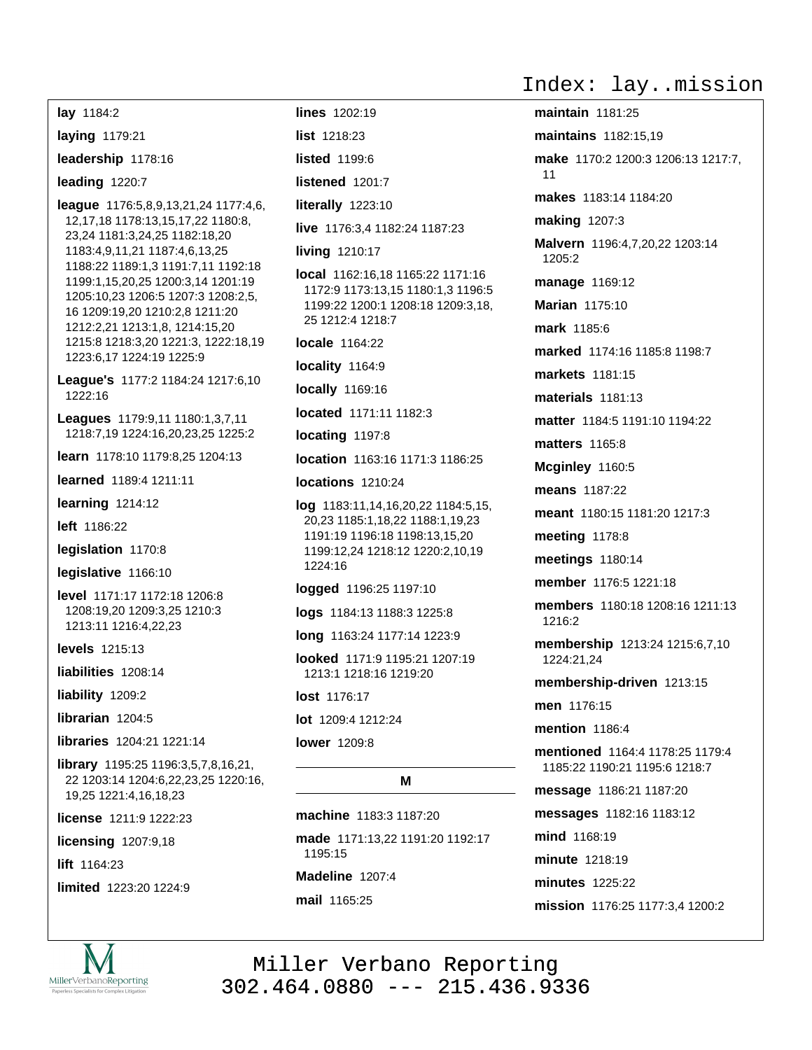# Index: lay..mission

**lay** 1184:2

**laying** 1179:21

**leadership** 1178:16

**leading** 1220:7

**league** 1176:5,8,9,13,21,24 1177:4,6, 12,17,18 1178:13,15,17,22 1180:8, 23,24 1181:3,24,25 1182:18,20 1183:4,9,11,21 1187:4,6,13,25 1188:22 1189:1,3 1191:7,11 1192:18 1199:1,15,20,25 1200:3,14 1201:19 1205:10,23 1206:5 1207:3 1208:2,5, 16 1209:19,20 1210:2,8 1211:20 1212:2,21 1213:1,8, 1214:15,20 1215:8 1218:3,20 1221:3, 1222:18,19 1223:6,17 1224:19 1225:9

**League's** 1177:2 1184:24 1217:6,10 1222:16

**Leagues** 1179:9,11 1180:1,3,7,11 1218:7,19 1224:16,20,23,25 1225:2

**learn** 1178:10 1179:8,25 1204:13

**learned** 1189:4 1211:11

**learning** 1214:12

**left** 1186:22

**legislation** 1170:8

**legislative** 1166:10

**level** 1171:17 1172:18 1206:8 1208:19,20 1209:3,25 1210:3 1213:11 1216:4,22,23

**levels** 1215:13

**liabilities** 1208:14

**liability** 1209:2

**librarian** 1204:5

**libraries** 1204:21 1221:14

**library** 1195:25 1196:3,5,7,8,16,21, 22 1203:14 1204:6,22,23,25 1220:16, 19,25 1221:4,16,18,23

**license** 1211:9 1222:23

**licensing** 1207:9,18

**lift** 1164:23

**limited** 1223:20 1224:9

**lines** 1202:19

**list** 1218:23

**listed** 1199:6

**listened** 1201:7

**literally** 1223:10

**live** 1176:3,4 1182:24 1187:23

**living** 1210:17

**local** 1162:16,18 1165:22 1171:16 1172:9 1173:13,15 1180:1,3 1196:5 1199:22 1200:1 1208:18 1209:3,18, 25 1212:4 1218:7

**locale** 1164:22

**locality** 1164:9

**locally** 1169:16

**located** 1171:11 1182:3

**locating** 1197:8

**location** 1163:16 1171:3 1186:25

**locations** 1210:24

**log** 1183:11,14,16,20,22 1184:5,15, 20,23 1185:1,18,22 1188:1,19,23 1191:19 1196:18 1198:13,15,20 1199:12,24 1218:12 1220:2,10,19 1224:16

**logged** 1196:25 1197:10

**logs** 1184:13 1188:3 1225:8

**long** 1163:24 1177:14 1223:9

**looked** 1171:9 1195:21 1207:19 1213:1 1218:16 1219:20

**lost** 1176:17

**lot** 1209:4 1212:24

**lower** 1209:8

## M

**machine** 1183:3 1187:20

**made** 1171:13,22 1191:20 1192:17 1195:15

**Madeline** 1207:4

**mail** 1165:25

**maintain** 1181:25

**maintains** 1182:15,19

**make** 1170:2 1200:3 1206:13 1217:7, 11

**makes** 1183:14 1184:20

**making** 1207:3

**Malvern** 1196:4,7,20,22 1203:14 1205:2

**manage** 1169:12

**Marian** 1175:10

**mark** 1185:6

**marked** 1174:16 1185:8 1198:7

**markets** 1181:15

**materials** 1181:13

**matter** 1184:5 1191:10 1194:22

**matters** 1165:8

**Mcginley** 1160:5

**means** 1187:22

**meant** 1180:15 1181:20 1217:3

**meeting** 1178:8

**meetings** 1180:14

**member** 1176:5 1221:18

**members** 1180:18 1208:16 1211:13 1216:2

**membership** 1213:24 1215:6,7,10 1224:21,24

**membership-driven** 1213:15

**men** 1176:15

**mention** 1186:4

**mentioned** 1164:4 1178:25 1179:4 1185:22 1190:21 1195:6 1218:7

**message** 1186:21 1187:20

**messages** 1182:16 1183:12

**mind** 1168:19

**minute** 1218:19

**minutes** 1225:22

**mission** 1176:25 1177:3,4 1200:2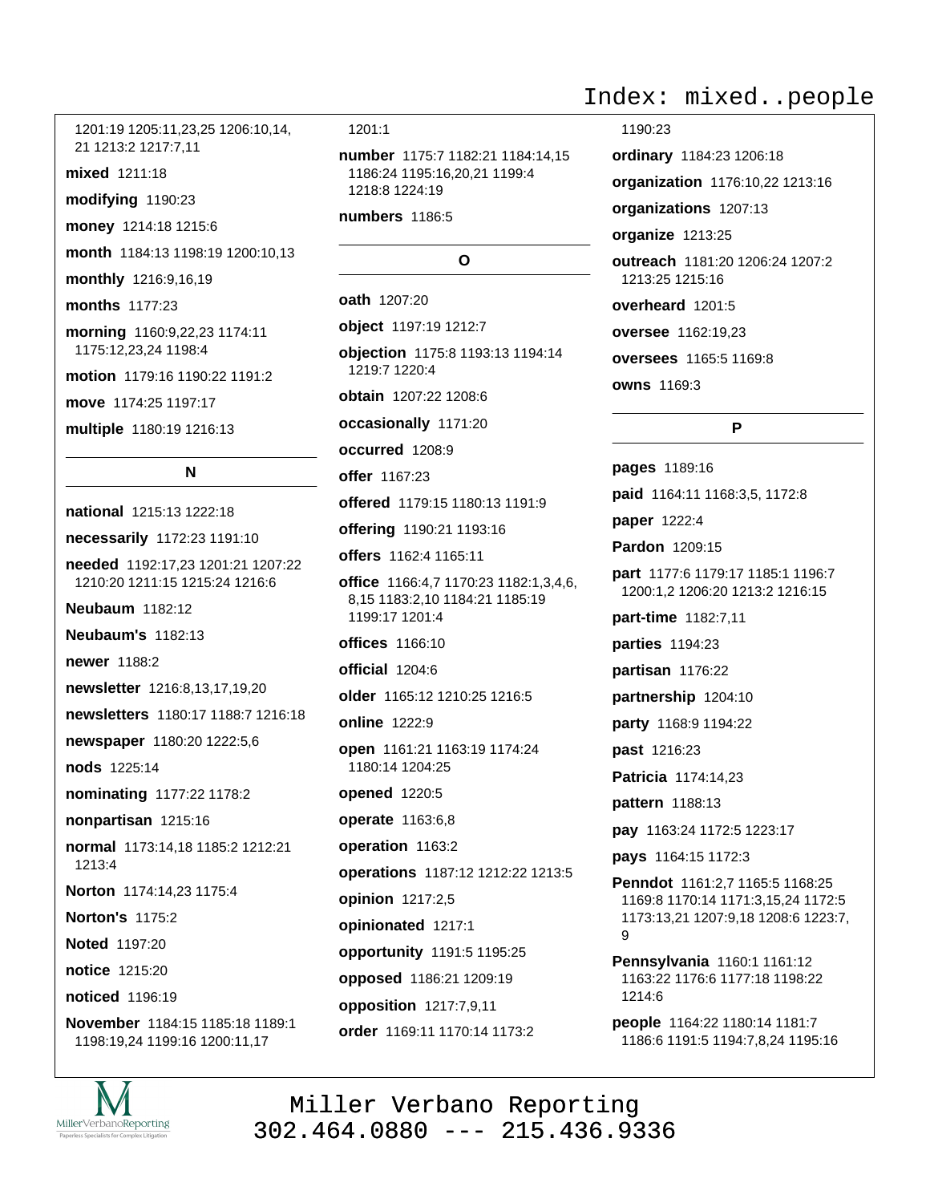1201:19 1205:11,23,25 1206:10,14, 21 1213:2 1217:7,11

**mixed** 1211:18

**modifying** 1190:23

**money** 1214:18 1215:6

**month** 1184:13 1198:19 1200:10,13

**monthly** 1216:9,16,19

**months** 1177:23

**morning** 1160:9,22,23 1174:11 1175:12,23,24 1198:4

**motion** 1179:16 1190:22 1191:2

**move** 1174:25 1197:17

**multiple** 1180:19 1216:13

## N

**national** 1215:13 1222:18

**necessarily** 1172:23 1191:10

**needed** 1192:17,23 1201:21 1207:22 1210:20 1211:15 1215:24 1216:6

**Neubaum** 1182:12

**Neubaum's** 1182:13

**newer** 1188:2

**newsletter** 1216:8,13,17,19,20

**newsletters** 1180:17 1188:7 1216:18

**newspaper** 1180:20 1222:5,6

**nods** 1225:14

**nominating** 1177:22 1178:2

**nonpartisan** 1215:16

**normal** 1173:14,18 1185:2 1212:21 1213:4

**Norton** 1174:14,23 1175:4

**Norton's** 1175:2

**Noted** 1197:20

**notice** 1215:20

**noticed** 1196:19

**November** 1184:15 1185:18 1189:1 1198:19,24 1199:16 1200:11,17 1201:1

**number** 1175:7 1182:21 1184:14,15 1186:24 1195:16,20,21 1199:4 1218:8 1224:19

**numbers** 1186:5

## O

**oath** 1207:20

**object** 1197:19 1212:7

**objection** 1175:8 1193:13 1194:14 1219:7 1220:4

**obtain** 1207:22 1208:6

**occasionally** 1171:20

**occurred** 1208:9

**offer** 1167:23

**offered** 1179:15 1180:13 1191:9

**offering** 1190:21 1193:16

**offers** 1162:4 1165:11

**office** 1166:4,7 1170:23 1182:1,3,4,6, 8,15 1183:2,10 1184:21 1185:19 1199:17 1201:4

**offices** 1166:10

**official** 1204:6

**older** 1165:12 1210:25 1216:5

**online** 1222:9

**open** 1161:21 1163:19 1174:24 1180:14 1204:25

**opened** 1220:5

**operate** 1163:6,8

**operation** 1163:2

**operations** 1187:12 1212:22 1213:5

**opinion** 1217:2,5

**opinionated** 1217:1

**opportunity** 1191:5 1195:25

**opposed** 1186:21 1209:19

**opposition** 1217:7,9,11

**order** 1169:11 1170:14 1173:2 1190:23

**ordinary** 1184:23 1206:18

**organization** 1176:10,22 1213:16

**organizations** 1207:13

**organize** 1213:25

**outreach** 1181:20 1206:24 1207:2 1213:25 1215:16

**overheard** 1201:5

**oversee** 1162:19,23

**oversees** 1165:5 1169:8

**owns** 1169:3

## P

**pages** 1189:16

**paid** 1164:11 1168:3,5, 1172:8

**paper** 1222:4

**Pardon** 1209:15

**part** 1177:6 1179:17 1185:1 1196:7 1200:1,2 1206:20 1213:2 1216:15

**part-time** 1182:7,11

**parties** 1194:23

**partisan** 1176:22

**partnership** 1204:10

**party** 1168:9 1194:22

**past** 1216:23

**Patricia** 1174:14,23

**pattern** 1188:13

**pay** 1163:24 1172:5 1223:17

**pays** 1164:15 1172:3

**Penndot** 1161:2,7 1165:5 1168:25 1169:8 1170:14 1171:3,15,24 1172:5 1173:13,21 1207:9,18 1208:6 1223:7, 9

**Pennsylvania** 1160:1 1161:12 1163:22 1176:6 1177:18 1198:22 1214:6

**people** 1164:22 1180:14 1181:7 1186:6 1191:5 1194:7,8,24 1195:16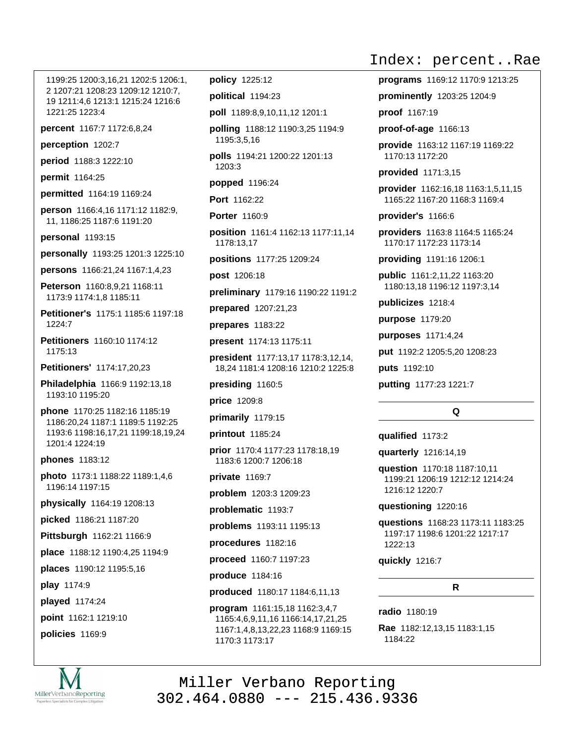1199:25 1200:3,16,21 1202:5 1206:1, 2 1207:21 1208:23 1209:12 1210:7, 19 1211:4,6 1213:1 1215:24 1216:6 1221:25 1223:4

**percent** 1167:7 1172:6,8,24

**perception** 1202:7

**period** 1188:3 1222:10

**permit** 1164:25

**permitted** 1164:19 1169:24

**person** 1166:4,16 1171:12 1182:9, 11, 1186:25 1187:6 1191:20

**personal** 1193:15

**personally** 1193:25 1201:3 1225:10

**persons** 1166:21,24 1167:1,4,23

**Peterson** 1160:8,9,21 1168:11 1173:9 1174:1,8 1185:11

**Petitioner's** 1175:1 1185:6 1197:18 1224:7

**Petitioners** 1160:10 1174:12 1175:13

**Petitioners'** 1174:17,20,23

**Philadelphia** 1166:9 1192:13,18 1193:10 1195:20

**phone** 1170:25 1182:16 1185:19 1186:20,24 1187:1 1189:5 1192:25 1193:6 1198:16,17,21 1199:18,19,24 1201:4 1224:19

**phones** 1183:12

**photo** 1173:1 1188:22 1189:1,4,6 1196:14 1197:15

**physically** 1164:19 1208:13

**picked** 1186:21 1187:20

**Pittsburgh** 1162:21 1166:9

**place** 1188:12 1190:4,25 1194:9

**places** 1190:12 1195:5,16

**play** 1174:9

**played** 1174:24

**point** 1162:1 1219:10

**policies** 1169:9

**policy** 1225:12

**political** 1194:23

**poll** 1189:8,9,10,11,12 1201:1

**polling** 1188:12 1190:3,25 1194:9 1195:3,5,16

**polls** 1194:21 1200:22 1201:13 1203:3

**popped** 1196:24

**Port** 1162:22

**Porter** 1160:9

**position** 1161:4 1162:13 1177:11,14 1178:13,17

**positions** 1177:25 1209:24

**post** 1206:18

**preliminary** 1179:16 1190:22 1191:2

**prepared** 1207:21,23

**prepares** 1183:22

**present** 1174:13 1175:11

**president** 1177:13,17 1178:3,12,14, 18,24 1181:4 1208:16 1210:2 1225:8

**presiding** 1160:5

**price** 1209:8

**primarily** 1179:15

**printout** 1185:24

**prior** 1170:4 1177:23 1178:18,19 1183:6 1200:7 1206:18

**private** 1169:7

**problem** 1203:3 1209:23

**problematic** 1193:7

**problems** 1193:11 1195:13

**procedures** 1182:16

**proceed** 1160:7 1197:23

**produce** 1184:16

**produced** 1180:17 1184:6,11,13

**program** 1161:15,18 1162:3,4,7 1165:4,6,9,11,16 1166:14,17,21,25 1167:1,4,8,13,22,23 1168:9 1169:15 1170:3 1173:17

**programs** 1169:12 1170:9 1213:25

**prominently** 1203:25 1204:9

**proof** 1167:19

**proof-of-age** 1166:13

**provide** 1163:12 1167:19 1169:22 1170:13 1172:20

**provided** 1171:3,15

**provider** 1162:16,18 1163:1,5,11,15 1165:22 1167:20 1168:3 1169:4

**provider's** 1166:6

**providers** 1163:8 1164:5 1165:24 1170:17 1172:23 1173:14

**providing** 1191:16 1206:1

**public** 1161:2,11,22 1163:20 1180:13,18 1196:12 1197:3,14

**publicizes** 1218:4

**purpose** 1179:20

**purposes** 1171:4,24

**put** 1192:2 1205:5,20 1208:23

**puts** 1192:10

**putting** 1177:23 1221:7

## Q

**qualified** 1173:2

**quarterly** 1216:14,19

**question** 1170:18 1187:10,11 1199:21 1206:19 1212:12 1214:24 1216:12 1220:7

**questioning** 1220:16

**questions** 1168:23 1173:11 1183:25 1197:17 1198:6 1201:22 1217:17 1222:13

**quickly** 1216:7

## R

**radio** 1180:19

**Rae** 1182:12,13,15 1183:1,15 1184:22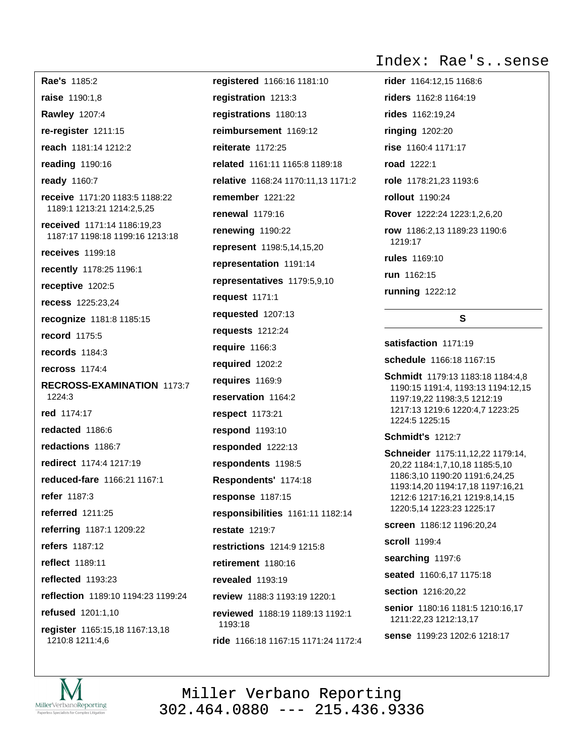**Rae's** 1185:2

**raise** 1190:1,8

**Rawley** 1207:4

**re-register** 1211:15

**reach** 1181:14 1212:2

**reading** 1190:16

**ready** 1160:7

**receive** 1171:20 1183:5 1188:22 1189:1 1213:21 1214:2,5,25

**received** 1171:14 1186:19,23 1187:17 1198:18 1199:16 1213:18

**receives** 1199:18

**recently** 1178:25 1196:1

**receptive** 1202:5

**recess** 1225:23,24

**recognize** 1181:8 1185:15

**record** 1175:5

**records** 1184:3

**recross** 1174:4

**RECROSS-EXAMINATION** 1173:7 1224:3

**red** 1174:17

**redacted** 1186:6

**redactions** 1186:7

**redirect** 1174:4 1217:19

**reduced-fare** 1166:21 1167:1

**refer** 1187:3

**referred** 1211:25

**referring** 1187:1 1209:22

**refers** 1187:12

**reflect** 1189:11

**reflected** 1193:23

**reflection** 1189:10 1194:23 1199:24

**refused** 1201:1,10

**register** 1165:15,18 1167:13,18 1210:8 1211:4,6

**registered** 1166:16 1181:10

**registration** 1213:3

**registrations** 1180:13

**reimbursement** 1169:12

**reiterate** 1172:25

**related** 1161:11 1165:8 1189:18

**relative** 1168:24 1170:11,13 1171:2

**remember** 1221:22

**renewal** 1179:16

**renewing** 1190:22

**represent** 1198:5,14,15,20

**representation** 1191:14

**representatives** 1179:5,9,10

**request** 1171:1

**requested** 1207:13

**requests** 1212:24

**require** 1166:3

**required** 1202:2

**requires** 1169:9

**reservation** 1164:2

**respect** 1173:21

**respond** 1193:10

**responded** 1222:13

**respondents** 1198:5

**Respondents'** 1174:18

**response** 1187:15

**responsibilities** 1161:11 1182:14

**restate** 1219:7

**restrictions** 1214:9 1215:8

**retirement** 1180:16

**revealed** 1193:19

**review** 1188:3 1193:19 1220:1

**reviewed** 1188:19 1189:13 1192:1 1193:18

**ride** 1166:18 1167:15 1171:24 1172:4

**rider** 1164:12,15 1168:6

**riders** 1162:8 1164:19

**rides** 1162:19,24

**ringing** 1202:20

**rise** 1160:4 1171:17

**road** 1222:1

**role** 1178:21,23 1193:6

**rollout** 1190:24

**Rover** 1222:24 1223:1,2,6,20

**row** 1186:2,13 1189:23 1190:6 1219:17

**rules** 1169:10

**run** 1162:15

**running** 1222:12

## S

**satisfaction** 1171:19

**schedule** 1166:18 1167:15

**Schmidt** 1179:13 1183:18 1184:4,8 1190:15 1191:4, 1193:13 1194:12,15 1197:19,22 1198:3,5 1212:19 1217:13 1219:6 1220:4,7 1223:25 1224:5 1225:15

**Schmidt's** 1212:7

**Schneider** 1175:11,12,22 1179:14, 20,22 1184:1,7,10,18 1185:5,10 1186:3,10 1190:20 1191:6,24,25 1193:14,20 1194:17,18 1197:16,21 1212:6 1217:16,21 1219:8,14,15 1220:5,14 1223:23 1225:17

**screen** 1186:12 1196:20,24

**scroll** 1199:4

**searching** 1197:6

**seated** 1160:6,17 1175:18

**section** 1216:20,22

**senior** 1180:16 1181:5 1210:16,17 1211:22,23 1212:13,17

**sense** 1199:23 1202:6 1218:17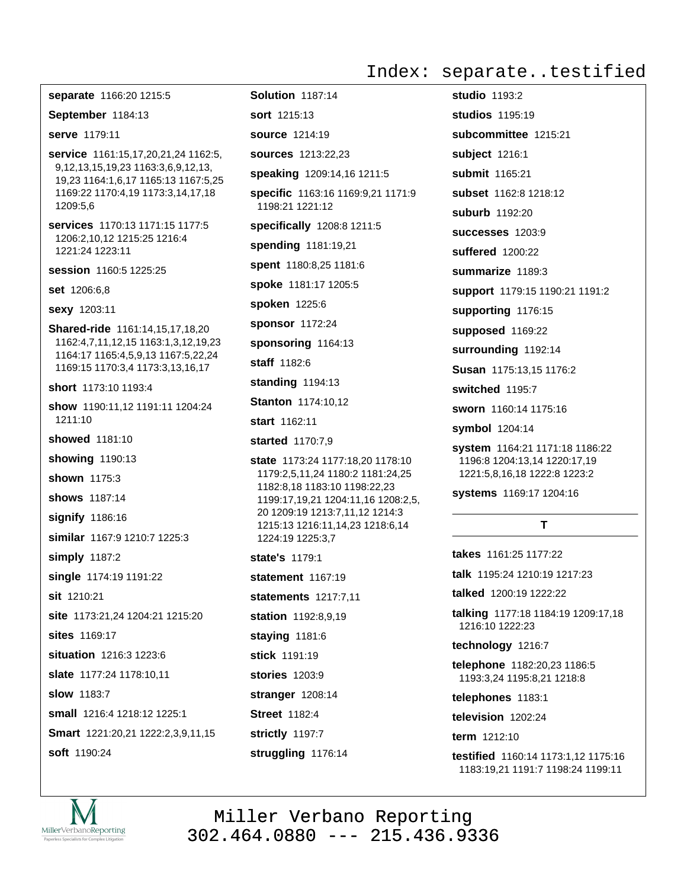# Index: separate..testified

**separate** 1166:20 1215:5

**September** 1184:13

**serve** 1179:11

**service** 1161:15,17,20,21,24 1162:5, 9,12,13,15,19,23 1163:3,6,9,12,13, 19,23 1164:1,6,17 1165:13 1167:5,25 1169:22 1170:4,19 1173:3,14,17,18 1209:5,6

**services** 1170:13 1171:15 1177:5 1206:2,10,12 1215:25 1216:4 1221:24 1223:11

**session** 1160:5 1225:25

**set** 1206:6,8

**sexy** 1203:11

**Shared-ride** 1161:14,15,17,18,20 1162:4,7,11,12,15 1163:1,3,12,19,23 1164:17 1165:4,5,9,13 1167:5,22,24 1169:15 1170:3,4 1173:3,13,16,17

**short** 1173:10 1193:4

**show** 1190:11,12 1191:11 1204:24 1211:10

**showed** 1181:10

**showing** 1190:13

**shown** 1175:3

**shows** 1187:14

**signify** 1186:16

**similar** 1167:9 1210:7 1225:3

**simply** 1187:2

**single** 1174:19 1191:22

**sit** 1210:21

**site** 1173:21,24 1204:21 1215:20

**sites** 1169:17

**situation** 1216:3 1223:6

**slate** 1177:24 1178:10,11

**slow** 1183:7

**small** 1216:4 1218:12 1225:1

**Smart** 1221:20,21 1222:2,3,9,11,15

**soft** 1190:24

**Solution** 1187:14

**sort** 1215:13

**source** 1214:19

**sources** 1213:22,23

**speaking** 1209:14,16 1211:5

**specific** 1163:16 1169:9,21 1171:9 1198:21 1221:12

**specifically** 1208:8 1211:5

**spending** 1181:19,21

**spent** 1180:8,25 1181:6

**spoke** 1181:17 1205:5

**spoken** 1225:6

**sponsor** 1172:24

**sponsoring** 1164:13

**staff** 1182:6

**standing** 1194:13

**Stanton** 1174:10,12

**start** 1162:11

**started** 1170:7,9

**state** 1173:24 1177:18,20 1178:10 1179:2,5,11,24 1180:2 1181:24,25 1182:8,18 1183:10 1198:22,23 1199:17,19,21 1204:11,16 1208:2,5, 20 1209:19 1213:7,11,12 1214:3 1215:13 1216:11,14,23 1218:6,14 1224:19 1225:3,7

**state's** 1179:1

**statement** 1167:19

**statements** 1217:7,11

**station** 1192:8,9,19

**staying** 1181:6

**stick** 1191:19

**stories** 1203:9

**stranger** 1208:14

**Street** 1182:4

**strictly** 1197:7

**struggling** 1176:14

**studio** 1193:2

**studios** 1195:19

**subcommittee** 1215:21

**subject** 1216:1

**submit** 1165:21

**subset** 1162:8 1218:12

**suburb** 1192:20

**successes** 1203:9

**suffered** 1200:22

**summarize** 1189:3

**support** 1179:15 1190:21 1191:2

**supporting** 1176:15

**supposed** 1169:22

**surrounding** 1192:14

**Susan** 1175:13,15 1176:2

**switched** 1195:7

**sworn** 1160:14 1175:16

**symbol** 1204:14

**system** 1164:21 1171:18 1186:22 1196:8 1204:13,14 1220:17,19 1221:5,8,16,18 1222:8 1223:2

**systems** 1169:17 1204:16

## T

**takes** 1161:25 1177:22

**talk** 1195:24 1210:19 1217:23

**talked** 1200:19 1222:22

**talking** 1177:18 1184:19 1209:17,18 1216:10 1222:23

**technology** 1216:7

**telephone** 1182:20,23 1186:5 1193:3,24 1195:8,21 1218:8

**telephones** 1183:1

**television** 1202:24

**term** 1212:10

**testified** 1160:14 1173:1,12 1175:16 1183:19,21 1191:7 1198:24 1199:11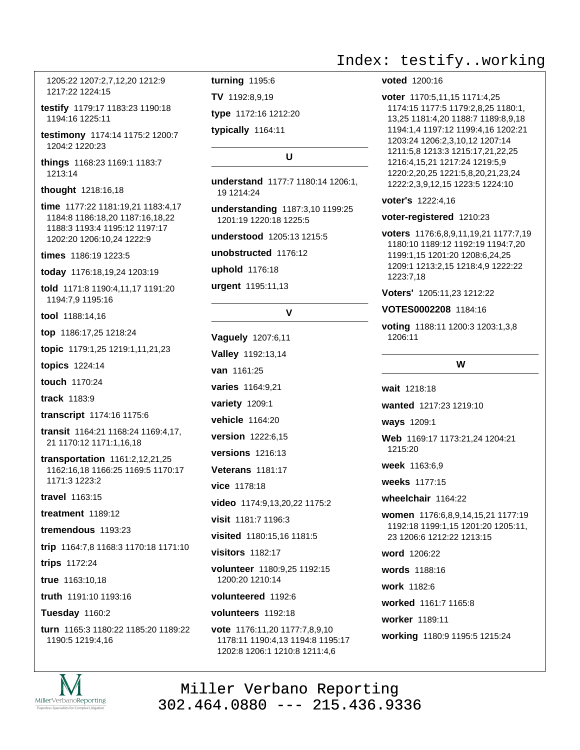1205:22 1207:2,7,12,20 1212:9 1217:22 1224:15

**testify** 1179:17 1183:23 1190:18 1194:16 1225:11

**testimony** 1174:14 1175:2 1200:7 1204:2 1220:23

**things** 1168:23 1169:1 1183:7 1213:14

**thought** 1218:16,18

**time** 1177:22 1181:19,21 1183:4,17 1184:8 1186:18,20 1187:16,18,22 1188:3 1193:4 1195:12 1197:17 1202:20 1206:10,24 1222:9

**times** 1186:19 1223:5

**today** 1176:18,19,24 1203:19

**told** 1171:8 1190:4,11,17 1191:20 1194:7,9 1195:16

**tool** 1188:14,16

**top** 1186:17,25 1218:24

**topic** 1179:1,25 1219:1,11,21,23

**topics** 1224:14

**touch** 1170:24

**track** 1183:9

**transcript** 1174:16 1175:6

**transit** 1164:21 1168:24 1169:4,17, 21 1170:12 1171:1,16,18

**transportation** 1161:2,12,21,25 1162:16,18 1166:25 1169:5 1170:17 1171:3 1223:2

**travel** 1163:15

**treatment** 1189:12

**tremendous** 1193:23

**trip** 1164:7,8 1168:3 1170:18 1171:10

**trips** 1172:24

**true** 1163:10,18

**truth** 1191:10 1193:16

**Tuesday** 1160:2

**turn** 1165:3 1180:22 1185:20 1189:22 1190:5 1219:4,16

**turning** 1195:6

**TV** 1192:8,9,19

**type** 1172:16 1212:20

**typically** 1164:11

## U

**understand** 1177:7 1180:14 1206:1, 19 1214:24

**understanding** 1187:3,10 1199:25 1201:19 1220:18 1225:5

**understood** 1205:13 1215:5

**unobstructed** 1176:12

**uphold** 1176:18

**urgent** 1195:11,13

## V

**Vaguely** 1207:6,11

**Valley** 1192:13,14

**van** 1161:25

**varies** 1164:9,21

**variety** 1209:1

**vehicle** 1164:20

**version** 1222:6,15

**versions** 1216:13

**Veterans** 1181:17

**vice** 1178:18

**video** 1174:9,13,20,22 1175:2

**visit** 1181:7 1196:3

**visited** 1180:15,16 1181:5

**visitors** 1182:17

**volunteer** 1180:9,25 1192:15 1200:20 1210:14

**volunteered** 1192:6

**volunteers** 1192:18

**vote** 1176:11,20 1177:7,8,9,10 1178:11 1190:4,13 1194:8 1195:17 1202:8 1206:1 1210:8 1211:4,6

**voted** 1200:16

**voter** 1170:5,11,15 1171:4,25 1174:15 1177:5 1179:2,8,25 1180:1, 13,25 1181:4,20 1188:7 1189:8,9,18 1194:1,4 1197:12 1199:4,16 1202:21 1203:24 1206:2,3,10,12 1207:14 1211:5,8 1213:3 1215:17,21,22,25 1216:4,15,21 1217:24 1219:5,9 1220:2,20,25 1221:5,8,20,21,23,24 1222:2,3,9,12,15 1223:5 1224:10

**voter's** 1222:4,16

**voter-registered** 1210:23

**voters** 1176:6,8,9,11,19,21 1177:7,19 1180:10 1189:12 1192:19 1194:7,20 1199:1,15 1201:20 1208:6,24,25 1209:1 1213:2,15 1218:4,9 1222:22 1223:7,18

**Voters'** 1205:11,23 1212:22

**VOTES0002208** 1184:16

**voting** 1188:11 1200:3 1203:1,3,8 1206:11

## W

**wait** 1218:18

**wanted** 1217:23 1219:10

**ways** 1209:1

**Web** 1169:17 1173:21,24 1204:21 1215:20

**week** 1163:6,9

**weeks** 1177:15

**wheelchair** 1164:22

**women** 1176:6,8,9,14,15,21 1177:19 1192:18 1199:1,15 1201:20 1205:11, 23 1206:6 1212:22 1213:15

**word** 1206:22

**words** 1188:16

**work** 1182:6

**worked** 1161:7 1165:8

**worker** 1189:11

**working** 1180:9 1195:5 1215:24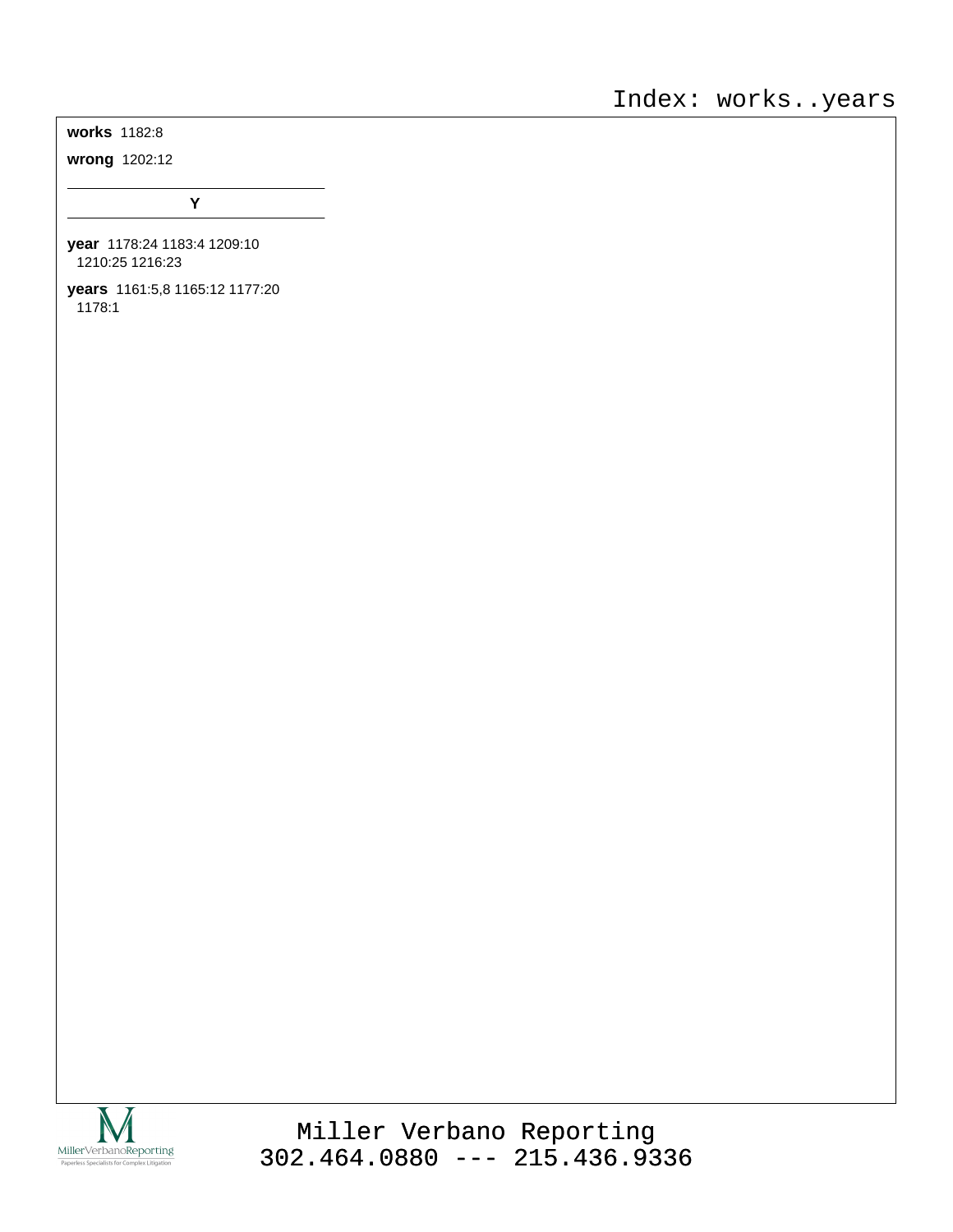**works** 1182:8

**wrong** 1202:12

**Y**

**year** 1178:24 1183:4 1209:10 1210:25 1216:23

**years** 1161:5,8 1165:12 1177:20 1178:1